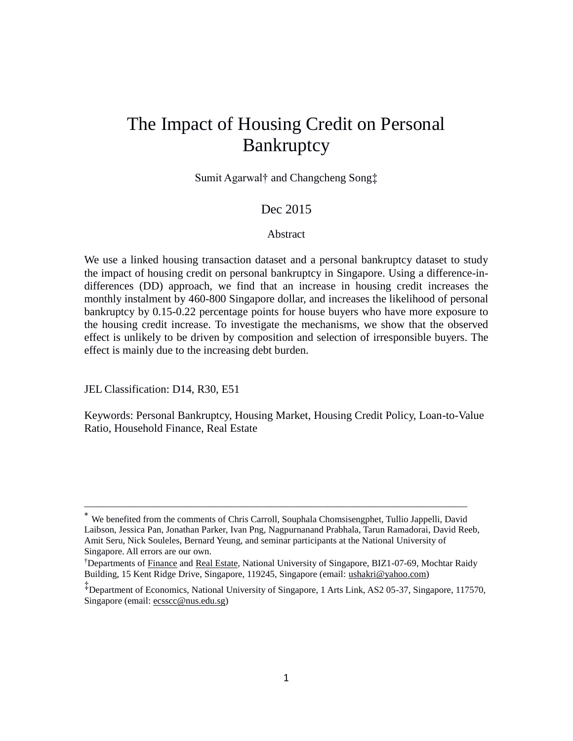# The Impact of Housing Credit on Personal Bankruptcy

Sumit Agarwal† and Changcheng Song‡

Dec 2015

## Abstract

We use a linked housing transaction dataset and a personal bankruptcy dataset to study the impact of housing credit on personal bankruptcy in Singapore. Using a difference-in-differences (DD) approach, we find that an increase in housing credit increases the monthly instalment by 460-800 Singapore dollar, and increases the likelihood of personal bankruptcy by 0.15-0.22 percentage points for house buyers who have more exposure to the housing credit increase. To investigate the mechanisms, we show that the observed effect is unlikely to be driven by composition and selection of irresponsible buyers. The effect is mainly due to the increasing debt burden.

JEL Classification: D14, R30, E51

Keywords: Personal Bankruptcy, Housing Market, Housing Credit Policy, Loan-to-Value Ratio, Household Finance, Real Estate

---

* We benefited from the comments of Chris Carroll, Souphala Chomsisengphet, Tullio Jappelli, David Laibson, Jessica Pan, Jonathan Parker, Ivan Png, Nagpurnanand Prabhala, Tarun Ramadorai, David Reeb, Amit Seru, Nick Souleles, Bernard Yeung, and seminar participants at the National University of Singapore. All errors are our own.

† Departments of Finance and Real Estate, National University of Singapore, BIZ1-07-69, Mochtar Raidy Building, 15 Kent Ridge Drive, Singapore, 119245, Singapore (email: ushakri@yahoo.com)

‡ Department of Economics, National University of Singapore, 1 Arts Link, AS2 05-37, Singapore, 117570, Singapore (email: ecsscc@nus.edu.sg)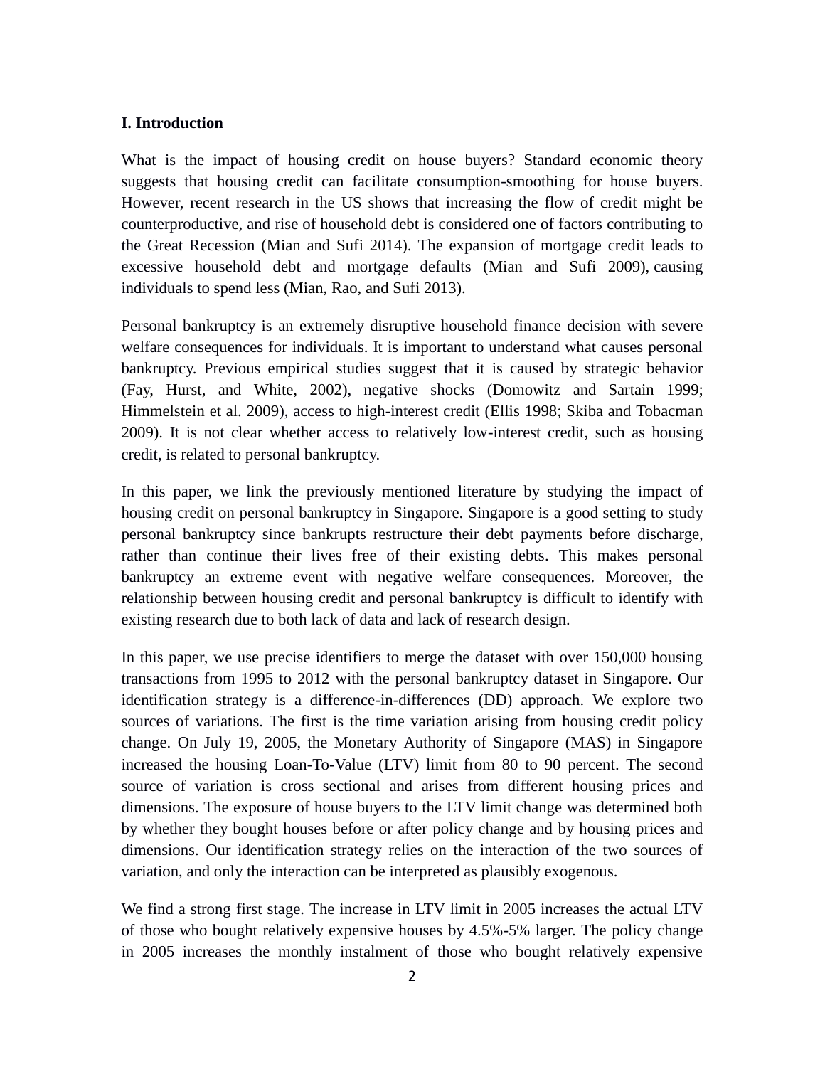## I. Introduction

What is the impact of housing credit on house buyers? Standard economic theory suggests that housing credit can facilitate consumption-smoothing for house buyers. However, recent research in the US shows that increasing the flow of credit might be counterproductive, and rise of household debt is considered one of factors contributing to the Great Recession (Mian and Sufi 2014). The expansion of mortgage credit leads to excessive household debt and mortgage defaults (Mian and Sufi 2009), causing individuals to spend less (Mian, Rao, and Sufi 2013).

Personal bankruptcy is an extremely disruptive household finance decision with severe welfare consequences for individuals. It is important to understand what causes personal bankruptcy. Previous empirical studies suggest that it is caused by strategic behavior (Fay, Hurst, and White, 2002), negative shocks (Domowitz and Sartain 1999; Himmelstein et al. 2009), access to high-interest credit (Ellis 1998; Skiba and Tobacman 2009). It is not clear whether access to relatively low-interest credit, such as housing credit, is related to personal bankruptcy.

In this paper, we link the previously mentioned literature by studying the impact of housing credit on personal bankruptcy in Singapore. Singapore is a good setting to study personal bankruptcy since bankrupts restructure their debt payments before discharge, rather than continue their lives free of their existing debts. This makes personal bankruptcy an extreme event with negative welfare consequences. Moreover, the relationship between housing credit and personal bankruptcy is difficult to identify with existing research due to both lack of data and lack of research design.

In this paper, we use precise identifiers to merge the dataset with over 150,000 housing transactions from 1995 to 2012 with the personal bankruptcy dataset in Singapore. Our identification strategy is a difference-in-differences (DD) approach. We explore two sources of variations. The first is the time variation arising from housing credit policy change. On July 19, 2005, the Monetary Authority of Singapore (MAS) in Singapore increased the housing Loan-To-Value (LTV) limit from 80 to 90 percent. The second source of variation is cross sectional and arises from different housing prices and dimensions. The exposure of house buyers to the LTV limit change was determined both by whether they bought houses before or after policy change and by housing prices and dimensions. Our identification strategy relies on the interaction of the two sources of variation, and only the interaction can be interpreted as plausibly exogenous.

We find a strong first stage. The increase in LTV limit in 2005 increases the actual LTV of those who bought relatively expensive houses by 4.5%-5% larger. The policy change in 2005 increases the monthly instalment of those who bought relatively expensive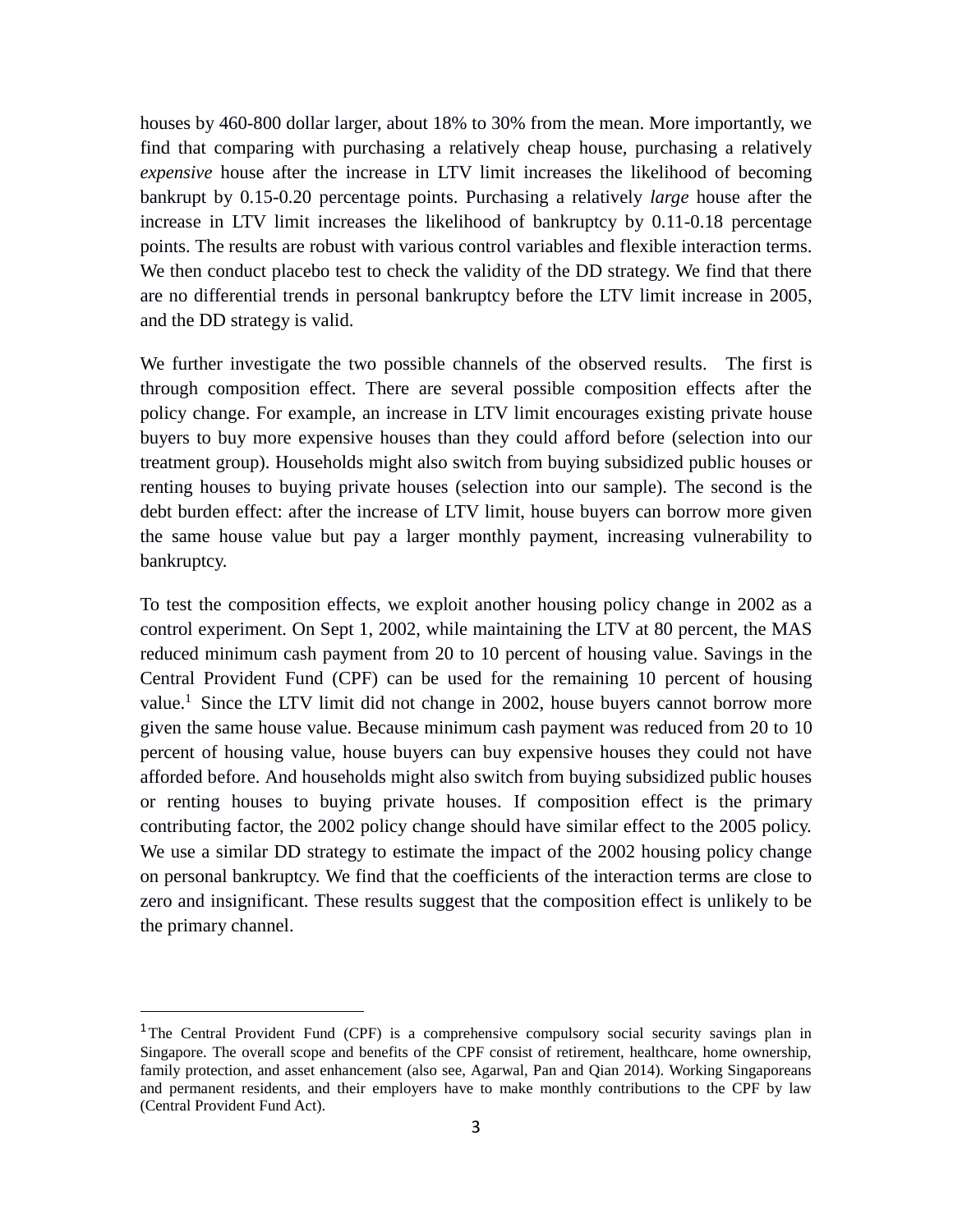houses by 460-800 dollar larger, about 18% to 30% from the mean. More importantly, we find that comparing with purchasing a relatively cheap house, purchasing a relatively *expensive* house after the increase in LTV limit increases the likelihood of becoming bankrupt by 0.15-0.20 percentage points. Purchasing a relatively *large* house after the increase in LTV limit increases the likelihood of bankruptcy by 0.11-0.18 percentage points. The results are robust with various control variables and flexible interaction terms. We then conduct placebo test to check the validity of the DD strategy. We find that there are no differential trends in personal bankruptcy before the LTV limit increase in 2005, and the DD strategy is valid.

We further investigate the two possible channels of the observed results. The first is through composition effect. There are several possible composition effects after the policy change. For example, an increase in LTV limit encourages existing private house buyers to buy more expensive houses than they could afford before (selection into our treatment group). Households might also switch from buying subsidized public houses or renting houses to buying private houses (selection into our sample). The second is the debt burden effect: after the increase of LTV limit, house buyers can borrow more given the same house value but pay a larger monthly payment, increasing vulnerability to bankruptcy.

To test the composition effects, we exploit another housing policy change in 2002 as a control experiment. On Sept 1, 2002, while maintaining the LTV at 80 percent, the MAS reduced minimum cash payment from 20 to 10 percent of housing value. Savings in the Central Provident Fund (CPF) can be used for the remaining 10 percent of housing value.[1] Since the LTV limit did not change in 2002, house buyers cannot borrow more given the same house value. Because minimum cash payment was reduced from 20 to 10 percent of housing value, house buyers can buy expensive houses they could not have afforded before. And households might also switch from buying subsidized public houses or renting houses to buying private houses. If composition effect is the primary contributing factor, the 2002 policy change should have similar effect to the 2005 policy. We use a similar DD strategy to estimate the impact of the 2002 housing policy change on personal bankruptcy. We find that the coefficients of the interaction terms are close to zero and insignificant. These results suggest that the composition effect is unlikely to be the primary channel.

---

[1] The Central Provident Fund (CPF) is a comprehensive compulsory social security savings plan in Singapore. The overall scope and benefits of the CPF consist of retirement, healthcare, home ownership, family protection, and asset enhancement (also see, Agarwal, Pan and Qian 2014). Working Singaporeans and permanent residents, and their employers have to make monthly contributions to the CPF by law (Central Provident Fund Act).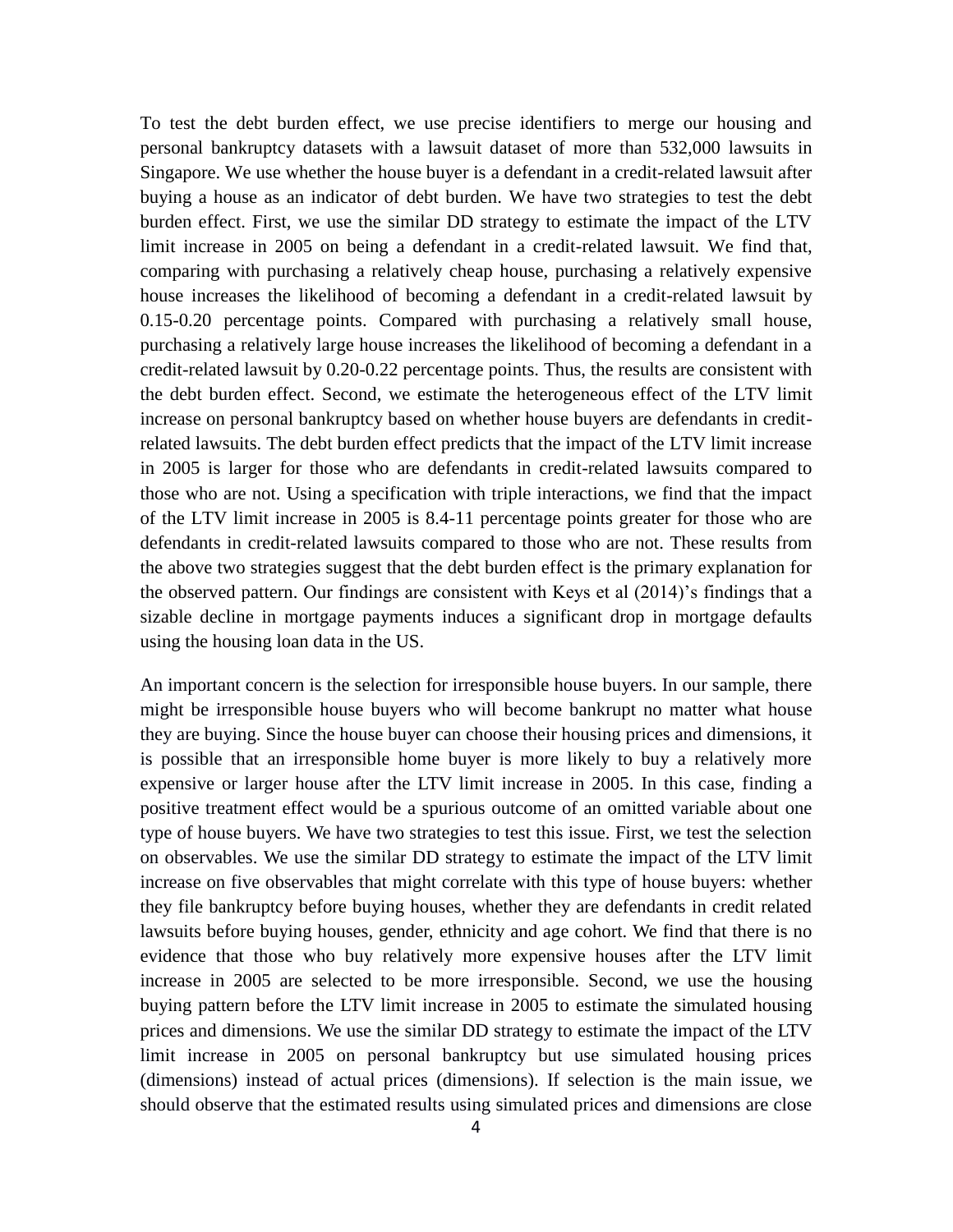To test the debt burden effect, we use precise identifiers to merge our housing and personal bankruptcy datasets with a lawsuit dataset of more than 532,000 lawsuits in Singapore. We use whether the house buyer is a defendant in a credit-related lawsuit after buying a house as an indicator of debt burden. We have two strategies to test the debt burden effect. First, we use the similar DD strategy to estimate the impact of the LTV limit increase in 2005 on being a defendant in a credit-related lawsuit. We find that, comparing with purchasing a relatively cheap house, purchasing a relatively expensive house increases the likelihood of becoming a defendant in a credit-related lawsuit by 0.15-0.20 percentage points. Compared with purchasing a relatively small house, purchasing a relatively large house increases the likelihood of becoming a defendant in a credit-related lawsuit by 0.20-0.22 percentage points. Thus, the results are consistent with the debt burden effect. Second, we estimate the heterogeneous effect of the LTV limit increase on personal bankruptcy based on whether house buyers are defendants in credit-related lawsuits. The debt burden effect predicts that the impact of the LTV limit increase in 2005 is larger for those who are defendants in credit-related lawsuits compared to those who are not. Using a specification with triple interactions, we find that the impact of the LTV limit increase in 2005 is 8.4-11 percentage points greater for those who are defendants in credit-related lawsuits compared to those who are not. These results from the above two strategies suggest that the debt burden effect is the primary explanation for the observed pattern. Our findings are consistent with Keys et al (2014)'s findings that a sizable decline in mortgage payments induces a significant drop in mortgage defaults using the housing loan data in the US.

An important concern is the selection for irresponsible house buyers. In our sample, there might be irresponsible house buyers who will become bankrupt no matter what house they are buying. Since the house buyer can choose their housing prices and dimensions, it is possible that an irresponsible home buyer is more likely to buy a relatively more expensive or larger house after the LTV limit increase in 2005. In this case, finding a positive treatment effect would be a spurious outcome of an omitted variable about one type of house buyers. We have two strategies to test this issue. First, we test the selection on observables. We use the similar DD strategy to estimate the impact of the LTV limit increase on five observables that might correlate with this type of house buyers: whether they file bankruptcy before buying houses, whether they are defendants in credit related lawsuits before buying houses, gender, ethnicity and age cohort. We find that there is no evidence that those who buy relatively more expensive houses after the LTV limit increase in 2005 are selected to be more irresponsible. Second, we use the housing buying pattern before the LTV limit increase in 2005 to estimate the simulated housing prices and dimensions. We use the similar DD strategy to estimate the impact of the LTV limit increase in 2005 on personal bankruptcy but use simulated housing prices (dimensions) instead of actual prices (dimensions). If selection is the main issue, we should observe that the estimated results using simulated prices and dimensions are close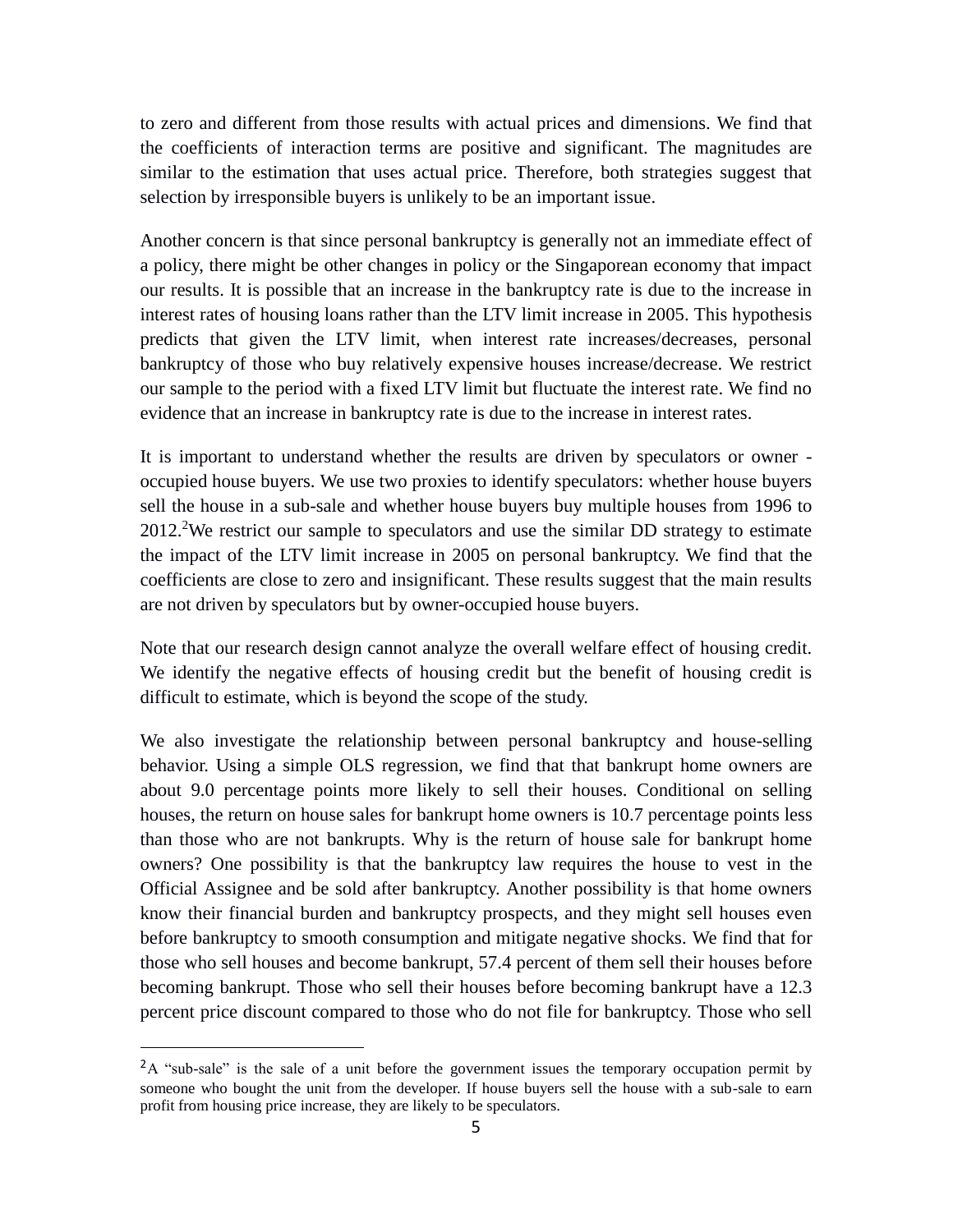to zero and different from those results with actual prices and dimensions. We find that the coefficients of interaction terms are positive and significant. The magnitudes are similar to the estimation that uses actual price. Therefore, both strategies suggest that selection by irresponsible buyers is unlikely to be an important issue.

Another concern is that since personal bankruptcy is generally not an immediate effect of a policy, there might be other changes in policy or the Singaporean economy that impact our results. It is possible that an increase in the bankruptcy rate is due to the increase in interest rates of housing loans rather than the LTV limit increase in 2005. This hypothesis predicts that given the LTV limit, when interest rate increases/decreases, personal bankruptcy of those who buy relatively expensive houses increase/decrease. We restrict our sample to the period with a fixed LTV limit but fluctuate the interest rate. We find no evidence that an increase in bankruptcy rate is due to the increase in interest rates.

It is important to understand whether the results are driven by speculators or owner - occupied house buyers. We use two proxies to identify speculators: whether house buyers sell the house in a sub-sale and whether house buyers buy multiple houses from 1996 to 2012.[2] We restrict our sample to speculators and use the similar DD strategy to estimate the impact of the LTV limit increase in 2005 on personal bankruptcy. We find that the coefficients are close to zero and insignificant. These results suggest that the main results are not driven by speculators but by owner-occupied house buyers.

Note that our research design cannot analyze the overall welfare effect of housing credit. We identify the negative effects of housing credit but the benefit of housing credit is difficult to estimate, which is beyond the scope of the study.

We also investigate the relationship between personal bankruptcy and house-selling behavior. Using a simple OLS regression, we find that that bankrupt home owners are about 9.0 percentage points more likely to sell their houses. Conditional on selling houses, the return on house sales for bankrupt home owners is 10.7 percentage points less than those who are not bankrupts. Why is the return of house sale for bankrupt home owners? One possibility is that the bankruptcy law requires the house to vest in the Official Assignee and be sold after bankruptcy. Another possibility is that home owners know their financial burden and bankruptcy prospects, and they might sell houses even before bankruptcy to smooth consumption and mitigate negative shocks. We find that for those who sell houses and become bankrupt, 57.4 percent of them sell their houses before becoming bankrupt. Those who sell their houses before becoming bankrupt have a 12.3 percent price discount compared to those who do not file for bankruptcy. Those who sell

[2] A "sub-sale" is the sale of a unit before the government issues the temporary occupation permit by someone who bought the unit from the developer. If house buyers sell the house with a sub-sale to earn profit from housing price increase, they are likely to be speculators.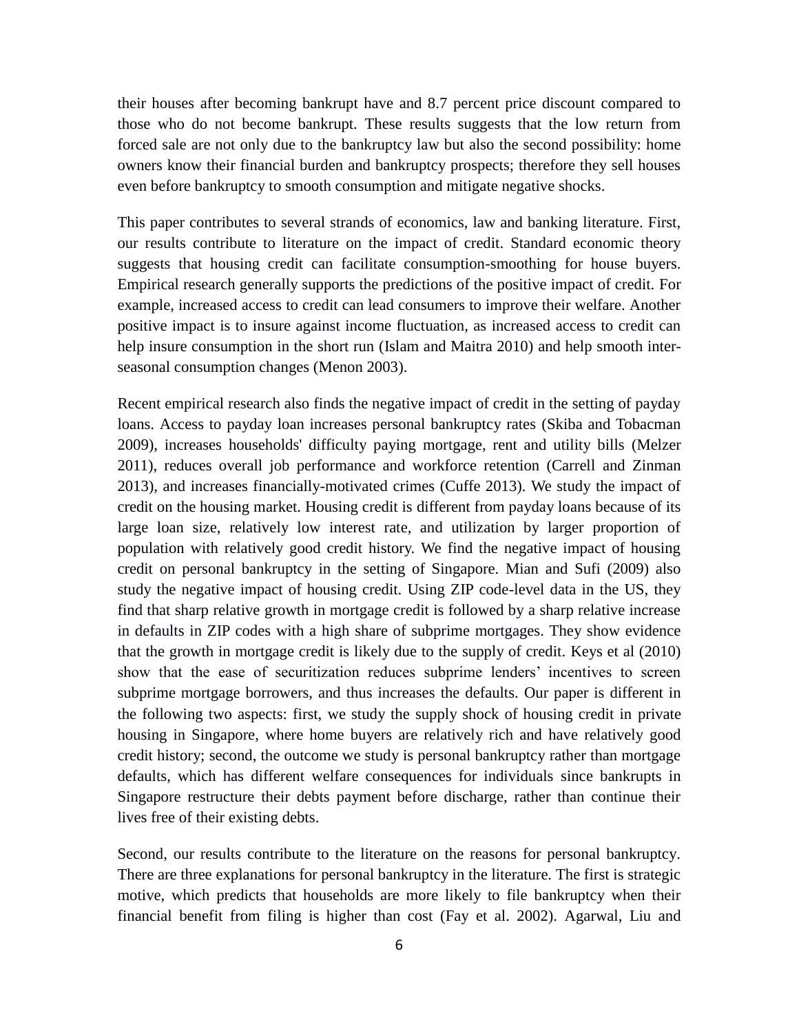their houses after becoming bankrupt have and 8.7 percent price discount compared to those who do not become bankrupt. These results suggests that the low return from forced sale are not only due to the bankruptcy law but also the second possibility: home owners know their financial burden and bankruptcy prospects; therefore they sell houses even before bankruptcy to smooth consumption and mitigate negative shocks.

This paper contributes to several strands of economics, law and banking literature. First, our results contribute to literature on the impact of credit. Standard economic theory suggests that housing credit can facilitate consumption-smoothing for house buyers. Empirical research generally supports the predictions of the positive impact of credit. For example, increased access to credit can lead consumers to improve their welfare. Another positive impact is to insure against income fluctuation, as increased access to credit can help insure consumption in the short run (Islam and Maitra 2010) and help smooth inter-seasonal consumption changes (Menon 2003).

Recent empirical research also finds the negative impact of credit in the setting of payday loans. Access to payday loan increases personal bankruptcy rates (Skiba and Tobacman 2009), increases households' difficulty paying mortgage, rent and utility bills (Melzer 2011), reduces overall job performance and workforce retention (Carrell and Zinman 2013), and increases financially-motivated crimes (Cuffe 2013). We study the impact of credit on the housing market. Housing credit is different from payday loans because of its large loan size, relatively low interest rate, and utilization by larger proportion of population with relatively good credit history. We find the negative impact of housing credit on personal bankruptcy in the setting of Singapore. Mian and Sufi (2009) also study the negative impact of housing credit. Using ZIP code-level data in the US, they find that sharp relative growth in mortgage credit is followed by a sharp relative increase in defaults in ZIP codes with a high share of subprime mortgages. They show evidence that the growth in mortgage credit is likely due to the supply of credit. Keys et al (2010) show that the ease of securitization reduces subprime lenders' incentives to screen subprime mortgage borrowers, and thus increases the defaults. Our paper is different in the following two aspects: first, we study the supply shock of housing credit in private housing in Singapore, where home buyers are relatively rich and have relatively good credit history; second, the outcome we study is personal bankruptcy rather than mortgage defaults, which has different welfare consequences for individuals since bankrupts in Singapore restructure their debts payment before discharge, rather than continue their lives free of their existing debts.

Second, our results contribute to the literature on the reasons for personal bankruptcy. There are three explanations for personal bankruptcy in the literature. The first is strategic motive, which predicts that households are more likely to file bankruptcy when their financial benefit from filing is higher than cost (Fay et al. 2002). Agarwal, Liu and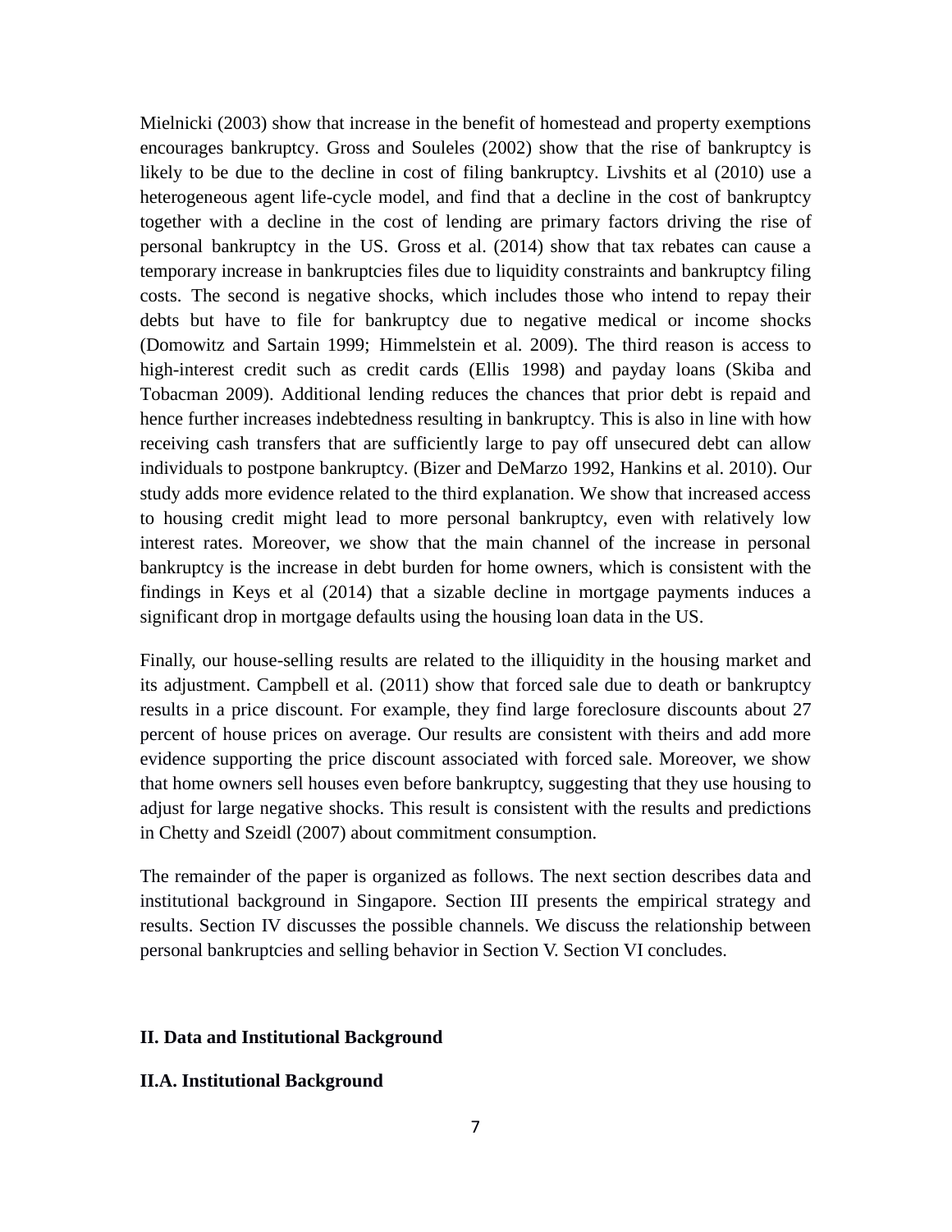Mielnicki (2003) show that increase in the benefit of homestead and property exemptions encourages bankruptcy. Gross and Souleles (2002) show that the rise of bankruptcy is likely to be due to the decline in cost of filing bankruptcy. Livshits et al (2010) use a heterogeneous agent life-cycle model, and find that a decline in the cost of bankruptcy together with a decline in the cost of lending are primary factors driving the rise of personal bankruptcy in the US. Gross et al. (2014) show that tax rebates can cause a temporary increase in bankruptcies files due to liquidity constraints and bankruptcy filing costs. The second is negative shocks, which includes those who intend to repay their debts but have to file for bankruptcy due to negative medical or income shocks (Domowitz and Sartain 1999; Himmelstein et al. 2009). The third reason is access to high-interest credit such as credit cards (Ellis 1998) and payday loans (Skiba and Tobacman 2009). Additional lending reduces the chances that prior debt is repaid and hence further increases indebtedness resulting in bankruptcy. This is also in line with how receiving cash transfers that are sufficiently large to pay off unsecured debt can allow individuals to postpone bankruptcy. (Bizer and DeMarzo 1992, Hankins et al. 2010). Our study adds more evidence related to the third explanation. We show that increased access to housing credit might lead to more personal bankruptcy, even with relatively low interest rates. Moreover, we show that the main channel of the increase in personal bankruptcy is the increase in debt burden for home owners, which is consistent with the findings in Keys et al (2014) that a sizable decline in mortgage payments induces a significant drop in mortgage defaults using the housing loan data in the US.

Finally, our house-selling results are related to the illiquidity in the housing market and its adjustment. Campbell et al. (2011) show that forced sale due to death or bankruptcy results in a price discount. For example, they find large foreclosure discounts about 27 percent of house prices on average. Our results are consistent with theirs and add more evidence supporting the price discount associated with forced sale. Moreover, we show that home owners sell houses even before bankruptcy, suggesting that they use housing to adjust for large negative shocks. This result is consistent with the results and predictions in Chetty and Szeidl (2007) about commitment consumption.

The remainder of the paper is organized as follows. The next section describes data and institutional background in Singapore. Section III presents the empirical strategy and results. Section IV discusses the possible channels. We discuss the relationship between personal bankruptcies and selling behavior in Section V. Section VI concludes.

## II. Data and Institutional Background

### II.A. Institutional Background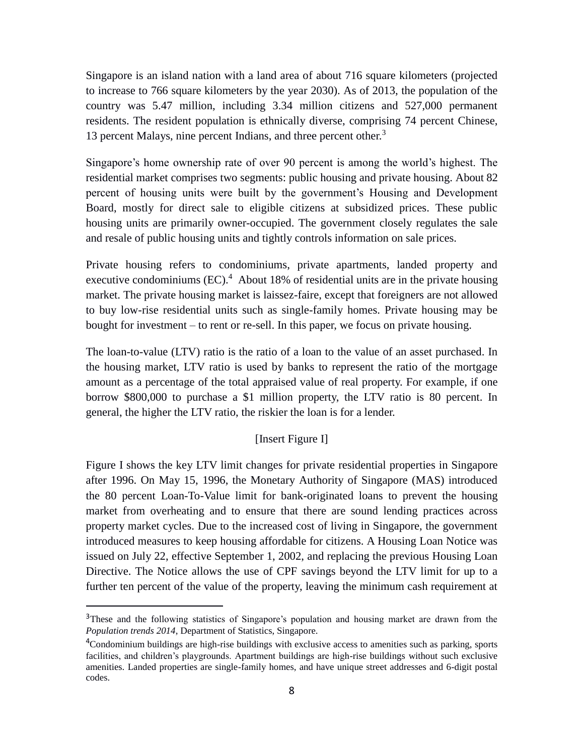Singapore is an island nation with a land area of about 716 square kilometers (projected to increase to 766 square kilometers by the year 2030). As of 2013, the population of the country was 5.47 million, including 3.34 million citizens and 527,000 permanent residents. The resident population is ethnically diverse, comprising 74 percent Chinese, 13 percent Malays, nine percent Indians, and three percent other.[3]

Singapore's home ownership rate of over 90 percent is among the world's highest. The residential market comprises two segments: public housing and private housing. About 82 percent of housing units were built by the government's Housing and Development Board, mostly for direct sale to eligible citizens at subsidized prices. These public housing units are primarily owner-occupied. The government closely regulates the sale and resale of public housing units and tightly controls information on sale prices.

Private housing refers to condominiums, private apartments, landed property and executive condominiums (EC).[4] About 18% of residential units are in the private housing market. The private housing market is laissez-faire, except that foreigners are not allowed to buy low-rise residential units such as single-family homes. Private housing may be bought for investment – to rent or re-sell. In this paper, we focus on private housing.

The loan-to-value (LTV) ratio is the ratio of a loan to the value of an asset purchased. In the housing market, LTV ratio is used by banks to represent the ratio of the mortgage amount as a percentage of the total appraised value of real property. For example, if one borrow $800,000 to purchase a $1 million property, the LTV ratio is 80 percent. In general, the higher the LTV ratio, the riskier the loan is for a lender.

[Insert Figure I]

Figure I shows the key LTV limit changes for private residential properties in Singapore after 1996. On May 15, 1996, the Monetary Authority of Singapore (MAS) introduced the 80 percent Loan-To-Value limit for bank-originated loans to prevent the housing market from overheating and to ensure that there are sound lending practices across property market cycles. Due to the increased cost of living in Singapore, the government introduced measures to keep housing affordable for citizens. A Housing Loan Notice was issued on July 22, effective September 1, 2002, and replacing the previous Housing Loan Directive. The Notice allows the use of CPF savings beyond the LTV limit for up to a further ten percent of the value of the property, leaving the minimum cash requirement at

---

[3] These and the following statistics of Singapore's population and housing market are drawn from the *Population trends 2014*, Department of Statistics, Singapore.

[4] Condominium buildings are high-rise buildings with exclusive access to amenities such as parking, sports facilities, and children's playgrounds. Apartment buildings are high-rise buildings without such exclusive amenities. Landed properties are single-family homes, and have unique street addresses and 6-digit postal codes.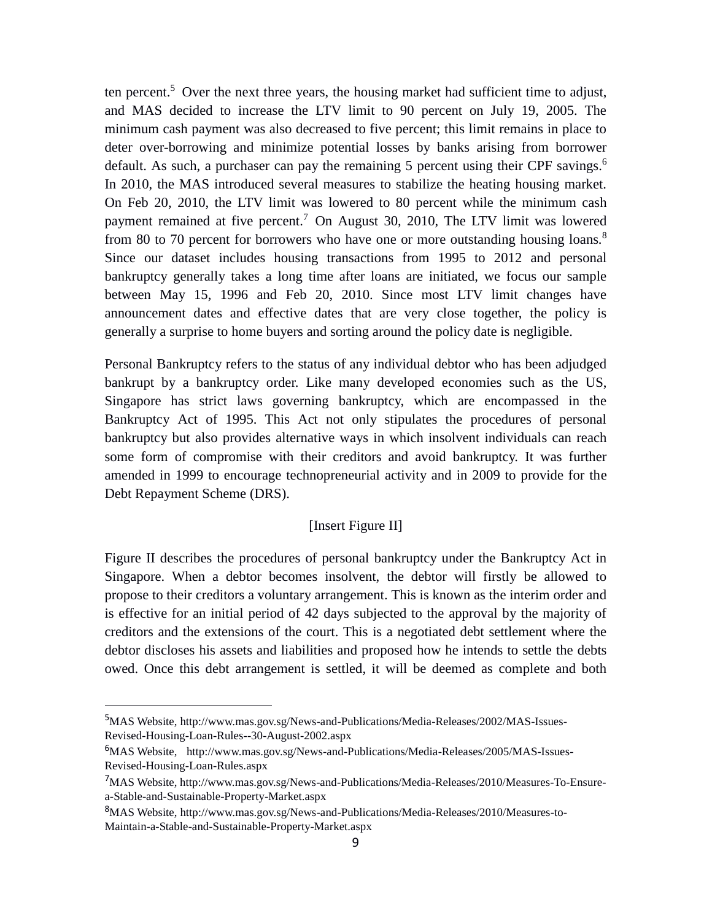ten percent.[5] Over the next three years, the housing market had sufficient time to adjust, and MAS decided to increase the LTV limit to 90 percent on July 19, 2005. The minimum cash payment was also decreased to five percent; this limit remains in place to deter over-borrowing and minimize potential losses by banks arising from borrower default. As such, a purchaser can pay the remaining 5 percent using their CPF savings.[6] In 2010, the MAS introduced several measures to stabilize the heating housing market. On Feb 20, 2010, the LTV limit was lowered to 80 percent while the minimum cash payment remained at five percent.[7] On August 30, 2010, The LTV limit was lowered from 80 to 70 percent for borrowers who have one or more outstanding housing loans.[8] Since our dataset includes housing transactions from 1995 to 2012 and personal bankruptcy generally takes a long time after loans are initiated, we focus our sample between May 15, 1996 and Feb 20, 2010. Since most LTV limit changes have announcement dates and effective dates that are very close together, the policy is generally a surprise to home buyers and sorting around the policy date is negligible.

Personal Bankruptcy refers to the status of any individual debtor who has been adjudged bankrupt by a bankruptcy order. Like many developed economies such as the US, Singapore has strict laws governing bankruptcy, which are encompassed in the Bankruptcy Act of 1995. This Act not only stipulates the procedures of personal bankruptcy but also provides alternative ways in which insolvent individuals can reach some form of compromise with their creditors and avoid bankruptcy. It was further amended in 1999 to encourage technopreneurial activity and in 2009 to provide for the Debt Repayment Scheme (DRS).

[Insert Figure II]

Figure II describes the procedures of personal bankruptcy under the Bankruptcy Act in Singapore. When a debtor becomes insolvent, the debtor will firstly be allowed to propose to their creditors a voluntary arrangement. This is known as the interim order and is effective for an initial period of 42 days subjected to the approval by the majority of creditors and the extensions of the court. This is a negotiated debt settlement where the debtor discloses his assets and liabilities and proposed how he intends to settle the debts owed. Once this debt arrangement is settled, it will be deemed as complete and both

---

[5] MAS Website, http://www.mas.gov.sg/News-and-Publications/Media-Releases/2002/MAS-Issues-Revised-Housing-Loan-Rules--30-August-2002.aspx

[6] MAS Website, http://www.mas.gov.sg/News-and-Publications/Media-Releases/2005/MAS-Issues-Revised-Housing-Loan-Rules.aspx

[7] MAS Website, http://www.mas.gov.sg/News-and-Publications/Media-Releases/2010/Measures-To-Ensure-a-Stable-and-Sustainable-Property-Market.aspx

[8] MAS Website, http://www.mas.gov.sg/News-and-Publications/Media-Releases/2010/Measures-to-Maintain-a-Stable-and-Sustainable-Property-Market.aspx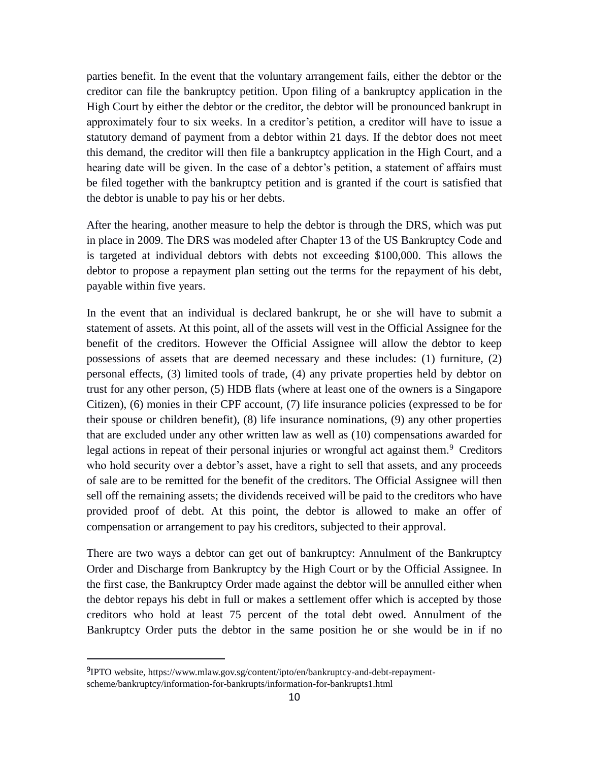parties benefit. In the event that the voluntary arrangement fails, either the debtor or the creditor can file the bankruptcy petition. Upon filing of a bankruptcy application in the High Court by either the debtor or the creditor, the debtor will be pronounced bankrupt in approximately four to six weeks. In a creditor's petition, a creditor will have to issue a statutory demand of payment from a debtor within 21 days. If the debtor does not meet this demand, the creditor will then file a bankruptcy application in the High Court, and a hearing date will be given. In the case of a debtor's petition, a statement of affairs must be filed together with the bankruptcy petition and is granted if the court is satisfied that the debtor is unable to pay his or her debts.

After the hearing, another measure to help the debtor is through the DRS, which was put in place in 2009. The DRS was modeled after Chapter 13 of the US Bankruptcy Code and is targeted at individual debtors with debts not exceeding $100,000. This allows the debtor to propose a repayment plan setting out the terms for the repayment of his debt, payable within five years.

In the event that an individual is declared bankrupt, he or she will have to submit a statement of assets. At this point, all of the assets will vest in the Official Assignee for the benefit of the creditors. However the Official Assignee will allow the debtor to keep possessions of assets that are deemed necessary and these includes: (1) furniture, (2) personal effects, (3) limited tools of trade, (4) any private properties held by debtor on trust for any other person, (5) HDB flats (where at least one of the owners is a Singapore Citizen), (6) monies in their CPF account, (7) life insurance policies (expressed to be for their spouse or children benefit), (8) life insurance nominations, (9) any other properties that are excluded under any other written law as well as (10) compensations awarded for legal actions in repeat of their personal injuries or wrongful act against them.[9] Creditors who hold security over a debtor's asset, have a right to sell that assets, and any proceeds of sale are to be remitted for the benefit of the creditors. The Official Assignee will then sell off the remaining assets; the dividends received will be paid to the creditors who have provided proof of debt. At this point, the debtor is allowed to make an offer of compensation or arrangement to pay his creditors, subjected to their approval.

There are two ways a debtor can get out of bankruptcy: Annulment of the Bankruptcy Order and Discharge from Bankruptcy by the High Court or by the Official Assignee. In the first case, the Bankruptcy Order made against the debtor will be annulled either when the debtor repays his debt in full or makes a settlement offer which is accepted by those creditors who hold at least 75 percent of the total debt owed. Annulment of the Bankruptcy Order puts the debtor in the same position he or she would be in if no

---

[9] IPTO website, https://www.mlaw.gov.sg/content/ipto/en/bankruptcy-and-debt-repayment-scheme/bankruptcy/information-for-bankrupts/information-for-bankrupts1.html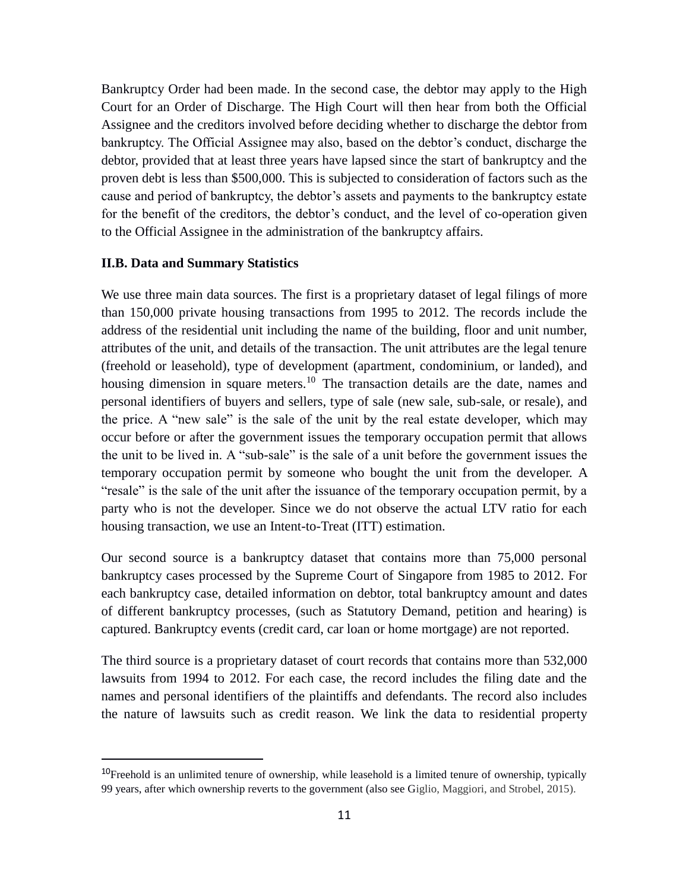Bankruptcy Order had been made. In the second case, the debtor may apply to the High Court for an Order of Discharge. The High Court will then hear from both the Official Assignee and the creditors involved before deciding whether to discharge the debtor from bankruptcy. The Official Assignee may also, based on the debtor's conduct, discharge the debtor, provided that at least three years have lapsed since the start of bankruptcy and the proven debt is less than $500,000. This is subjected to consideration of factors such as the cause and period of bankruptcy, the debtor's assets and payments to the bankruptcy estate for the benefit of the creditors, the debtor's conduct, and the level of co-operation given to the Official Assignee in the administration of the bankruptcy affairs.

### II.B. Data and Summary Statistics

We use three main data sources. The first is a proprietary dataset of legal filings of more than 150,000 private housing transactions from 1995 to 2012. The records include the address of the residential unit including the name of the building, floor and unit number, attributes of the unit, and details of the transaction. The unit attributes are the legal tenure (freehold or leasehold), type of development (apartment, condominium, or landed), and housing dimension in square meters.[10] The transaction details are the date, names and personal identifiers of buyers and sellers, type of sale (new sale, sub-sale, or resale), and the price. A "new sale" is the sale of the unit by the real estate developer, which may occur before or after the government issues the temporary occupation permit that allows the unit to be lived in. A "sub-sale" is the sale of a unit before the government issues the temporary occupation permit by someone who bought the unit from the developer. A "resale" is the sale of the unit after the issuance of the temporary occupation permit, by a party who is not the developer. Since we do not observe the actual LTV ratio for each housing transaction, we use an Intent-to-Treat (ITT) estimation.

Our second source is a bankruptcy dataset that contains more than 75,000 personal bankruptcy cases processed by the Supreme Court of Singapore from 1985 to 2012. For each bankruptcy case, detailed information on debtor, total bankruptcy amount and dates of different bankruptcy processes, (such as Statutory Demand, petition and hearing) is captured. Bankruptcy events (credit card, car loan or home mortgage) are not reported.

The third source is a proprietary dataset of court records that contains more than 532,000 lawsuits from 1994 to 2012. For each case, the record includes the filing date and the names and personal identifiers of the plaintiffs and defendants. The record also includes the nature of lawsuits such as credit reason. We link the data to residential property

[10] Freehold is an unlimited tenure of ownership, while leasehold is a limited tenure of ownership, typically 99 years, after which ownership reverts to the government (also see Giglio, Maggiori, and Strobel, 2015).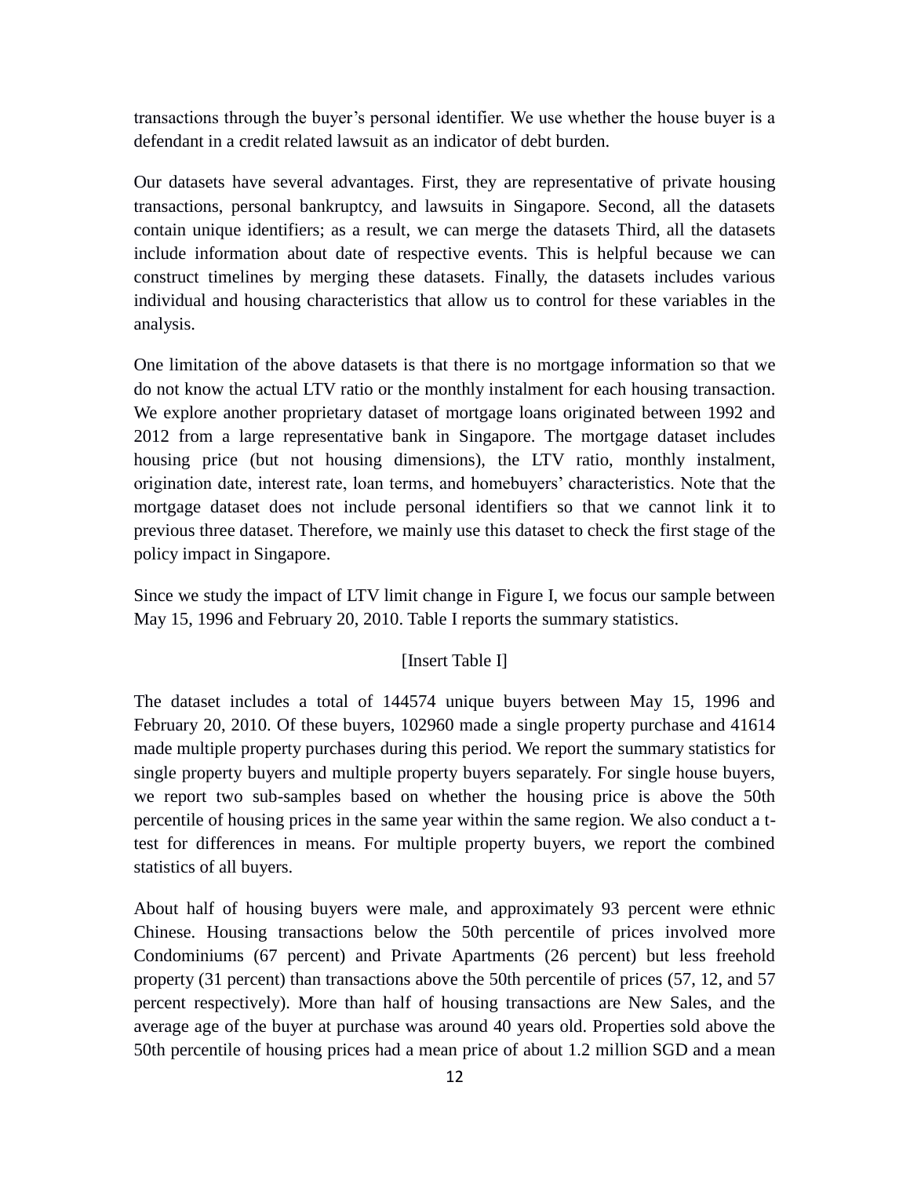transactions through the buyer's personal identifier. We use whether the house buyer is a defendant in a credit related lawsuit as an indicator of debt burden.

Our datasets have several advantages. First, they are representative of private housing transactions, personal bankruptcy, and lawsuits in Singapore. Second, all the datasets contain unique identifiers; as a result, we can merge the datasets Third, all the datasets include information about date of respective events. This is helpful because we can construct timelines by merging these datasets. Finally, the datasets includes various individual and housing characteristics that allow us to control for these variables in the analysis.

One limitation of the above datasets is that there is no mortgage information so that we do not know the actual LTV ratio or the monthly instalment for each housing transaction. We explore another proprietary dataset of mortgage loans originated between 1992 and 2012 from a large representative bank in Singapore. The mortgage dataset includes housing price (but not housing dimensions), the LTV ratio, monthly instalment, origination date, interest rate, loan terms, and homebuyers' characteristics. Note that the mortgage dataset does not include personal identifiers so that we cannot link it to previous three dataset. Therefore, we mainly use this dataset to check the first stage of the policy impact in Singapore.

Since we study the impact of LTV limit change in Figure I, we focus our sample between May 15, 1996 and February 20, 2010. Table I reports the summary statistics.

[Insert Table I]

The dataset includes a total of 144574 unique buyers between May 15, 1996 and February 20, 2010. Of these buyers, 102960 made a single property purchase and 41614 made multiple property purchases during this period. We report the summary statistics for single property buyers and multiple property buyers separately. For single house buyers, we report two sub-samples based on whether the housing price is above the 50th percentile of housing prices in the same year within the same region. We also conduct a t-test for differences in means. For multiple property buyers, we report the combined statistics of all buyers.

About half of housing buyers were male, and approximately 93 percent were ethnic Chinese. Housing transactions below the 50th percentile of prices involved more Condominiums (67 percent) and Private Apartments (26 percent) but less freehold property (31 percent) than transactions above the 50th percentile of prices (57, 12, and 57 percent respectively). More than half of housing transactions are New Sales, and the average age of the buyer at purchase was around 40 years old. Properties sold above the 50th percentile of housing prices had a mean price of about 1.2 million SGD and a mean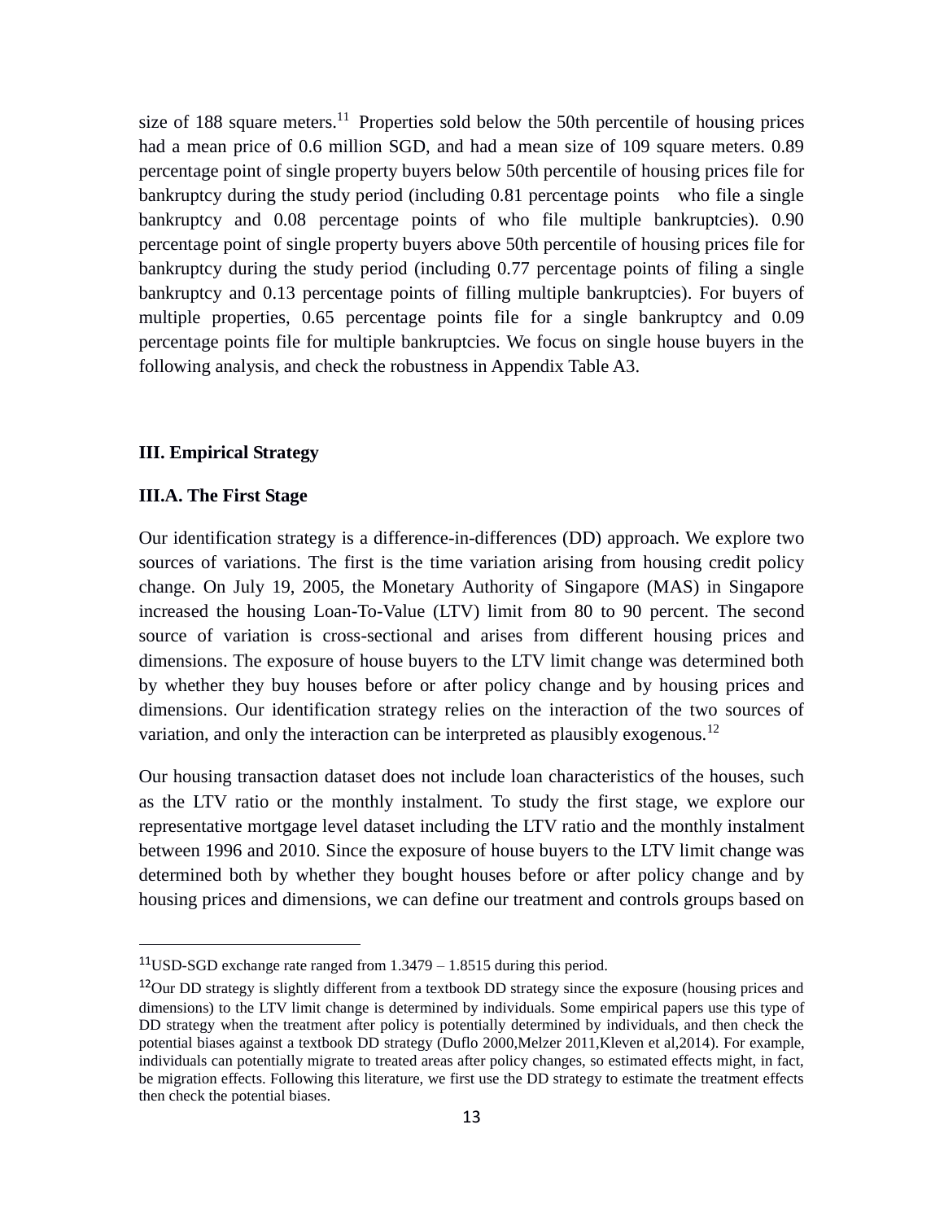size of 188 square meters.[11] Properties sold below the 50th percentile of housing prices had a mean price of 0.6 million SGD, and had a mean size of 109 square meters. 0.89 percentage point of single property buyers below 50th percentile of housing prices file for bankruptcy during the study period (including 0.81 percentage points who file a single bankruptcy and 0.08 percentage points of who file multiple bankruptcies). 0.90 percentage point of single property buyers above 50th percentile of housing prices file for bankruptcy during the study period (including 0.77 percentage points of filing a single bankruptcy and 0.13 percentage points of filling multiple bankruptcies). For buyers of multiple properties, 0.65 percentage points file for a single bankruptcy and 0.09 percentage points file for multiple bankruptcies. We focus on single house buyers in the following analysis, and check the robustness in Appendix Table A3.

## III. Empirical Strategy

### III.A. The First Stage

Our identification strategy is a difference-in-differences (DD) approach. We explore two sources of variations. The first is the time variation arising from housing credit policy change. On July 19, 2005, the Monetary Authority of Singapore (MAS) in Singapore increased the housing Loan-To-Value (LTV) limit from 80 to 90 percent. The second source of variation is cross-sectional and arises from different housing prices and dimensions. The exposure of house buyers to the LTV limit change was determined both by whether they buy houses before or after policy change and by housing prices and dimensions. Our identification strategy relies on the interaction of the two sources of variation, and only the interaction can be interpreted as plausibly exogenous.[12]

Our housing transaction dataset does not include loan characteristics of the houses, such as the LTV ratio or the monthly instalment. To study the first stage, we explore our representative mortgage level dataset including the LTV ratio and the monthly instalment between 1996 and 2010. Since the exposure of house buyers to the LTV limit change was determined both by whether they bought houses before or after policy change and by housing prices and dimensions, we can define our treatment and controls groups based on

---

[11] USD-SGD exchange rate ranged from 1.3479 – 1.8515 during this period.

[12] Our DD strategy is slightly different from a textbook DD strategy since the exposure (housing prices and dimensions) to the LTV limit change is determined by individuals. Some empirical papers use this type of DD strategy when the treatment after policy is potentially determined by individuals, and then check the potential biases against a textbook DD strategy (Duflo 2000,Melzer 2011,Kleven et al,2014). For example, individuals can potentially migrate to treated areas after policy changes, so estimated effects might, in fact, be migration effects. Following this literature, we first use the DD strategy to estimate the treatment effects then check the potential biases.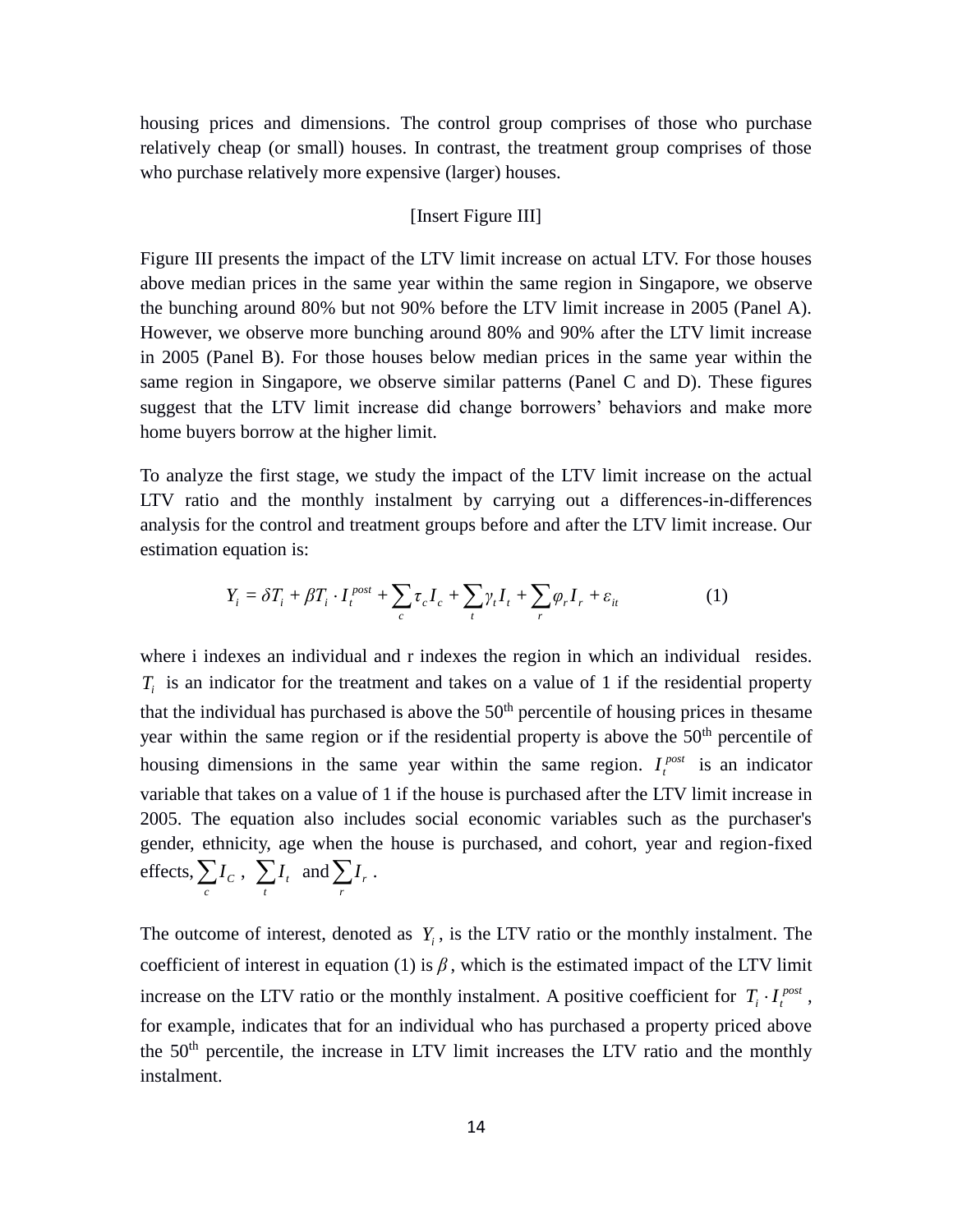housing prices and dimensions. The control group comprises of those who purchase relatively cheap (or small) houses. In contrast, the treatment group comprises of those who purchase relatively more expensive (larger) houses.

[Insert Figure III]

Figure III presents the impact of the LTV limit increase on actual LTV. For those houses above median prices in the same year within the same region in Singapore, we observe the bunching around 80% but not 90% before the LTV limit increase in 2005 (Panel A). However, we observe more bunching around 80% and 90% after the LTV limit increase in 2005 (Panel B). For those houses below median prices in the same year within the same region in Singapore, we observe similar patterns (Panel C and D). These figures suggest that the LTV limit increase did change borrowers' behaviors and make more home buyers borrow at the higher limit.

To analyze the first stage, we study the impact of the LTV limit increase on the actual LTV ratio and the monthly instalment by carrying out a differences-in-differences analysis for the control and treatment groups before and after the LTV limit increase. Our estimation equation is:

$$Y_i = \delta T_i + \beta T_i \cdot I_t^{post} + \sum_c \tau_c I_c + \sum_t \gamma_t I_t + \sum_r \varphi_r I_r + \varepsilon_{it} \qquad (1)$$

where i indexes an individual and r indexes the region in which an individual resides. $T_i$ is an indicator for the treatment and takes on a value of 1 if the residential property that the individual has purchased is above the 50th percentile of housing prices in thesame year within the same region or if the residential property is above the 50th percentile of housing dimensions in the same year within the same region. $I_t^{post}$ is an indicator variable that takes on a value of 1 if the house is purchased after the LTV limit increase in 2005. The equation also includes social economic variables such as the purchaser's gender, ethnicity, age when the house is purchased, and cohort, year and region-fixed effects, $\sum_c I_C$, $\sum_t I_t$ and $\sum_r I_r$.

The outcome of interest, denoted as $Y_i$, is the LTV ratio or the monthly instalment. The coefficient of interest in equation (1) is $\beta$, which is the estimated impact of the LTV limit increase on the LTV ratio or the monthly instalment. A positive coefficient for $T_i \cdot I_t^{post}$, for example, indicates that for an individual who has purchased a property priced above the 50th percentile, the increase in LTV limit increases the LTV ratio and the monthly instalment.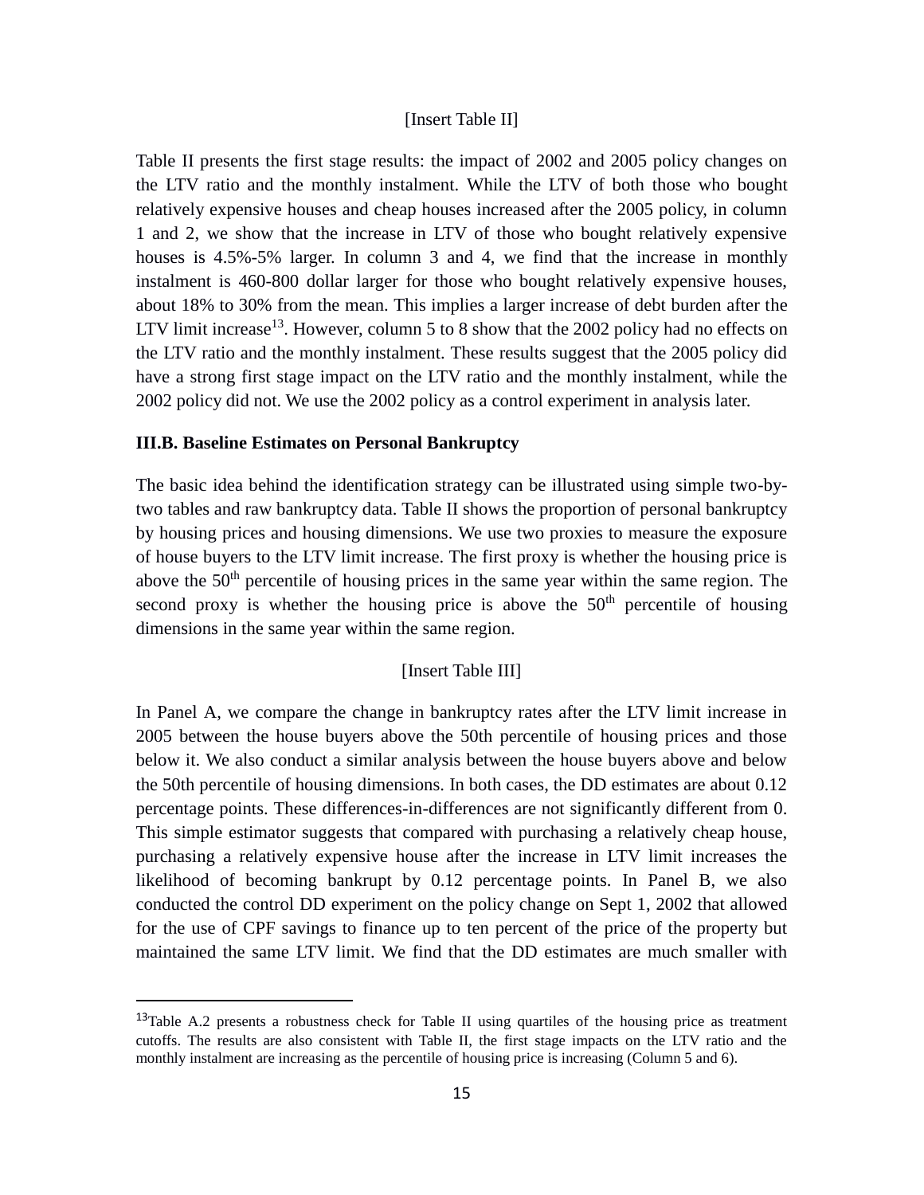[Insert Table II]

Table II presents the first stage results: the impact of 2002 and 2005 policy changes on the LTV ratio and the monthly instalment. While the LTV of both those who bought relatively expensive houses and cheap houses increased after the 2005 policy, in column 1 and 2, we show that the increase in LTV of those who bought relatively expensive houses is 4.5%-5% larger. In column 3 and 4, we find that the increase in monthly instalment is 460-800 dollar larger for those who bought relatively expensive houses, about 18% to 30% from the mean. This implies a larger increase of debt burden after the LTV limit increase[13]. However, column 5 to 8 show that the 2002 policy had no effects on the LTV ratio and the monthly instalment. These results suggest that the 2005 policy did have a strong first stage impact on the LTV ratio and the monthly instalment, while the 2002 policy did not. We use the 2002 policy as a control experiment in analysis later.

**III.B. Baseline Estimates on Personal Bankruptcy**

The basic idea behind the identification strategy can be illustrated using simple two-by-two tables and raw bankruptcy data. Table II shows the proportion of personal bankruptcy by housing prices and housing dimensions. We use two proxies to measure the exposure of house buyers to the LTV limit increase. The first proxy is whether the housing price is above the 50[th] percentile of housing prices in the same year within the same region. The second proxy is whether the housing price is above the 50[th] percentile of housing dimensions in the same year within the same region.

[Insert Table III]

In Panel A, we compare the change in bankruptcy rates after the LTV limit increase in 2005 between the house buyers above the 50th percentile of housing prices and those below it. We also conduct a similar analysis between the house buyers above and below the 50th percentile of housing dimensions. In both cases, the DD estimates are about 0.12 percentage points. These differences-in-differences are not significantly different from 0. This simple estimator suggests that compared with purchasing a relatively cheap house, purchasing a relatively expensive house after the increase in LTV limit increases the likelihood of becoming bankrupt by 0.12 percentage points. In Panel B, we also conducted the control DD experiment on the policy change on Sept 1, 2002 that allowed for the use of CPF savings to finance up to ten percent of the price of the property but maintained the same LTV limit. We find that the DD estimates are much smaller with

---

[13] Table A.2 presents a robustness check for Table II using quartiles of the housing price as treatment cutoffs. The results are also consistent with Table II, the first stage impacts on the LTV ratio and the monthly instalment are increasing as the percentile of housing price is increasing (Column 5 and 6).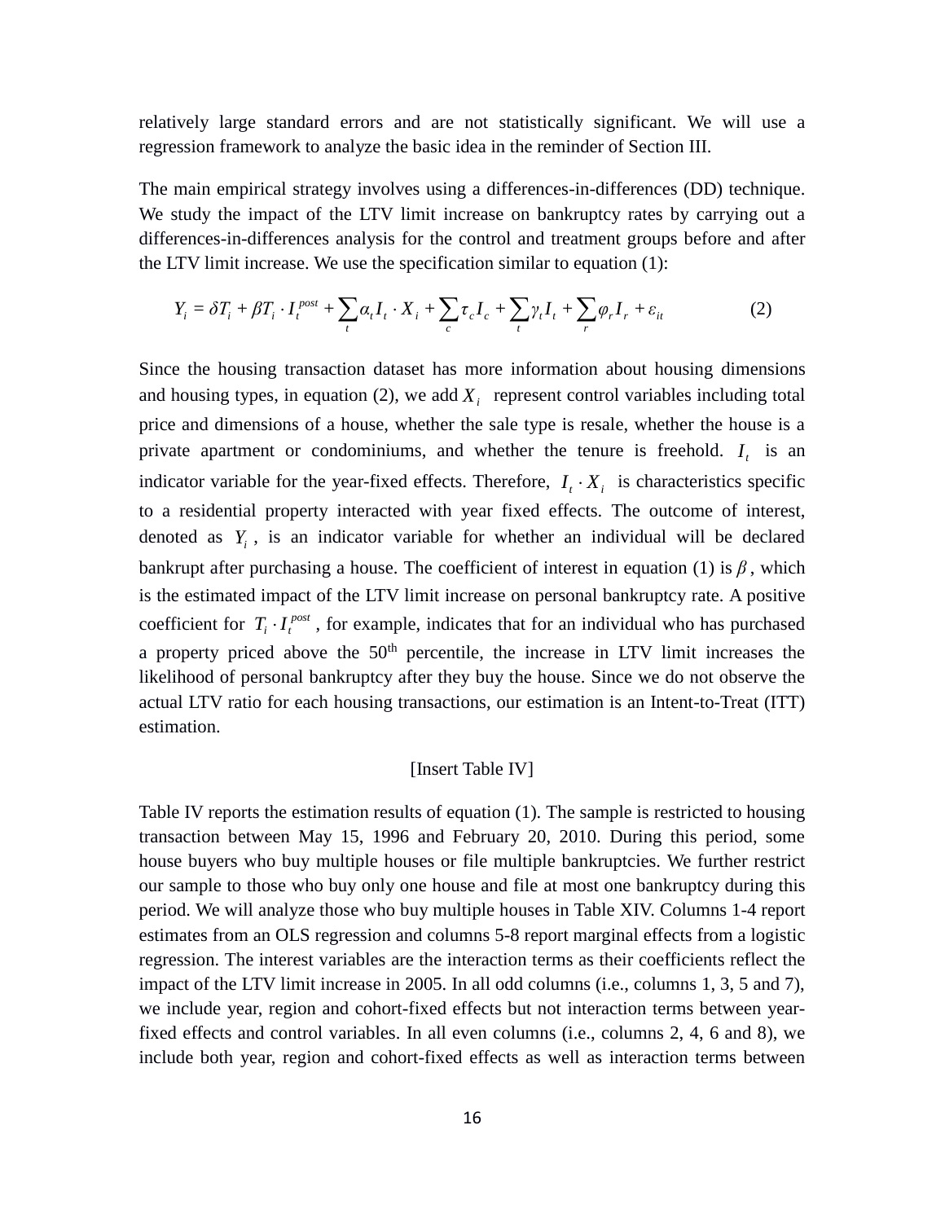relatively large standard errors and are not statistically significant. We will use a regression framework to analyze the basic idea in the reminder of Section III.

The main empirical strategy involves using a differences-in-differences (DD) technique. We study the impact of the LTV limit increase on bankruptcy rates by carrying out a differences-in-differences analysis for the control and treatment groups before and after the LTV limit increase. We use the specification similar to equation (1):

$$Y_i = \delta T_i + \beta T_i \cdot I_t^{post} + \sum_t \alpha_t I_t \cdot X_i + \sum_c \tau_c I_c + \sum_t \gamma_t I_t + \sum_r \varphi_r I_r + \varepsilon_{it} \tag{2}$$

Since the housing transaction dataset has more information about housing dimensions and housing types, in equation (2), we add $X_i$ represent control variables including total price and dimensions of a house, whether the sale type is resale, whether the house is a private apartment or condominiums, and whether the tenure is freehold. $I_t$ is an indicator variable for the year-fixed effects. Therefore, $I_t \cdot X_i$ is characteristics specific to a residential property interacted with year fixed effects. The outcome of interest, denoted as $Y_i$, is an indicator variable for whether an individual will be declared bankrupt after purchasing a house. The coefficient of interest in equation (1) is $\beta$, which is the estimated impact of the LTV limit increase on personal bankruptcy rate. A positive coefficient for $T_i \cdot I_t^{post}$, for example, indicates that for an individual who has purchased a property priced above the 50th percentile, the increase in LTV limit increases the likelihood of personal bankruptcy after they buy the house. Since we do not observe the actual LTV ratio for each housing transactions, our estimation is an Intent-to-Treat (ITT) estimation.

[Insert Table IV]

Table IV reports the estimation results of equation (1). The sample is restricted to housing transaction between May 15, 1996 and February 20, 2010. During this period, some house buyers who buy multiple houses or file multiple bankruptcies. We further restrict our sample to those who buy only one house and file at most one bankruptcy during this period. We will analyze those who buy multiple houses in Table XIV. Columns 1-4 report estimates from an OLS regression and columns 5-8 report marginal effects from a logistic regression. The interest variables are the interaction terms as their coefficients reflect the impact of the LTV limit increase in 2005. In all odd columns (i.e., columns 1, 3, 5 and 7), we include year, region and cohort-fixed effects but not interaction terms between year-fixed effects and control variables. In all even columns (i.e., columns 2, 4, 6 and 8), we include both year, region and cohort-fixed effects as well as interaction terms between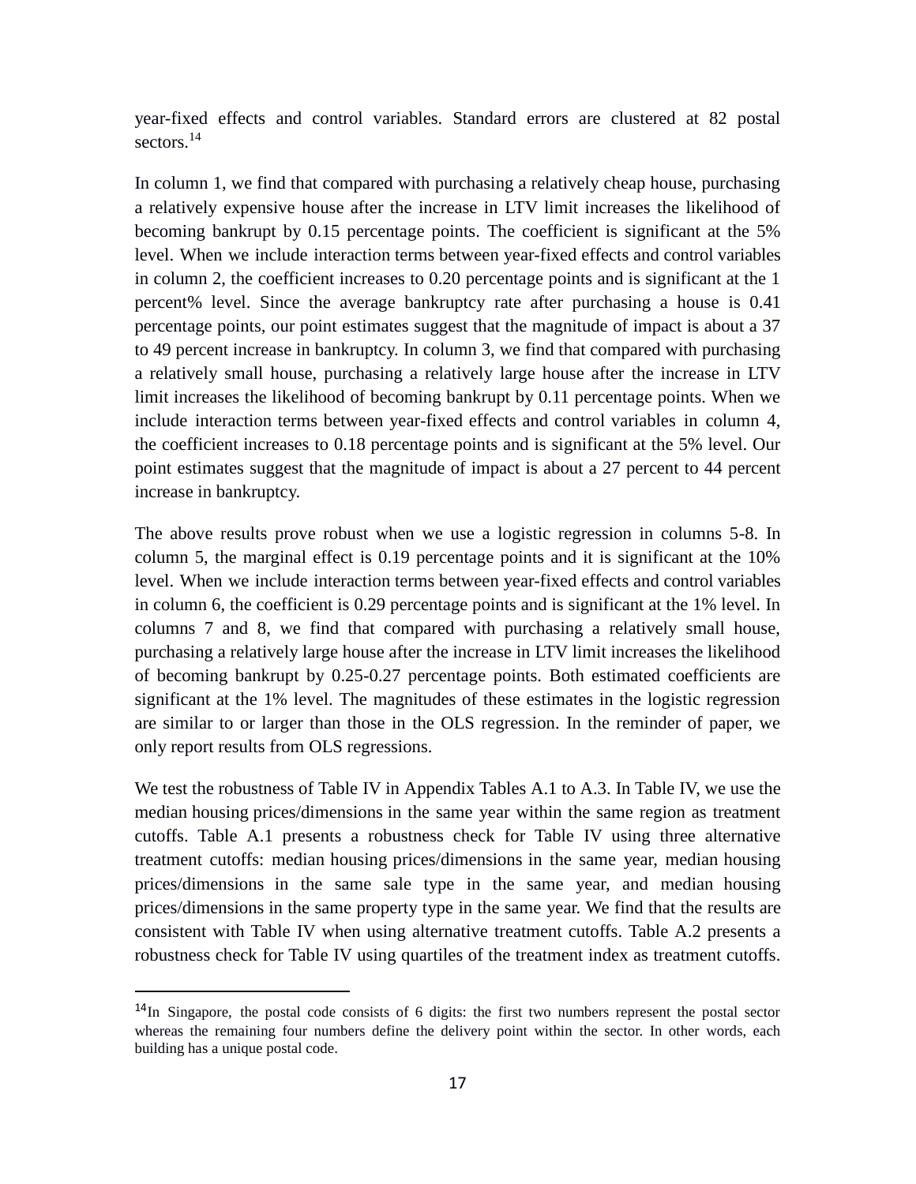year-fixed effects and control variables. Standard errors are clustered at 82 postal sectors.[14]

In column 1, we find that compared with purchasing a relatively cheap house, purchasing a relatively expensive house after the increase in LTV limit increases the likelihood of becoming bankrupt by 0.15 percentage points. The coefficient is significant at the 5% level. When we include interaction terms between year-fixed effects and control variables in column 2, the coefficient increases to 0.20 percentage points and is significant at the 1 percent% level. Since the average bankruptcy rate after purchasing a house is 0.41 percentage points, our point estimates suggest that the magnitude of impact is about a 37 to 49 percent increase in bankruptcy. In column 3, we find that compared with purchasing a relatively small house, purchasing a relatively large house after the increase in LTV limit increases the likelihood of becoming bankrupt by 0.11 percentage points. When we include interaction terms between year-fixed effects and control variables in column 4, the coefficient increases to 0.18 percentage points and is significant at the 5% level. Our point estimates suggest that the magnitude of impact is about a 27 percent to 44 percent increase in bankruptcy.

The above results prove robust when we use a logistic regression in columns 5-8. In column 5, the marginal effect is 0.19 percentage points and it is significant at the 10% level. When we include interaction terms between year-fixed effects and control variables in column 6, the coefficient is 0.29 percentage points and is significant at the 1% level. In columns 7 and 8, we find that compared with purchasing a relatively small house, purchasing a relatively large house after the increase in LTV limit increases the likelihood of becoming bankrupt by 0.25-0.27 percentage points. Both estimated coefficients are significant at the 1% level. The magnitudes of these estimates in the logistic regression are similar to or larger than those in the OLS regression. In the reminder of paper, we only report results from OLS regressions.

We test the robustness of Table IV in Appendix Tables A.1 to A.3. In Table IV, we use the median housing prices/dimensions in the same year within the same region as treatment cutoffs. Table A.1 presents a robustness check for Table IV using three alternative treatment cutoffs: median housing prices/dimensions in the same year, median housing prices/dimensions in the same sale type in the same year, and median housing prices/dimensions in the same property type in the same year. We find that the results are consistent with Table IV when using alternative treatment cutoffs. Table A.2 presents a robustness check for Table IV using quartiles of the treatment index as treatment cutoffs.

[14]In Singapore, the postal code consists of 6 digits: the first two numbers represent the postal sector whereas the remaining four numbers define the delivery point within the sector. In other words, each building has a unique postal code.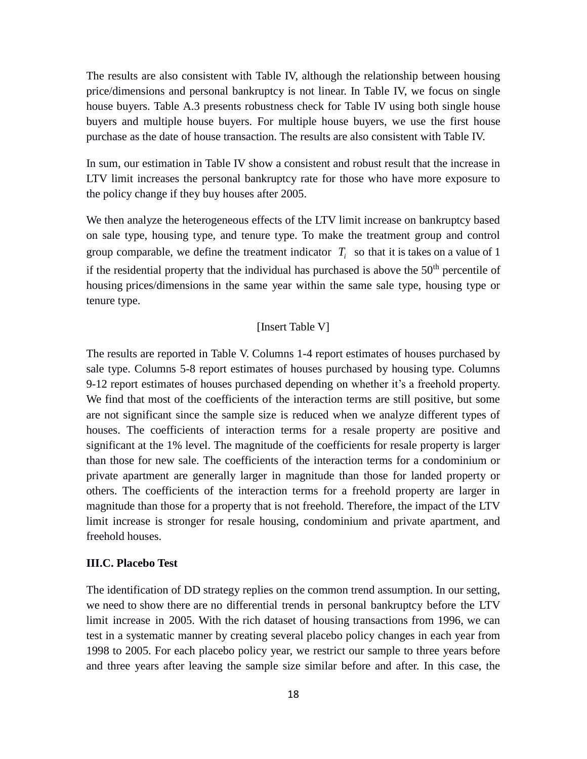The results are also consistent with Table IV, although the relationship between housing price/dimensions and personal bankruptcy is not linear. In Table IV, we focus on single house buyers. Table A.3 presents robustness check for Table IV using both single house buyers and multiple house buyers. For multiple house buyers, we use the first house purchase as the date of house transaction. The results are also consistent with Table IV.

In sum, our estimation in Table IV show a consistent and robust result that the increase in LTV limit increases the personal bankruptcy rate for those who have more exposure to the policy change if they buy houses after 2005.

We then analyze the heterogeneous effects of the LTV limit increase on bankruptcy based on sale type, housing type, and tenure type. To make the treatment group and control group comparable, we define the treatment indicator $T_i$ so that it is takes on a value of 1 if the residential property that the individual has purchased is above the 50th percentile of housing prices/dimensions in the same year within the same sale type, housing type or tenure type.

[Insert Table V]

The results are reported in Table V. Columns 1-4 report estimates of houses purchased by sale type. Columns 5-8 report estimates of houses purchased by housing type. Columns 9-12 report estimates of houses purchased depending on whether it's a freehold property. We find that most of the coefficients of the interaction terms are still positive, but some are not significant since the sample size is reduced when we analyze different types of houses. The coefficients of interaction terms for a resale property are positive and significant at the 1% level. The magnitude of the coefficients for resale property is larger than those for new sale. The coefficients of the interaction terms for a condominium or private apartment are generally larger in magnitude than those for landed property or others. The coefficients of the interaction terms for a freehold property are larger in magnitude than those for a property that is not freehold. Therefore, the impact of the LTV limit increase is stronger for resale housing, condominium and private apartment, and freehold houses.

### III.C. Placebo Test

The identification of DD strategy replies on the common trend assumption. In our setting, we need to show there are no differential trends in personal bankruptcy before the LTV limit increase in 2005. With the rich dataset of housing transactions from 1996, we can test in a systematic manner by creating several placebo policy changes in each year from 1998 to 2005. For each placebo policy year, we restrict our sample to three years before and three years after leaving the sample size similar before and after. In this case, the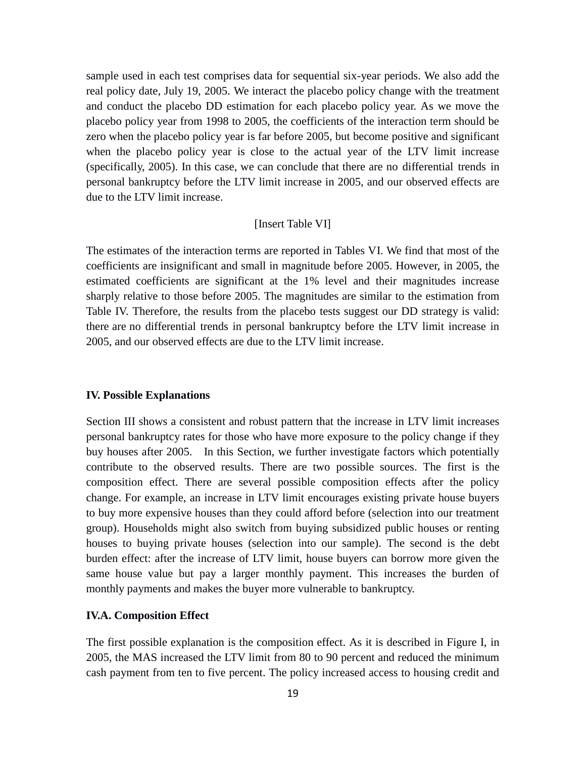sample used in each test comprises data for sequential six-year periods. We also add the real policy date, July 19, 2005. We interact the placebo policy change with the treatment and conduct the placebo DD estimation for each placebo policy year. As we move the placebo policy year from 1998 to 2005, the coefficients of the interaction term should be zero when the placebo policy year is far before 2005, but become positive and significant when the placebo policy year is close to the actual year of the LTV limit increase (specifically, 2005). In this case, we can conclude that there are no differential trends in personal bankruptcy before the LTV limit increase in 2005, and our observed effects are due to the LTV limit increase.

[Insert Table VI]

The estimates of the interaction terms are reported in Tables VI. We find that most of the coefficients are insignificant and small in magnitude before 2005. However, in 2005, the estimated coefficients are significant at the 1% level and their magnitudes increase sharply relative to those before 2005. The magnitudes are similar to the estimation from Table IV. Therefore, the results from the placebo tests suggest our DD strategy is valid: there are no differential trends in personal bankruptcy before the LTV limit increase in 2005, and our observed effects are due to the LTV limit increase.

## IV. Possible Explanations

Section III shows a consistent and robust pattern that the increase in LTV limit increases personal bankruptcy rates for those who have more exposure to the policy change if they buy houses after 2005. In this Section, we further investigate factors which potentially contribute to the observed results. There are two possible sources. The first is the composition effect. There are several possible composition effects after the policy change. For example, an increase in LTV limit encourages existing private house buyers to buy more expensive houses than they could afford before (selection into our treatment group). Households might also switch from buying subsidized public houses or renting houses to buying private houses (selection into our sample). The second is the debt burden effect: after the increase of LTV limit, house buyers can borrow more given the same house value but pay a larger monthly payment. This increases the burden of monthly payments and makes the buyer more vulnerable to bankruptcy.

### IV.A. Composition Effect

The first possible explanation is the composition effect. As it is described in Figure I, in 2005, the MAS increased the LTV limit from 80 to 90 percent and reduced the minimum cash payment from ten to five percent. The policy increased access to housing credit and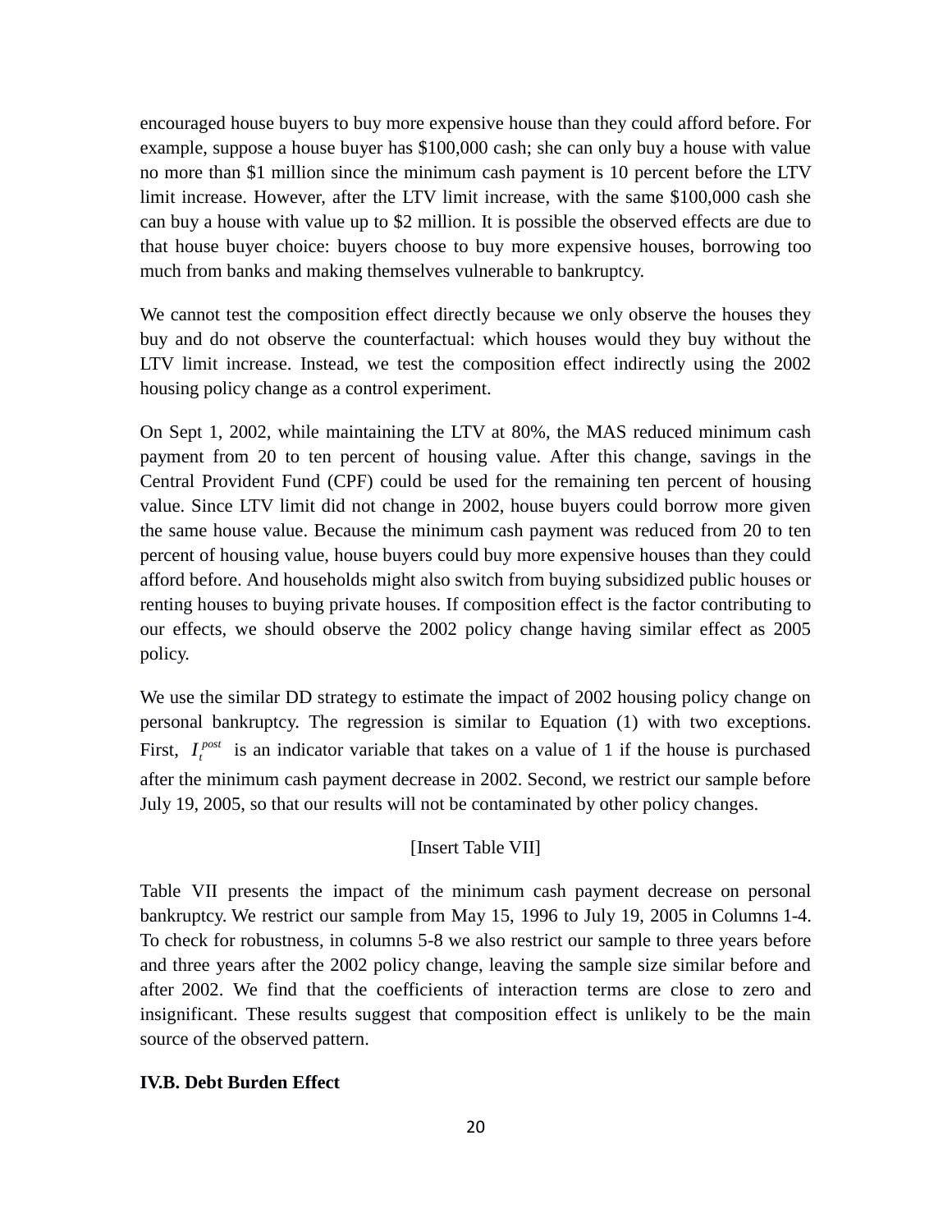encouraged house buyers to buy more expensive house than they could afford before. For example, suppose a house buyer has $100,000 cash; she can only buy a house with value no more than $1 million since the minimum cash payment is 10 percent before the LTV limit increase. However, after the LTV limit increase, with the same $100,000 cash she can buy a house with value up to $2 million. It is possible the observed effects are due to that house buyer choice: buyers choose to buy more expensive houses, borrowing too much from banks and making themselves vulnerable to bankruptcy.

We cannot test the composition effect directly because we only observe the houses they buy and do not observe the counterfactual: which houses would they buy without the LTV limit increase. Instead, we test the composition effect indirectly using the 2002 housing policy change as a control experiment.

On Sept 1, 2002, while maintaining the LTV at 80%, the MAS reduced minimum cash payment from 20 to ten percent of housing value. After this change, savings in the Central Provident Fund (CPF) could be used for the remaining ten percent of housing value. Since LTV limit did not change in 2002, house buyers could borrow more given the same house value. Because the minimum cash payment was reduced from 20 to ten percent of housing value, house buyers could buy more expensive houses than they could afford before. And households might also switch from buying subsidized public houses or renting houses to buying private houses. If composition effect is the factor contributing to our effects, we should observe the 2002 policy change having similar effect as 2005 policy.

We use the similar DD strategy to estimate the impact of 2002 housing policy change on personal bankruptcy. The regression is similar to Equation (1) with two exceptions. First, $I_t^{post}$ is an indicator variable that takes on a value of 1 if the house is purchased after the minimum cash payment decrease in 2002. Second, we restrict our sample before July 19, 2005, so that our results will not be contaminated by other policy changes.

[Insert Table VII]

Table VII presents the impact of the minimum cash payment decrease on personal bankruptcy. We restrict our sample from May 15, 1996 to July 19, 2005 in Columns 1-4. To check for robustness, in columns 5-8 we also restrict our sample to three years before and three years after the 2002 policy change, leaving the sample size similar before and after 2002. We find that the coefficients of interaction terms are close to zero and insignificant. These results suggest that composition effect is unlikely to be the main source of the observed pattern.

**IV.B. Debt Burden Effect**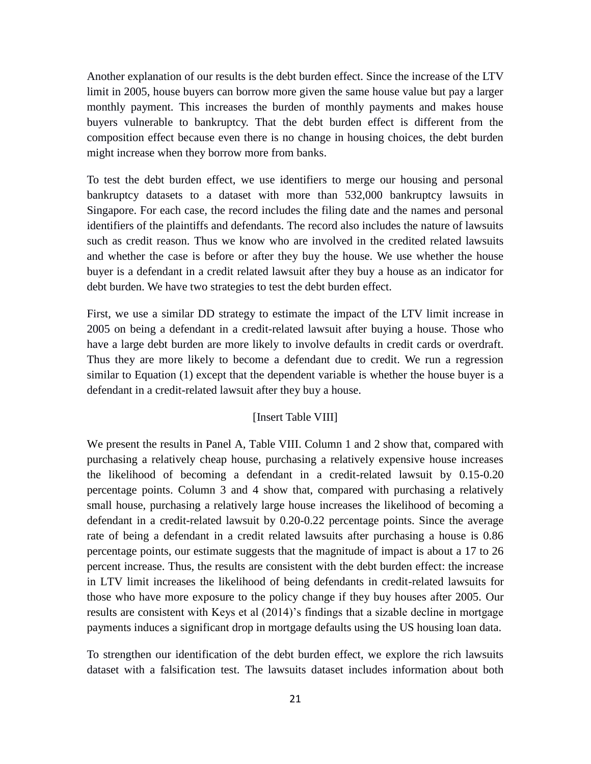Another explanation of our results is the debt burden effect. Since the increase of the LTV limit in 2005, house buyers can borrow more given the same house value but pay a larger monthly payment. This increases the burden of monthly payments and makes house buyers vulnerable to bankruptcy. That the debt burden effect is different from the composition effect because even there is no change in housing choices, the debt burden might increase when they borrow more from banks.

To test the debt burden effect, we use identifiers to merge our housing and personal bankruptcy datasets to a dataset with more than 532,000 bankruptcy lawsuits in Singapore. For each case, the record includes the filing date and the names and personal identifiers of the plaintiffs and defendants. The record also includes the nature of lawsuits such as credit reason. Thus we know who are involved in the credited related lawsuits and whether the case is before or after they buy the house. We use whether the house buyer is a defendant in a credit related lawsuit after they buy a house as an indicator for debt burden. We have two strategies to test the debt burden effect.

First, we use a similar DD strategy to estimate the impact of the LTV limit increase in 2005 on being a defendant in a credit-related lawsuit after buying a house. Those who have a large debt burden are more likely to involve defaults in credit cards or overdraft. Thus they are more likely to become a defendant due to credit. We run a regression similar to Equation (1) except that the dependent variable is whether the house buyer is a defendant in a credit-related lawsuit after they buy a house.

[Insert Table VIII]

We present the results in Panel A, Table VIII. Column 1 and 2 show that, compared with purchasing a relatively cheap house, purchasing a relatively expensive house increases the likelihood of becoming a defendant in a credit-related lawsuit by 0.15-0.20 percentage points. Column 3 and 4 show that, compared with purchasing a relatively small house, purchasing a relatively large house increases the likelihood of becoming a defendant in a credit-related lawsuit by 0.20-0.22 percentage points. Since the average rate of being a defendant in a credit related lawsuits after purchasing a house is 0.86 percentage points, our estimate suggests that the magnitude of impact is about a 17 to 26 percent increase. Thus, the results are consistent with the debt burden effect: the increase in LTV limit increases the likelihood of being defendants in credit-related lawsuits for those who have more exposure to the policy change if they buy houses after 2005. Our results are consistent with Keys et al (2014)'s findings that a sizable decline in mortgage payments induces a significant drop in mortgage defaults using the US housing loan data.

To strengthen our identification of the debt burden effect, we explore the rich lawsuits dataset with a falsification test. The lawsuits dataset includes information about both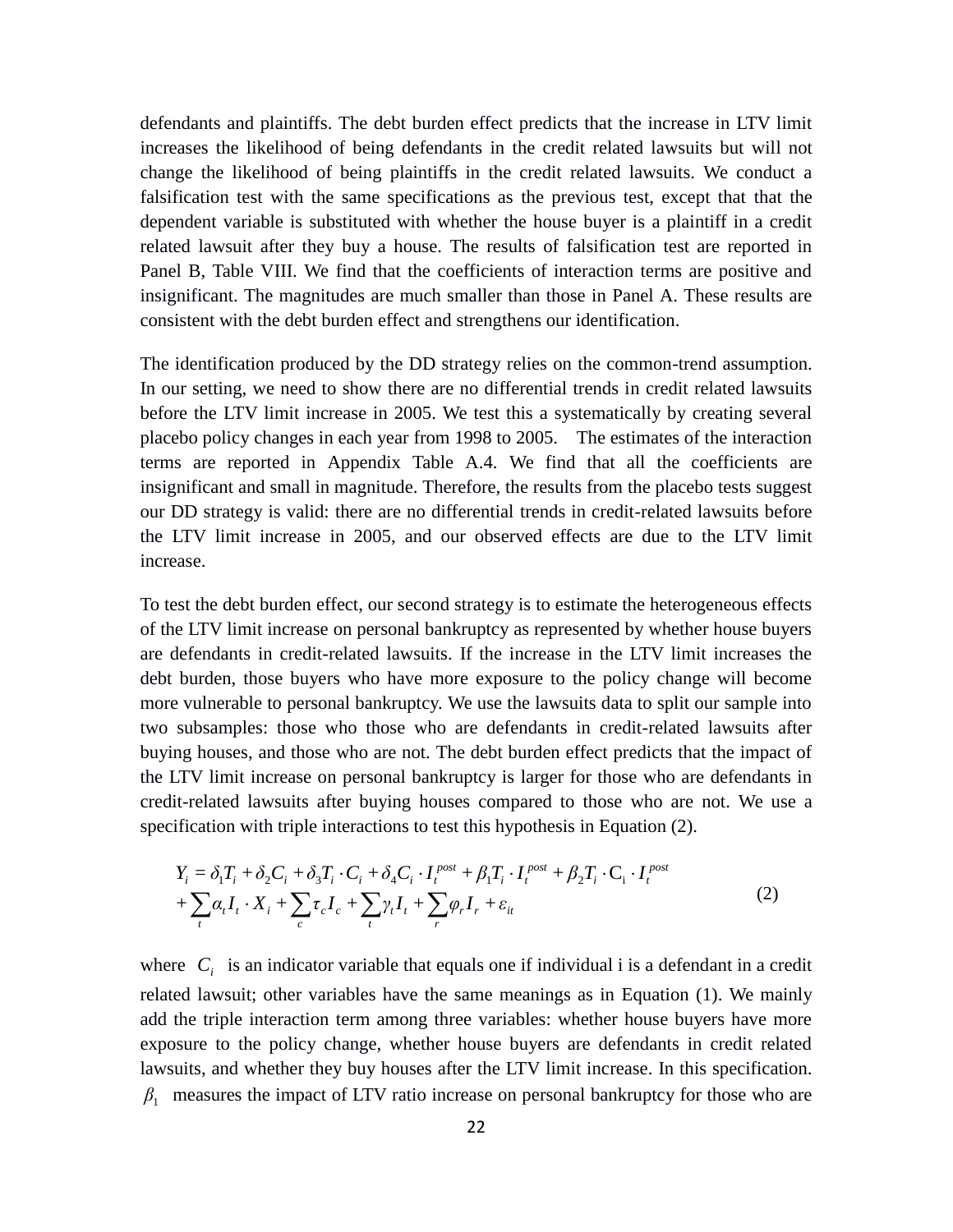defendants and plaintiffs. The debt burden effect predicts that the increase in LTV limit increases the likelihood of being defendants in the credit related lawsuits but will not change the likelihood of being plaintiffs in the credit related lawsuits. We conduct a falsification test with the same specifications as the previous test, except that that the dependent variable is substituted with whether the house buyer is a plaintiff in a credit related lawsuit after they buy a house. The results of falsification test are reported in Panel B, Table VIII. We find that the coefficients of interaction terms are positive and insignificant. The magnitudes are much smaller than those in Panel A. These results are consistent with the debt burden effect and strengthens our identification.

The identification produced by the DD strategy relies on the common-trend assumption. In our setting, we need to show there are no differential trends in credit related lawsuits before the LTV limit increase in 2005. We test this a systematically by creating several placebo policy changes in each year from 1998 to 2005. The estimates of the interaction terms are reported in Appendix Table A.4. We find that all the coefficients are insignificant and small in magnitude. Therefore, the results from the placebo tests suggest our DD strategy is valid: there are no differential trends in credit-related lawsuits before the LTV limit increase in 2005, and our observed effects are due to the LTV limit increase.

To test the debt burden effect, our second strategy is to estimate the heterogeneous effects of the LTV limit increase on personal bankruptcy as represented by whether house buyers are defendants in credit-related lawsuits. If the increase in the LTV limit increases the debt burden, those buyers who have more exposure to the policy change will become more vulnerable to personal bankruptcy. We use the lawsuits data to split our sample into two subsamples: those who those who are defendants in credit-related lawsuits after buying houses, and those who are not. The debt burden effect predicts that the impact of the LTV limit increase on personal bankruptcy is larger for those who are defendants in credit-related lawsuits after buying houses compared to those who are not. We use a specification with triple interactions to test this hypothesis in Equation (2).

$$
\begin{aligned}
Y_i &= \delta_1 T_i + \delta_2 C_i + \delta_3 T_i \cdot C_i + \delta_4 C_i \cdot I_t^{post} + \beta_1 T_i \cdot I_t^{post} + \beta_2 T_i \cdot \mathrm{C_i} \cdot I_t^{post} \\
&+ \sum_t \alpha_t I_t \cdot X_i + \sum_c \tau_c I_c + \sum_t \gamma_t I_t + \sum_r \varphi_r I_r + \varepsilon_{it}
\end{aligned} \tag{2}
$$

where $C_i$ is an indicator variable that equals one if individual i is a defendant in a credit related lawsuit; other variables have the same meanings as in Equation (1). We mainly add the triple interaction term among three variables: whether house buyers have more exposure to the policy change, whether house buyers are defendants in credit related lawsuits, and whether they buy houses after the LTV limit increase. In this specification. $\beta_1$ measures the impact of LTV ratio increase on personal bankruptcy for those who are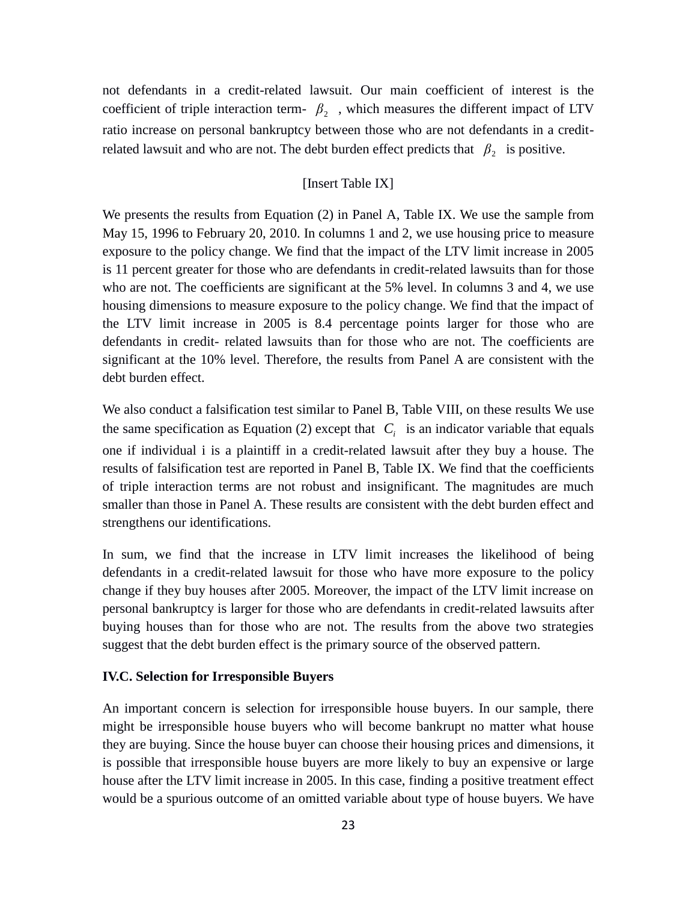not defendants in a credit-related lawsuit. Our main coefficient of interest is the coefficient of triple interaction term- $\beta_2$ , which measures the different impact of LTV ratio increase on personal bankruptcy between those who are not defendants in a credit-related lawsuit and who are not. The debt burden effect predicts that $\beta_2$ is positive.

[Insert Table IX]

We presents the results from Equation (2) in Panel A, Table IX. We use the sample from May 15, 1996 to February 20, 2010. In columns 1 and 2, we use housing price to measure exposure to the policy change. We find that the impact of the LTV limit increase in 2005 is 11 percent greater for those who are defendants in credit-related lawsuits than for those who are not. The coefficients are significant at the 5% level. In columns 3 and 4, we use housing dimensions to measure exposure to the policy change. We find that the impact of the LTV limit increase in 2005 is 8.4 percentage points larger for those who are defendants in credit- related lawsuits than for those who are not. The coefficients are significant at the 10% level. Therefore, the results from Panel A are consistent with the debt burden effect.

We also conduct a falsification test similar to Panel B, Table VIII, on these results We use the same specification as Equation (2) except that $C_i$ is an indicator variable that equals one if individual i is a plaintiff in a credit-related lawsuit after they buy a house. The results of falsification test are reported in Panel B, Table IX. We find that the coefficients of triple interaction terms are not robust and insignificant. The magnitudes are much smaller than those in Panel A. These results are consistent with the debt burden effect and strengthens our identifications.

In sum, we find that the increase in LTV limit increases the likelihood of being defendants in a credit-related lawsuit for those who have more exposure to the policy change if they buy houses after 2005. Moreover, the impact of the LTV limit increase on personal bankruptcy is larger for those who are defendants in credit-related lawsuits after buying houses than for those who are not. The results from the above two strategies suggest that the debt burden effect is the primary source of the observed pattern.

**IV.C. Selection for Irresponsible Buyers**

An important concern is selection for irresponsible house buyers. In our sample, there might be irresponsible house buyers who will become bankrupt no matter what house they are buying. Since the house buyer can choose their housing prices and dimensions, it is possible that irresponsible house buyers are more likely to buy an expensive or large house after the LTV limit increase in 2005. In this case, finding a positive treatment effect would be a spurious outcome of an omitted variable about type of house buyers. We have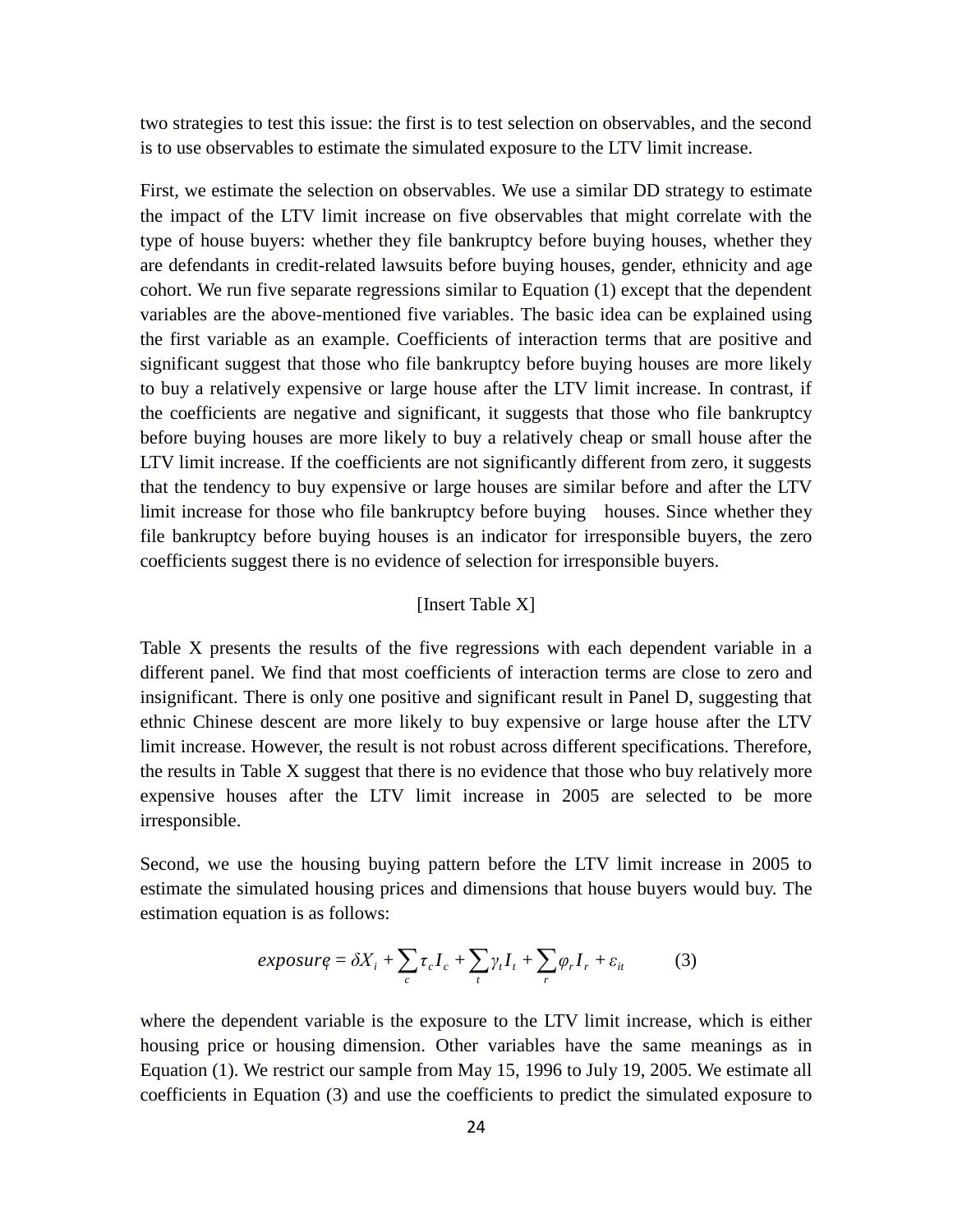two strategies to test this issue: the first is to test selection on observables, and the second is to use observables to estimate the simulated exposure to the LTV limit increase.

First, we estimate the selection on observables. We use a similar DD strategy to estimate the impact of the LTV limit increase on five observables that might correlate with the type of house buyers: whether they file bankruptcy before buying houses, whether they are defendants in credit-related lawsuits before buying houses, gender, ethnicity and age cohort. We run five separate regressions similar to Equation (1) except that the dependent variables are the above-mentioned five variables. The basic idea can be explained using the first variable as an example. Coefficients of interaction terms that are positive and significant suggest that those who file bankruptcy before buying houses are more likely to buy a relatively expensive or large house after the LTV limit increase. In contrast, if the coefficients are negative and significant, it suggests that those who file bankruptcy before buying houses are more likely to buy a relatively cheap or small house after the LTV limit increase. If the coefficients are not significantly different from zero, it suggests that the tendency to buy expensive or large houses are similar before and after the LTV limit increase for those who file bankruptcy before buying houses. Since whether they file bankruptcy before buying houses is an indicator for irresponsible buyers, the zero coefficients suggest there is no evidence of selection for irresponsible buyers.

[Insert Table X]

Table X presents the results of the five regressions with each dependent variable in a different panel. We find that most coefficients of interaction terms are close to zero and insignificant. There is only one positive and significant result in Panel D, suggesting that ethnic Chinese descent are more likely to buy expensive or large house after the LTV limit increase. However, the result is not robust across different specifications. Therefore, the results in Table X suggest that there is no evidence that those who buy relatively more expensive houses after the LTV limit increase in 2005 are selected to be more irresponsible.

Second, we use the housing buying pattern before the LTV limit increase in 2005 to estimate the simulated housing prices and dimensions that house buyers would buy. The estimation equation is as follows:

$$exposure_i = \delta X_i + \sum_c \tau_c I_c + \sum_t \gamma_t I_t + \sum_r \varphi_r I_r + \varepsilon_{it} \qquad (3)$$

where the dependent variable is the exposure to the LTV limit increase, which is either housing price or housing dimension. Other variables have the same meanings as in Equation (1). We restrict our sample from May 15, 1996 to July 19, 2005. We estimate all coefficients in Equation (3) and use the coefficients to predict the simulated exposure to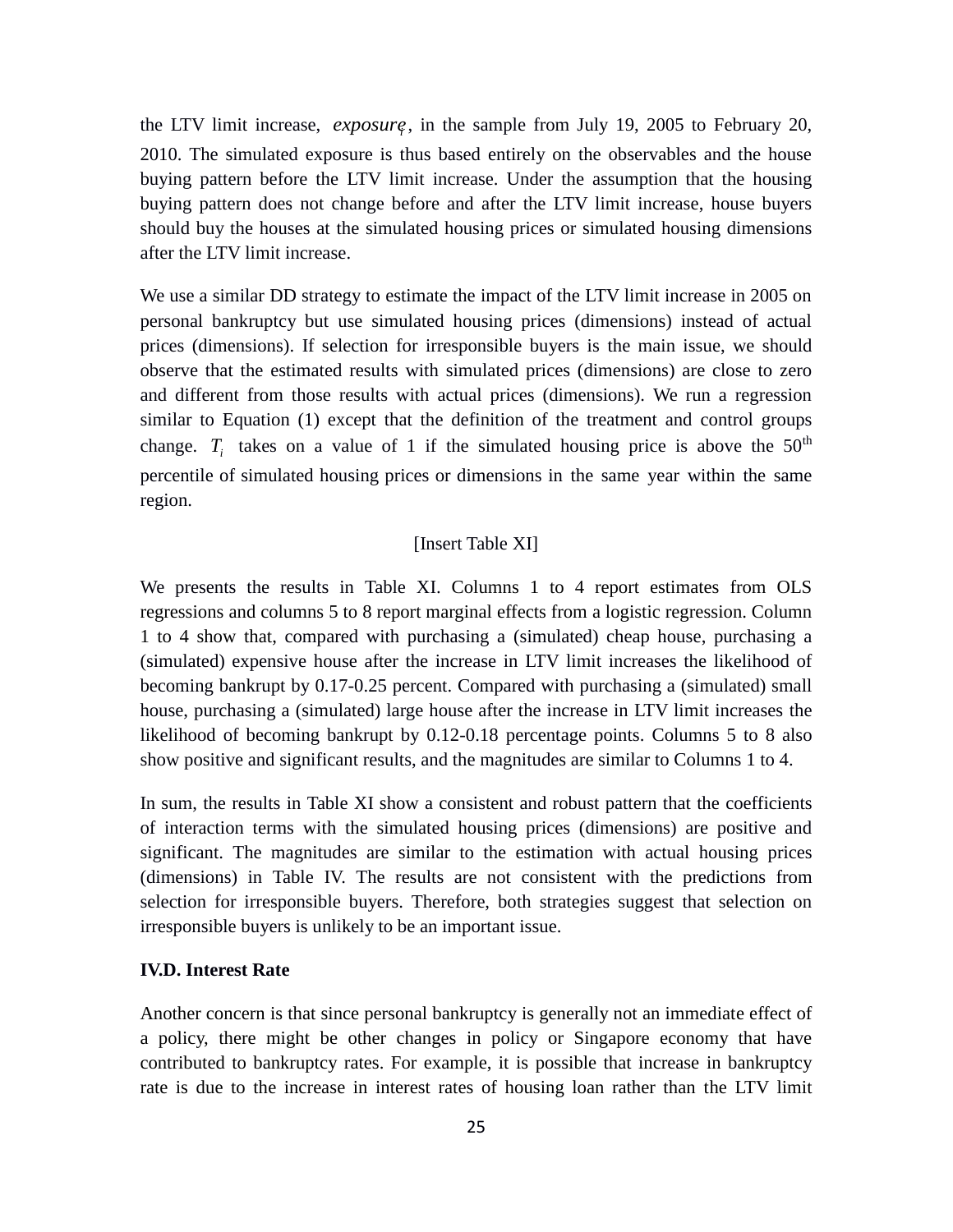the LTV limit increase, $exposure_i$, in the sample from July 19, 2005 to February 20, 2010. The simulated exposure is thus based entirely on the observables and the house buying pattern before the LTV limit increase. Under the assumption that the housing buying pattern does not change before and after the LTV limit increase, house buyers should buy the houses at the simulated housing prices or simulated housing dimensions after the LTV limit increase.

We use a similar DD strategy to estimate the impact of the LTV limit increase in 2005 on personal bankruptcy but use simulated housing prices (dimensions) instead of actual prices (dimensions). If selection for irresponsible buyers is the main issue, we should observe that the estimated results with simulated prices (dimensions) are close to zero and different from those results with actual prices (dimensions). We run a regression similar to Equation (1) except that the definition of the treatment and control groups change. $T_i$ takes on a value of 1 if the simulated housing price is above the $50^{th}$ percentile of simulated housing prices or dimensions in the same year within the same region.

[Insert Table XI]

We presents the results in Table XI. Columns 1 to 4 report estimates from OLS regressions and columns 5 to 8 report marginal effects from a logistic regression. Column 1 to 4 show that, compared with purchasing a (simulated) cheap house, purchasing a (simulated) expensive house after the increase in LTV limit increases the likelihood of becoming bankrupt by 0.17-0.25 percent. Compared with purchasing a (simulated) small house, purchasing a (simulated) large house after the increase in LTV limit increases the likelihood of becoming bankrupt by 0.12-0.18 percentage points. Columns 5 to 8 also show positive and significant results, and the magnitudes are similar to Columns 1 to 4.

In sum, the results in Table XI show a consistent and robust pattern that the coefficients of interaction terms with the simulated housing prices (dimensions) are positive and significant. The magnitudes are similar to the estimation with actual housing prices (dimensions) in Table IV. The results are not consistent with the predictions from selection for irresponsible buyers. Therefore, both strategies suggest that selection on irresponsible buyers is unlikely to be an important issue.

**IV.D. Interest Rate**

Another concern is that since personal bankruptcy is generally not an immediate effect of a policy, there might be other changes in policy or Singapore economy that have contributed to bankruptcy rates. For example, it is possible that increase in bankruptcy rate is due to the increase in interest rates of housing loan rather than the LTV limit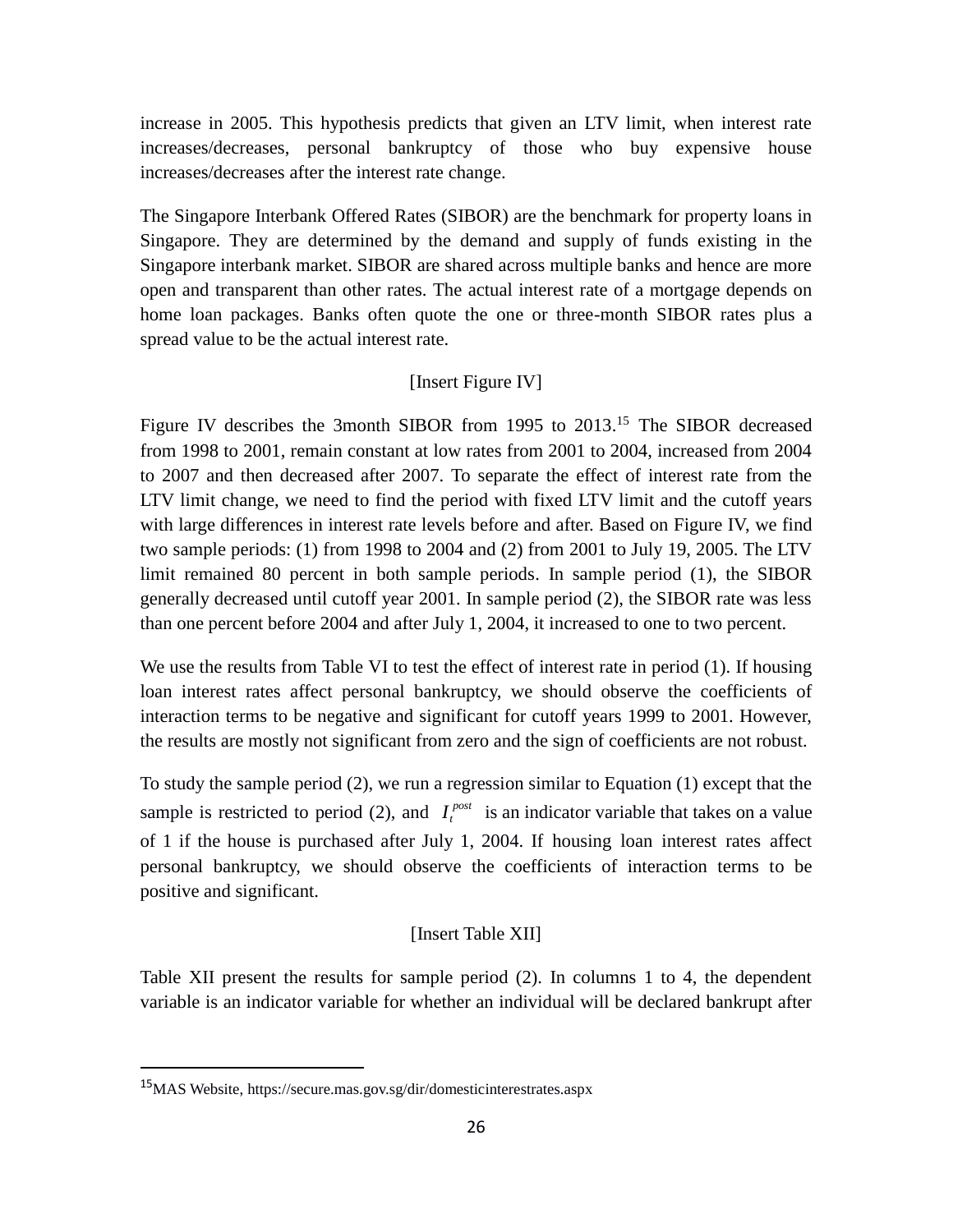increase in 2005. This hypothesis predicts that given an LTV limit, when interest rate increases/decreases, personal bankruptcy of those who buy expensive house increases/decreases after the interest rate change.

The Singapore Interbank Offered Rates (SIBOR) are the benchmark for property loans in Singapore. They are determined by the demand and supply of funds existing in the Singapore interbank market. SIBOR are shared across multiple banks and hence are more open and transparent than other rates. The actual interest rate of a mortgage depends on home loan packages. Banks often quote the one or three-month SIBOR rates plus a spread value to be the actual interest rate.

[Insert Figure IV]

Figure IV describes the 3month SIBOR from 1995 to 2013.[15] The SIBOR decreased from 1998 to 2001, remain constant at low rates from 2001 to 2004, increased from 2004 to 2007 and then decreased after 2007. To separate the effect of interest rate from the LTV limit change, we need to find the period with fixed LTV limit and the cutoff years with large differences in interest rate levels before and after. Based on Figure IV, we find two sample periods: (1) from 1998 to 2004 and (2) from 2001 to July 19, 2005. The LTV limit remained 80 percent in both sample periods. In sample period (1), the SIBOR generally decreased until cutoff year 2001. In sample period (2), the SIBOR rate was less than one percent before 2004 and after July 1, 2004, it increased to one to two percent.

We use the results from Table VI to test the effect of interest rate in period (1). If housing loan interest rates affect personal bankruptcy, we should observe the coefficients of interaction terms to be negative and significant for cutoff years 1999 to 2001. However, the results are mostly not significant from zero and the sign of coefficients are not robust.

To study the sample period (2), we run a regression similar to Equation (1) except that the sample is restricted to period (2), and $I_t^{post}$ is an indicator variable that takes on a value of 1 if the house is purchased after July 1, 2004. If housing loan interest rates affect personal bankruptcy, we should observe the coefficients of interaction terms to be positive and significant.

[Insert Table XII]

Table XII present the results for sample period (2). In columns 1 to 4, the dependent variable is an indicator variable for whether an individual will be declared bankrupt after

[15] MAS Website, https://secure.mas.gov.sg/dir/domesticinterestrates.aspx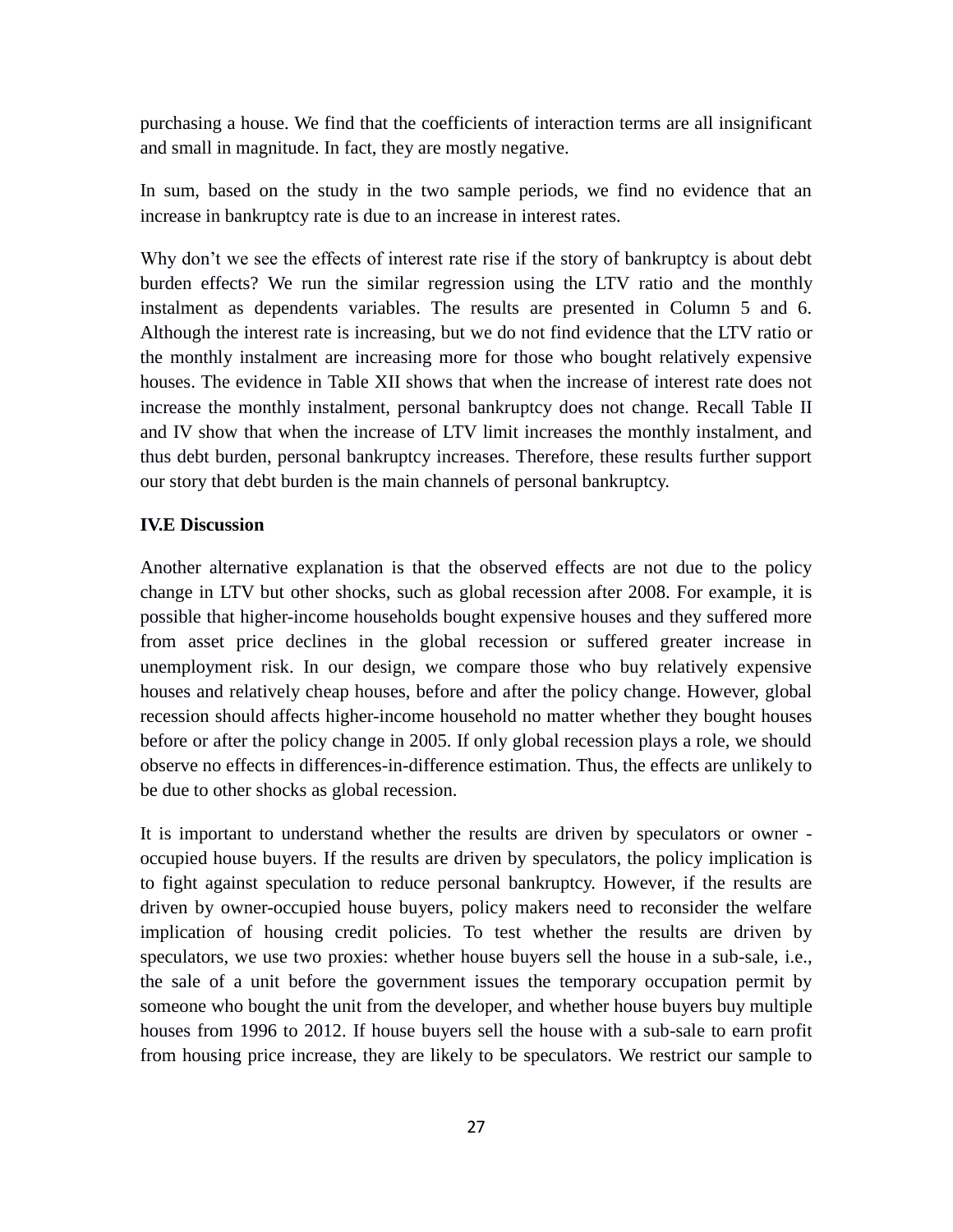purchasing a house. We find that the coefficients of interaction terms are all insignificant and small in magnitude. In fact, they are mostly negative.

In sum, based on the study in the two sample periods, we find no evidence that an increase in bankruptcy rate is due to an increase in interest rates.

Why don't we see the effects of interest rate rise if the story of bankruptcy is about debt burden effects? We run the similar regression using the LTV ratio and the monthly instalment as dependents variables. The results are presented in Column 5 and 6. Although the interest rate is increasing, but we do not find evidence that the LTV ratio or the monthly instalment are increasing more for those who bought relatively expensive houses. The evidence in Table XII shows that when the increase of interest rate does not increase the monthly instalment, personal bankruptcy does not change. Recall Table II and IV show that when the increase of LTV limit increases the monthly instalment, and thus debt burden, personal bankruptcy increases. Therefore, these results further support our story that debt burden is the main channels of personal bankruptcy.

**IV.E Discussion**

Another alternative explanation is that the observed effects are not due to the policy change in LTV but other shocks, such as global recession after 2008. For example, it is possible that higher-income households bought expensive houses and they suffered more from asset price declines in the global recession or suffered greater increase in unemployment risk. In our design, we compare those who buy relatively expensive houses and relatively cheap houses, before and after the policy change. However, global recession should affects higher-income household no matter whether they bought houses before or after the policy change in 2005. If only global recession plays a role, we should observe no effects in differences-in-difference estimation. Thus, the effects are unlikely to be due to other shocks as global recession.

It is important to understand whether the results are driven by speculators or owner - occupied house buyers. If the results are driven by speculators, the policy implication is to fight against speculation to reduce personal bankruptcy. However, if the results are driven by owner-occupied house buyers, policy makers need to reconsider the welfare implication of housing credit policies. To test whether the results are driven by speculators, we use two proxies: whether house buyers sell the house in a sub-sale, i.e., the sale of a unit before the government issues the temporary occupation permit by someone who bought the unit from the developer, and whether house buyers buy multiple houses from 1996 to 2012. If house buyers sell the house with a sub-sale to earn profit from housing price increase, they are likely to be speculators. We restrict our sample to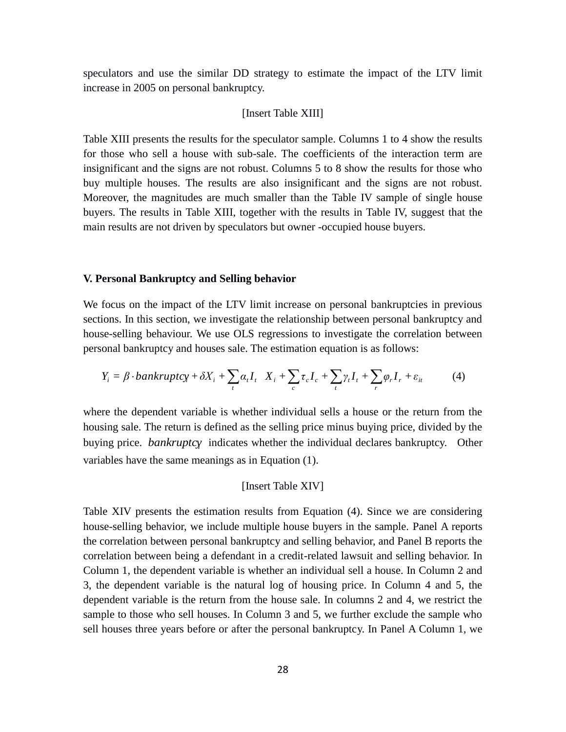speculators and use the similar DD strategy to estimate the impact of the LTV limit increase in 2005 on personal bankruptcy.

[Insert Table XIII]

Table XIII presents the results for the speculator sample. Columns 1 to 4 show the results for those who sell a house with sub-sale. The coefficients of the interaction term are insignificant and the signs are not robust. Columns 5 to 8 show the results for those who buy multiple houses. The results are also insignificant and the signs are not robust. Moreover, the magnitudes are much smaller than the Table IV sample of single house buyers. The results in Table XIII, together with the results in Table IV, suggest that the main results are not driven by speculators but owner -occupied house buyers.

### V. Personal Bankruptcy and Selling behavior

We focus on the impact of the LTV limit increase on personal bankruptcies in previous sections. In this section, we investigate the relationship between personal bankruptcy and house-selling behaviour. We use OLS regressions to investigate the correlation between personal bankruptcy and houses sale. The estimation equation is as follows:

$$Y_i = \beta \cdot bankruptcy_i + \delta X_i + \sum_t \alpha_t I_t \quad X_i + \sum_c \tau_c I_c + \sum_t \gamma_t I_t + \sum_r \varphi_r I_r + \varepsilon_{it} \qquad (4)$$

where the dependent variable is whether individual sells a house or the return from the housing sale. The return is defined as the selling price minus buying price, divided by the buying price. $bankruptcy_i$ indicates whether the individual declares bankruptcy. Other variables have the same meanings as in Equation (1).

[Insert Table XIV]

Table XIV presents the estimation results from Equation (4). Since we are considering house-selling behavior, we include multiple house buyers in the sample. Panel A reports the correlation between personal bankruptcy and selling behavior, and Panel B reports the correlation between being a defendant in a credit-related lawsuit and selling behavior. In Column 1, the dependent variable is whether an individual sell a house. In Column 2 and 3, the dependent variable is the natural log of housing price. In Column 4 and 5, the dependent variable is the return from the house sale. In columns 2 and 4, we restrict the sample to those who sell houses. In Column 3 and 5, we further exclude the sample who sell houses three years before or after the personal bankruptcy. In Panel A Column 1, we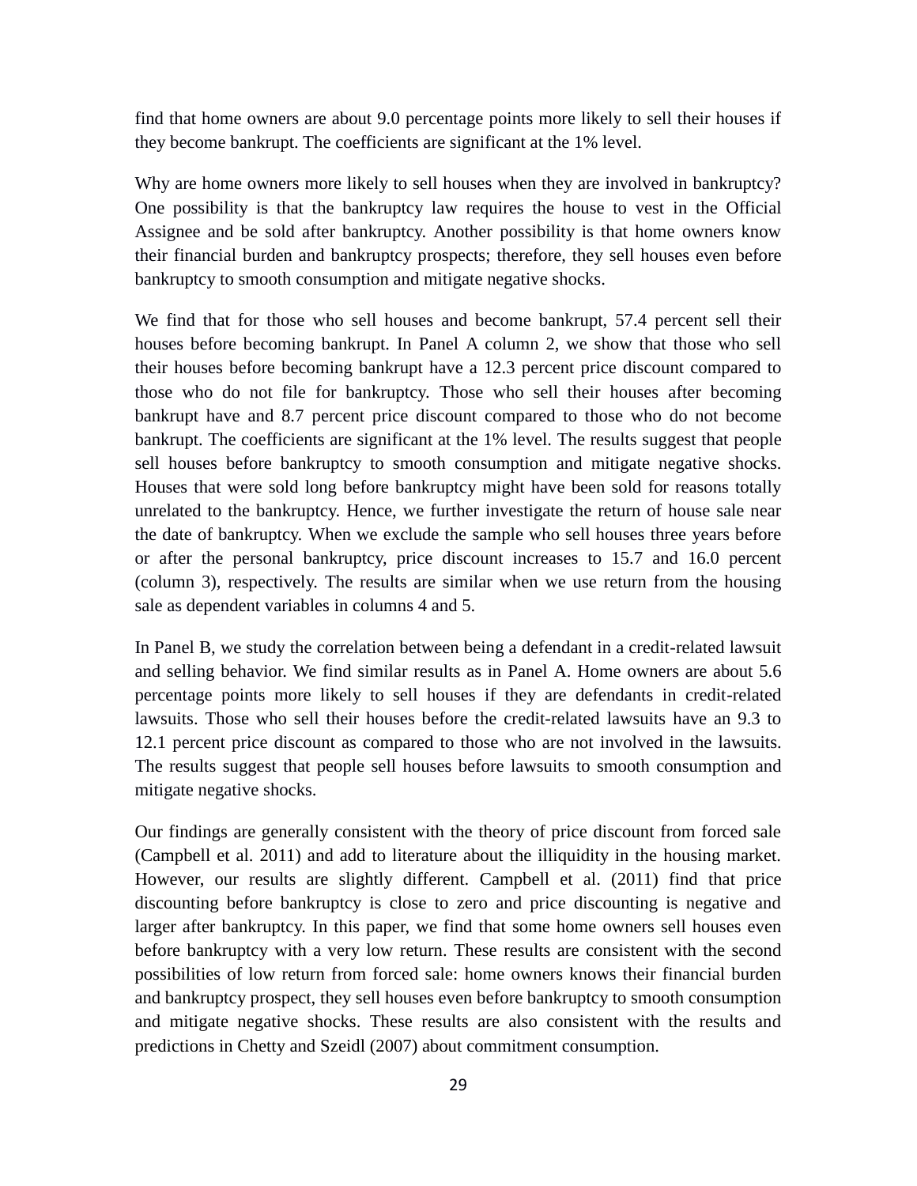find that home owners are about 9.0 percentage points more likely to sell their houses if they become bankrupt. The coefficients are significant at the 1% level.

Why are home owners more likely to sell houses when they are involved in bankruptcy? One possibility is that the bankruptcy law requires the house to vest in the Official Assignee and be sold after bankruptcy. Another possibility is that home owners know their financial burden and bankruptcy prospects; therefore, they sell houses even before bankruptcy to smooth consumption and mitigate negative shocks.

We find that for those who sell houses and become bankrupt, 57.4 percent sell their houses before becoming bankrupt. In Panel A column 2, we show that those who sell their houses before becoming bankrupt have a 12.3 percent price discount compared to those who do not file for bankruptcy. Those who sell their houses after becoming bankrupt have and 8.7 percent price discount compared to those who do not become bankrupt. The coefficients are significant at the 1% level. The results suggest that people sell houses before bankruptcy to smooth consumption and mitigate negative shocks. Houses that were sold long before bankruptcy might have been sold for reasons totally unrelated to the bankruptcy. Hence, we further investigate the return of house sale near the date of bankruptcy. When we exclude the sample who sell houses three years before or after the personal bankruptcy, price discount increases to 15.7 and 16.0 percent (column 3), respectively. The results are similar when we use return from the housing sale as dependent variables in columns 4 and 5.

In Panel B, we study the correlation between being a defendant in a credit-related lawsuit and selling behavior. We find similar results as in Panel A. Home owners are about 5.6 percentage points more likely to sell houses if they are defendants in credit-related lawsuits. Those who sell their houses before the credit-related lawsuits have an 9.3 to 12.1 percent price discount as compared to those who are not involved in the lawsuits. The results suggest that people sell houses before lawsuits to smooth consumption and mitigate negative shocks.

Our findings are generally consistent with the theory of price discount from forced sale (Campbell et al. 2011) and add to literature about the illiquidity in the housing market. However, our results are slightly different. Campbell et al. (2011) find that price discounting before bankruptcy is close to zero and price discounting is negative and larger after bankruptcy. In this paper, we find that some home owners sell houses even before bankruptcy with a very low return. These results are consistent with the second possibilities of low return from forced sale: home owners knows their financial burden and bankruptcy prospect, they sell houses even before bankruptcy to smooth consumption and mitigate negative shocks. These results are also consistent with the results and predictions in Chetty and Szeidl (2007) about commitment consumption.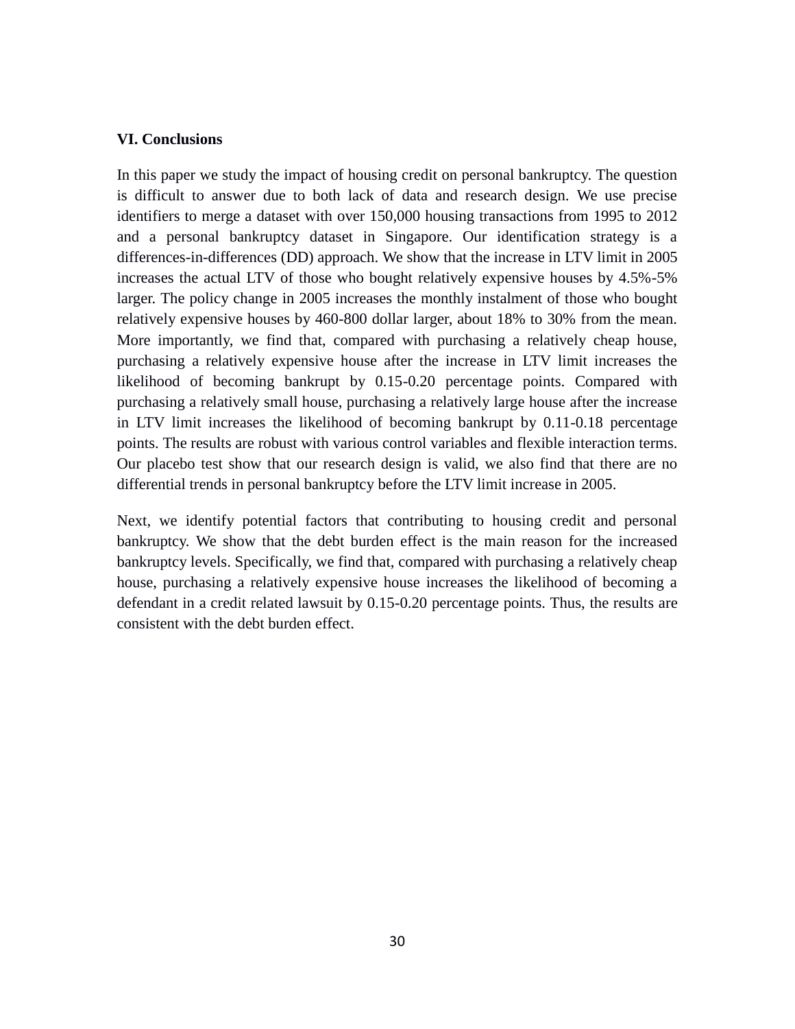## VI. Conclusions

In this paper we study the impact of housing credit on personal bankruptcy. The question is difficult to answer due to both lack of data and research design. We use precise identifiers to merge a dataset with over 150,000 housing transactions from 1995 to 2012 and a personal bankruptcy dataset in Singapore. Our identification strategy is a differences-in-differences (DD) approach. We show that the increase in LTV limit in 2005 increases the actual LTV of those who bought relatively expensive houses by 4.5%-5% larger. The policy change in 2005 increases the monthly instalment of those who bought relatively expensive houses by 460-800 dollar larger, about 18% to 30% from the mean. More importantly, we find that, compared with purchasing a relatively cheap house, purchasing a relatively expensive house after the increase in LTV limit increases the likelihood of becoming bankrupt by 0.15-0.20 percentage points. Compared with purchasing a relatively small house, purchasing a relatively large house after the increase in LTV limit increases the likelihood of becoming bankrupt by 0.11-0.18 percentage points. The results are robust with various control variables and flexible interaction terms. Our placebo test show that our research design is valid, we also find that there are no differential trends in personal bankruptcy before the LTV limit increase in 2005.

Next, we identify potential factors that contributing to housing credit and personal bankruptcy. We show that the debt burden effect is the main reason for the increased bankruptcy levels. Specifically, we find that, compared with purchasing a relatively cheap house, purchasing a relatively expensive house increases the likelihood of becoming a defendant in a credit related lawsuit by 0.15-0.20 percentage points. Thus, the results are consistent with the debt burden effect.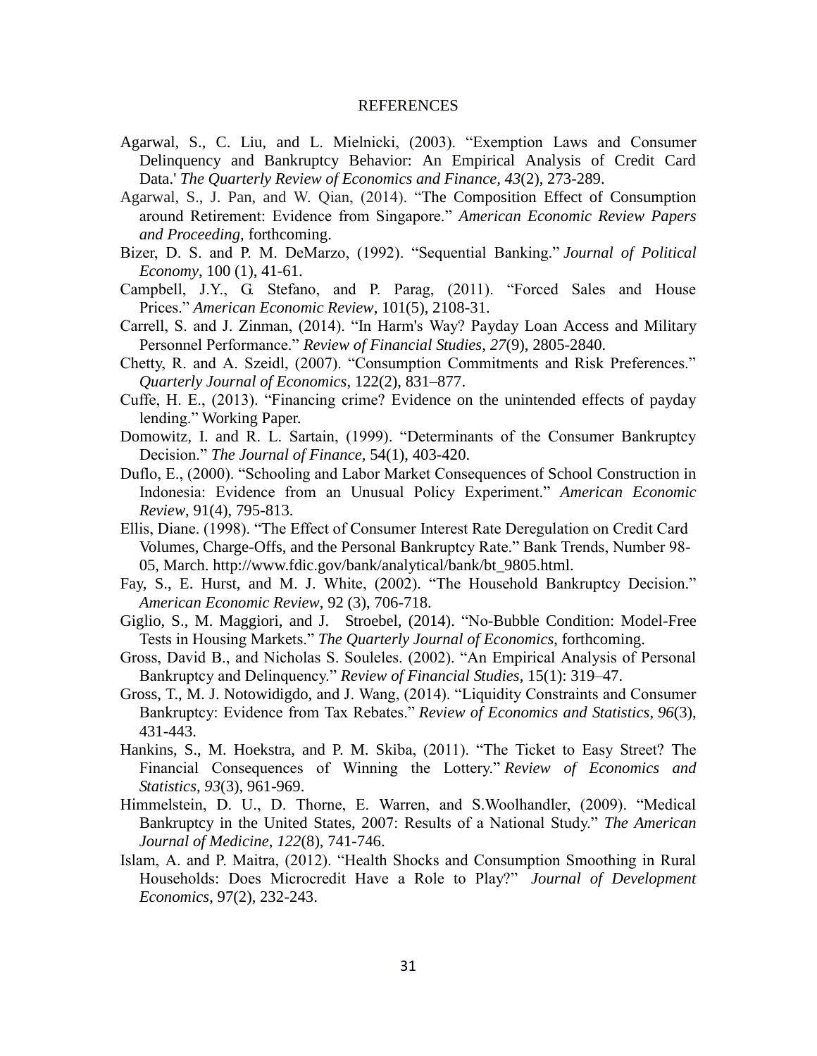# REFERENCES

Agarwal, S., C. Liu, and L. Mielnicki, (2003). "Exemption Laws and Consumer Delinquency and Bankruptcy Behavior: An Empirical Analysis of Credit Card Data.' *The Quarterly Review of Economics and Finance*, *43*(2), 273-289.

Agarwal, S., J. Pan, and W. Qian, (2014). "The Composition Effect of Consumption around Retirement: Evidence from Singapore." *American Economic Review Papers and Proceeding,* forthcoming.

Bizer, D. S. and P. M. DeMarzo, (1992). "Sequential Banking." *Journal of Political Economy*, 100 (1), 41-61.

Campbell, J.Y., G. Stefano, and P. Parag, (2011). "Forced Sales and House Prices." *American Economic Review*, 101(5), 2108-31.

Carrell, S. and J. Zinman, (2014). "In Harm's Way? Payday Loan Access and Military Personnel Performance." *Review of Financial Studies*, *27*(9), 2805-2840.

Chetty, R. and A. Szeidl, (2007). "Consumption Commitments and Risk Preferences." *Quarterly Journal of Economics*, 122(2), 831–877.

Cuffe, H. E., (2013). "Financing crime? Evidence on the unintended effects of payday lending." Working Paper.

Domowitz, I. and R. L. Sartain, (1999). "Determinants of the Consumer Bankruptcy Decision." *The Journal of Finance*, 54(1), 403-420.

Duflo, E., (2000). "Schooling and Labor Market Consequences of School Construction in Indonesia: Evidence from an Unusual Policy Experiment." *American Economic Review*, 91(4), 795-813.

Ellis, Diane. (1998). "The Effect of Consumer Interest Rate Deregulation on Credit Card Volumes, Charge-Offs, and the Personal Bankruptcy Rate." Bank Trends, Number 98-05, March. http://www.fdic.gov/bank/analytical/bank/bt_9805.html.

Fay, S., E. Hurst, and M. J. White, (2002). "The Household Bankruptcy Decision." *American Economic Review*, 92 (3), 706-718.

Giglio, S., M. Maggiori, and J. Stroebel, (2014). "No-Bubble Condition: Model-Free Tests in Housing Markets." *The Quarterly Journal of Economics*, forthcoming.

Gross, David B., and Nicholas S. Souleles. (2002). "An Empirical Analysis of Personal Bankruptcy and Delinquency." *Review of Financial Studies*, 15(1): 319–47.

Gross, T., M. J. Notowidigdo, and J. Wang, (2014). "Liquidity Constraints and Consumer Bankruptcy: Evidence from Tax Rebates." *Review of Economics and Statistics*, *96*(3), 431-443.

Hankins, S., M. Hoekstra, and P. M. Skiba, (2011). "The Ticket to Easy Street? The Financial Consequences of Winning the Lottery." *Review of Economics and Statistics*, *93*(3), 961-969.

Himmelstein, D. U., D. Thorne, E. Warren, and S.Woolhandler, (2009). "Medical Bankruptcy in the United States, 2007: Results of a National Study." *The American Journal of Medicine*, *122*(8), 741-746.

Islam, A. and P. Maitra, (2012). "Health Shocks and Consumption Smoothing in Rural Households: Does Microcredit Have a Role to Play?" *Journal of Development Economics*, 97(2), 232-243.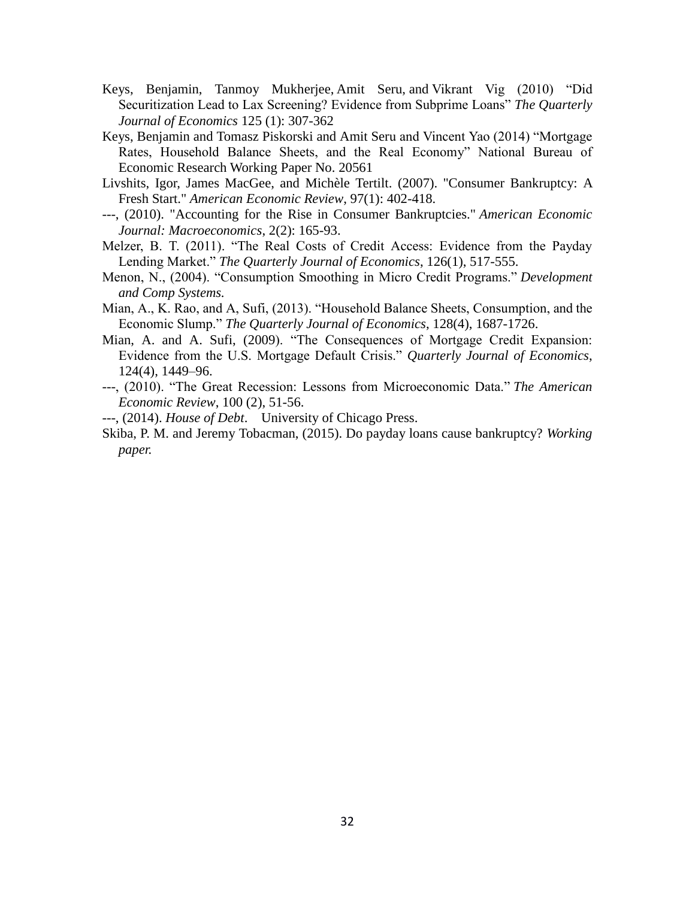Keys, Benjamin, Tanmoy Mukherjee, Amit Seru, and Vikrant Vig (2010) "Did Securitization Lead to Lax Screening? Evidence from Subprime Loans" *The Quarterly Journal of Economics* 125 (1): 307-362

Keys, Benjamin and Tomasz Piskorski and Amit Seru and Vincent Yao (2014) "Mortgage Rates, Household Balance Sheets, and the Real Economy" National Bureau of Economic Research Working Paper No. 20561

Livshits, Igor, James MacGee, and Michèle Tertilt. (2007). "Consumer Bankruptcy: A Fresh Start." *American Economic Review*, 97(1): 402-418.

---, (2010). "Accounting for the Rise in Consumer Bankruptcies." *American Economic Journal: Macroeconomics*, 2(2): 165-93.

Melzer, B. T. (2011). "The Real Costs of Credit Access: Evidence from the Payday Lending Market." *The Quarterly Journal of Economics*, 126(1), 517-555.

Menon, N., (2004). "Consumption Smoothing in Micro Credit Programs." *Development and Comp Systems.*

Mian, A., K. Rao, and A, Sufi, (2013). "Household Balance Sheets, Consumption, and the Economic Slump." *The Quarterly Journal of Economics*, 128(4), 1687-1726.

Mian, A. and A. Sufi, (2009). "The Consequences of Mortgage Credit Expansion: Evidence from the U.S. Mortgage Default Crisis." *Quarterly Journal of Economics*, 124(4), 1449–96.

---, (2010). "The Great Recession: Lessons from Microeconomic Data." *The American Economic Review*, 100 (2), 51-56.

---, (2014). *House of Debt*. University of Chicago Press.

Skiba, P. M. and Jeremy Tobacman, (2015). Do payday loans cause bankruptcy? *Working paper.*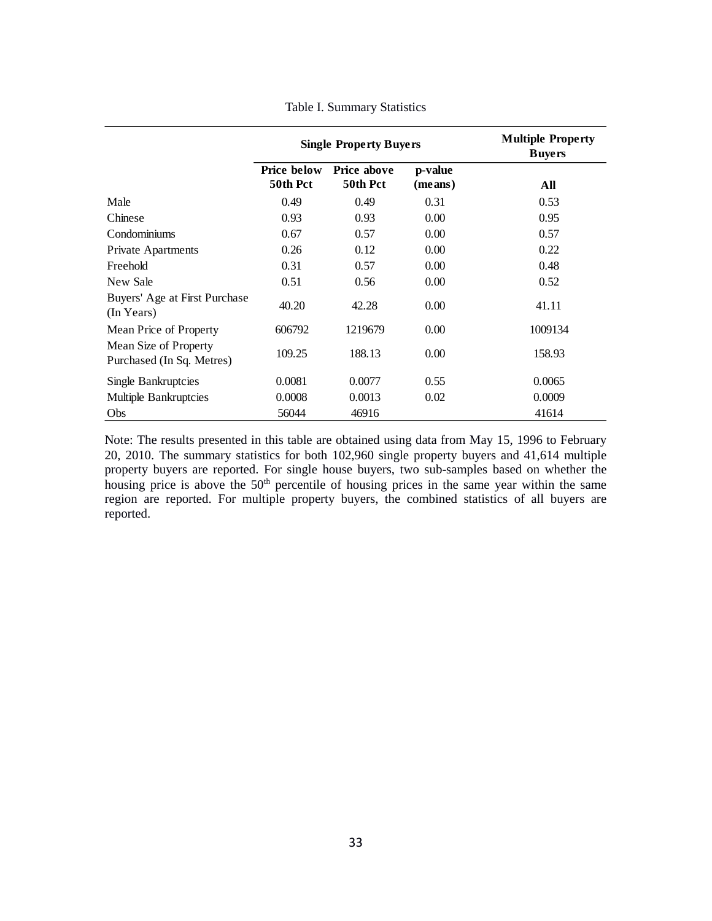Table I. Summary Statistics

| | Single Property Buyers | | | Multiple Property Buyers |
|---|---|---|---|---|
| | Price below 50th Pct | Price above 50th Pct | p-value (means) | All |
| Male | 0.49 | 0.49 | 0.31 | 0.53 |
| Chinese | 0.93 | 0.93 | 0.00 | 0.95 |
| Condominiums | 0.67 | 0.57 | 0.00 | 0.57 |
| Private Apartments | 0.26 | 0.12 | 0.00 | 0.22 |
| Freehold | 0.31 | 0.57 | 0.00 | 0.48 |
| New Sale | 0.51 | 0.56 | 0.00 | 0.52 |
| Buyers' Age at First Purchase (In Years) | 40.20 | 42.28 | 0.00 | 41.11 |
| Mean Price of Property | 606792 | 1219679 | 0.00 | 1009134 |
| Mean Size of Property Purchased (In Sq. Metres) | 109.25 | 188.13 | 0.00 | 158.93 |
| Single Bankruptcies | 0.0081 | 0.0077 | 0.55 | 0.0065 |
| Multiple Bankruptcies | 0.0008 | 0.0013 | 0.02 | 0.0009 |
| Obs | 56044 | 46916 | | 41614 |

Note: The results presented in this table are obtained using data from May 15, 1996 to February 20, 2010. The summary statistics for both 102,960 single property buyers and 41,614 multiple property buyers are reported. For single house buyers, two sub-samples based on whether the housing price is above the 50th percentile of housing prices in the same year within the same region are reported. For multiple property buyers, the combined statistics of all buyers are reported.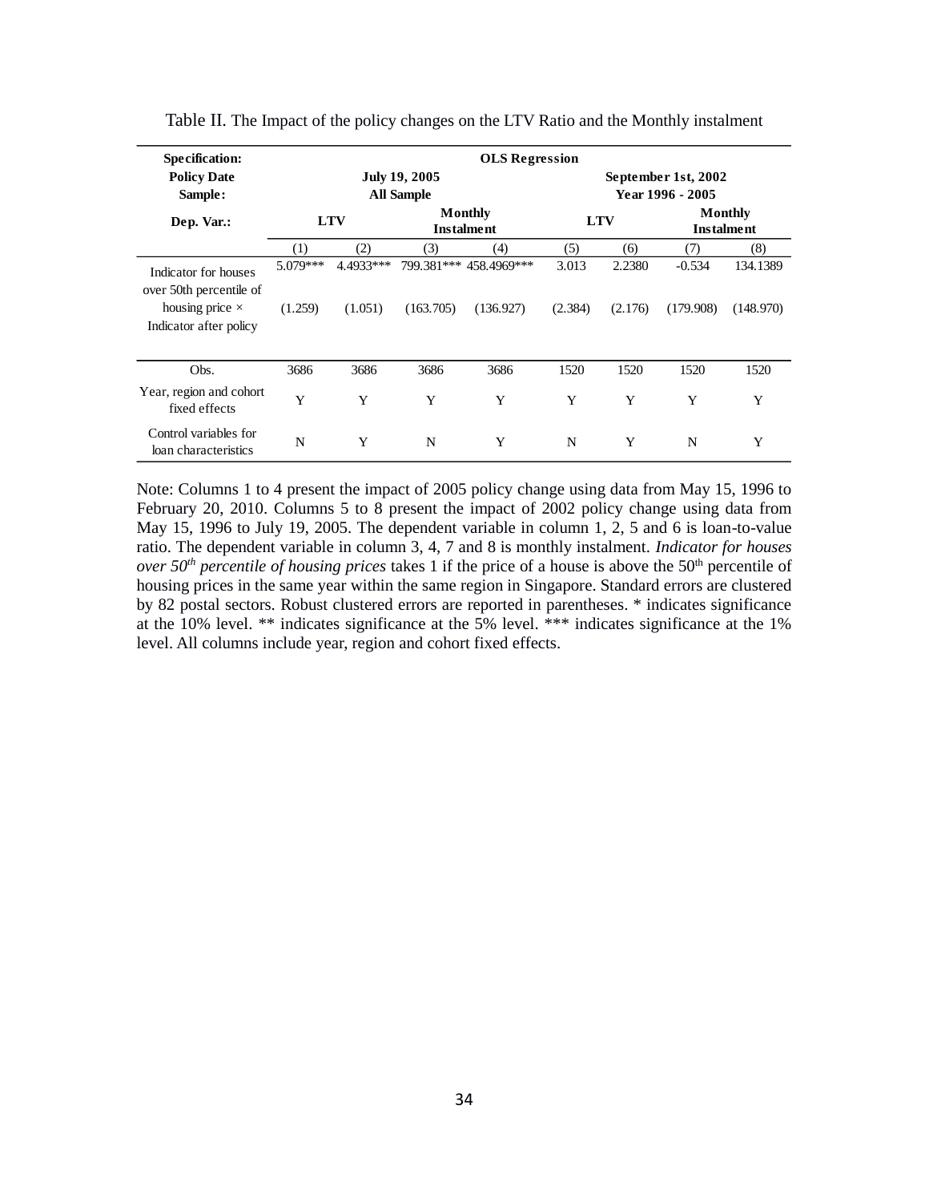Table II. The Impact of the policy changes on the LTV Ratio and the Monthly instalment

| **Specification:** | **OLS Regression** | | | | | | | |
|---|---|---|---|---|---|---|---|---|
| **Policy Date** | **July 19, 2005** | | | | **September 1st, 2002** | | | |
| **Sample:** | **All Sample** | | | | **Year 1996 - 2005** | | | |
| **Dep. Var.:** | **LTV** | | **Monthly Instalment** | | **LTV** | | **Monthly Instalment** | |
| | (1) | (2) | (3) | (4) | (5) | (6) | (7) | (8) |
| Indicator for houses over 50th percentile of housing price × Indicator after policy | 5.079*** | 4.4933*** | 799.381*** | 458.4969*** | 3.013 | 2.2380 | -0.534 | 134.1389 |
| | (1.259) | (1.051) | (163.705) | (136.927) | (2.384) | (2.176) | (179.908) | (148.970) |
| Obs. | 3686 | 3686 | 3686 | 3686 | 1520 | 1520 | 1520 | 1520 |
| Year, region and cohort fixed effects | Y | Y | Y | Y | Y | Y | Y | Y |
| Control variables for loan characteristics | N | Y | N | Y | N | Y | N | Y |

Note: Columns 1 to 4 present the impact of 2005 policy change using data from May 15, 1996 to February 20, 2010. Columns 5 to 8 present the impact of 2002 policy change using data from May 15, 1996 to July 19, 2005. The dependent variable in column 1, 2, 5 and 6 is loan-to-value ratio. The dependent variable in column 3, 4, 7 and 8 is monthly instalment. *Indicator for houses over 50th percentile of housing prices* takes 1 if the price of a house is above the 50th percentile of housing prices in the same year within the same region in Singapore. Standard errors are clustered by 82 postal sectors. Robust clustered errors are reported in parentheses. * indicates significance at the 10% level. ** indicates significance at the 5% level. *** indicates significance at the 1% level. All columns include year, region and cohort fixed effects.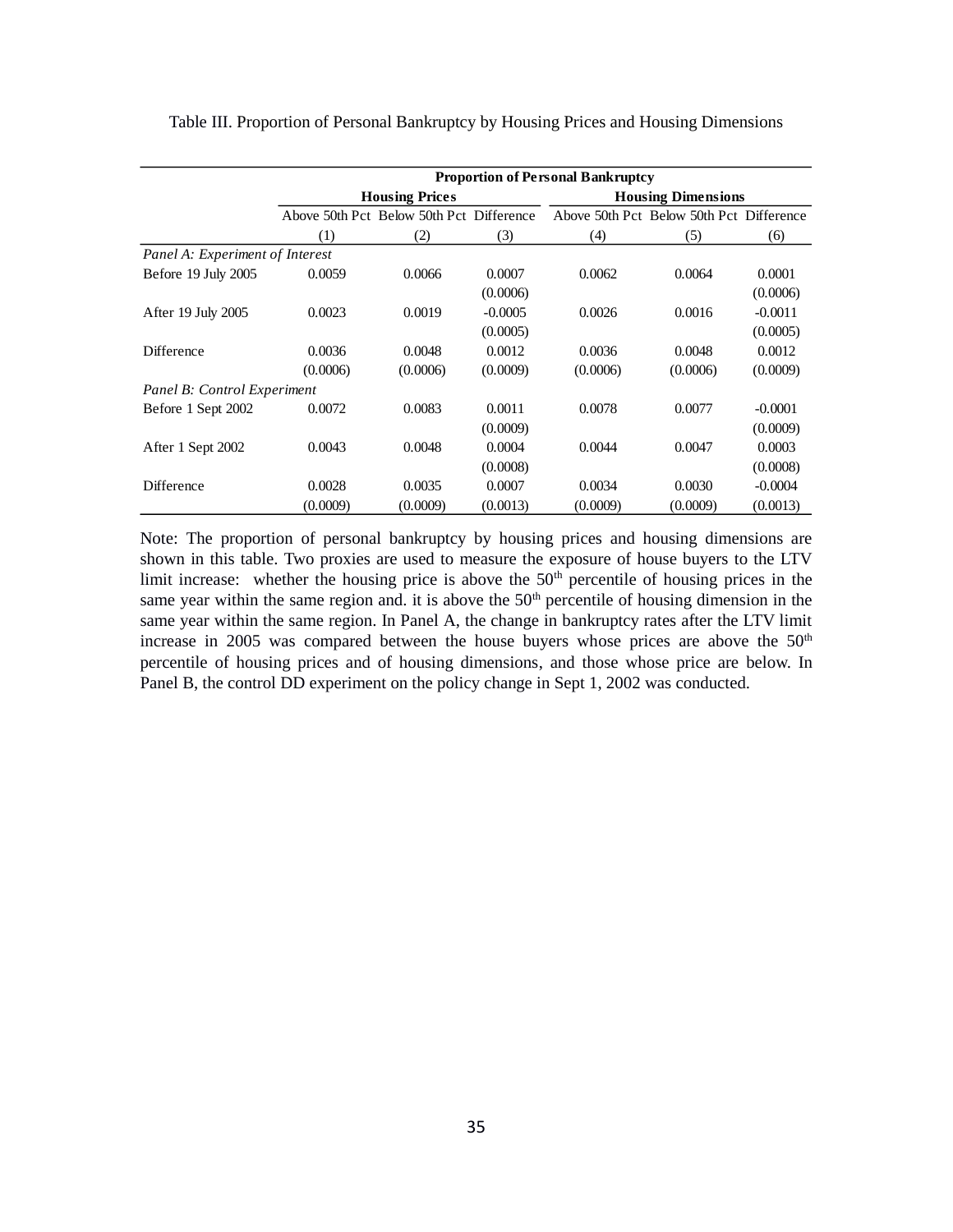Table III. Proportion of Personal Bankruptcy by Housing Prices and Housing Dimensions

| | **Proportion of Personal Bankruptcy** | | | | | |
|---|---|---|---|---|---|---|
| | **Housing Prices** | | | **Housing Dimensions** | | |
| | Above 50th Pct | Below 50th Pct | Difference | Above 50th Pct | Below 50th Pct | Difference |
| | (1) | (2) | (3) | (4) | (5) | (6) |
| *Panel A: Experiment of Interest* | | | | | | |
| Before 19 July 2005 | 0.0059 | 0.0066 | 0.0007 | 0.0062 | 0.0064 | 0.0001 |
| | | | (0.0006) | | | (0.0006) |
| After 19 July 2005 | 0.0023 | 0.0019 | -0.0005 | 0.0026 | 0.0016 | -0.0011 |
| | | | (0.0005) | | | (0.0005) |
| Difference | 0.0036 | 0.0048 | 0.0012 | 0.0036 | 0.0048 | 0.0012 |
| | (0.0006) | (0.0006) | (0.0009) | (0.0006) | (0.0006) | (0.0009) |
| *Panel B: Control Experiment* | | | | | | |
| Before 1 Sept 2002 | 0.0072 | 0.0083 | 0.0011 | 0.0078 | 0.0077 | -0.0001 |
| | | | (0.0009) | | | (0.0009) |
| After 1 Sept 2002 | 0.0043 | 0.0048 | 0.0004 | 0.0044 | 0.0047 | 0.0003 |
| | | | (0.0008) | | | (0.0008) |
| Difference | 0.0028 | 0.0035 | 0.0007 | 0.0034 | 0.0030 | -0.0004 |
| | (0.0009) | (0.0009) | (0.0013) | (0.0009) | (0.0009) | (0.0013) |

Note: The proportion of personal bankruptcy by housing prices and housing dimensions are shown in this table. Two proxies are used to measure the exposure of house buyers to the LTV limit increase: whether the housing price is above the 50th percentile of housing prices in the same year within the same region and. it is above the 50th percentile of housing dimension in the same year within the same region. In Panel A, the change in bankruptcy rates after the LTV limit increase in 2005 was compared between the house buyers whose prices are above the 50th percentile of housing prices and of housing dimensions, and those whose price are below. In Panel B, the control DD experiment on the policy change in Sept 1, 2002 was conducted.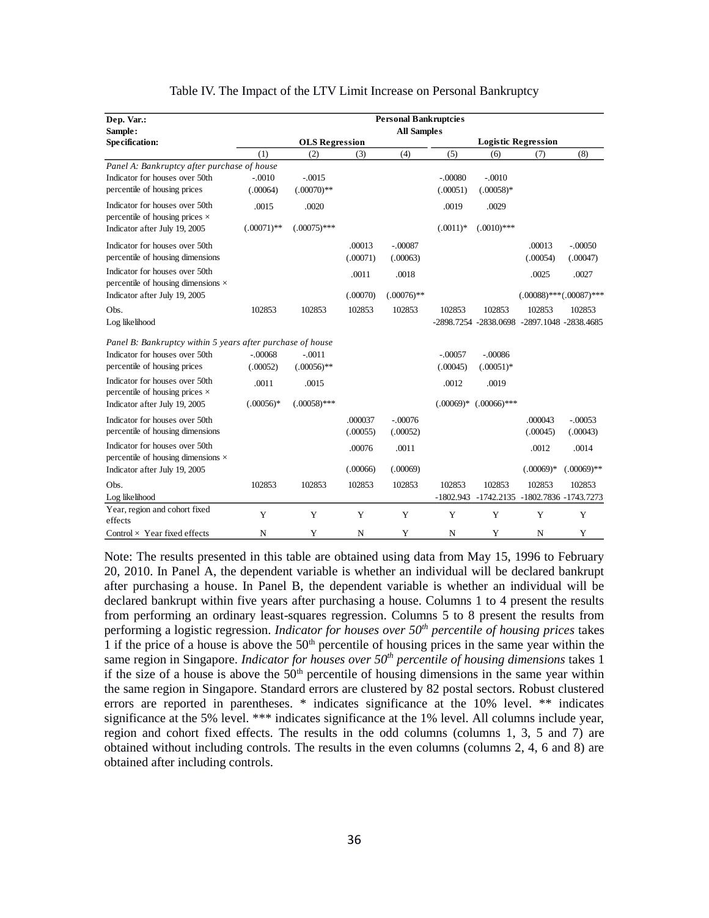Table IV. The Impact of the LTV Limit Increase on Personal Bankruptcy

| **Dep. Var.:** | **Personal Bankruptcies** | | | | | | | |
|---|---|---|---|---|---|---|---|---|
| **Sample:** | **All Samples** | | | | | | | |
| **Specification:** | **OLS Regression** | | | | **Logistic Regression** | | | |
| | (1) | (2) | (3) | (4) | (5) | (6) | (7) | (8) |
| *Panel A: Bankruptcy after purchase of house* | | | | | | | | |
| Indicator for houses over 50th percentile of housing prices | -.0010 (.00064) | -.0015 (.00070)** | | | -.00080 (.00051) | -.0010 (.00058)* | | |
| Indicator for houses over 50th percentile of housing prices × Indicator after July 19, 2005 | .0015 (.00071)** | .0020 (.00075)*** | | | .0019 (.0011)* | .0029 (.0010)*** | | |
| Indicator for houses over 50th percentile of housing dimensions | | | .00013 (.00071) | -.00087 (.00063) | | | .00013 (.00054) | -.00050 (.00047) |
| Indicator for houses over 50th percentile of housing dimensions × Indicator after July 19, 2005 | | | .0011 (.00070) | .0018 (.00076)** | | | .0025 (.00088)*** | .0027 (.00087)*** |
| Obs. | 102853 | 102853 | 102853 | 102853 | 102853 | 102853 | 102853 | 102853 |
| Log likelihood | | | | | -2898.7254 | -2838.0698 | -2897.1048 | -2838.4685 |
| *Panel B: Bankruptcy within 5 years after purchase of house* | | | | | | | | |
| Indicator for houses over 50th percentile of housing prices | -.00068 (.00052) | -.0011 (.00056)** | | | -.00057 (.00045) | -.00086 (.00051)* | | |
| Indicator for houses over 50th percentile of housing prices × Indicator after July 19, 2005 | .0011 (.00056)* | .0015 (.00058)*** | | | .0012 (.00069)* | .0019 (.00066)*** | | |
| Indicator for houses over 50th percentile of housing dimensions | | | .000037 (.00055) | -.00076 (.00052) | | | .000043 (.00045) | -.00053 (.00043) |
| Indicator for houses over 50th percentile of housing dimensions × Indicator after July 19, 2005 | | | .00076 (.00066) | .0011 (.00069) | | | .0012 (.00069)* | .0014 (.00069)** |
| Obs. | 102853 | 102853 | 102853 | 102853 | 102853 | 102853 | 102853 | 102853 |
| Log likelihood | | | | | -1802.943 | -1742.2135 | -1802.7836 | -1743.7273 |
| Year, region and cohort fixed effects | Y | Y | Y | Y | Y | Y | Y | Y |
| Control × Year fixed effects | N | Y | N | Y | N | Y | N | Y |

Note: The results presented in this table are obtained using data from May 15, 1996 to February 20, 2010. In Panel A, the dependent variable is whether an individual will be declared bankrupt after purchasing a house. In Panel B, the dependent variable is whether an individual will be declared bankrupt within five years after purchasing a house. Columns 1 to 4 present the results from performing an ordinary least-squares regression. Columns 5 to 8 present the results from performing a logistic regression. *Indicator for houses over 50th percentile of housing prices* takes 1 if the price of a house is above the 50th percentile of housing prices in the same year within the same region in Singapore. *Indicator for houses over 50th percentile of housing dimensions* takes 1 if the size of a house is above the 50th percentile of housing dimensions in the same year within the same region in Singapore. Standard errors are clustered by 82 postal sectors. Robust clustered errors are reported in parentheses. * indicates significance at the 10% level. ** indicates significance at the 5% level. *** indicates significance at the 1% level. All columns include year, region and cohort fixed effects. The results in the odd columns (columns 1, 3, 5 and 7) are obtained without including controls. The results in the even columns (columns 2, 4, 6 and 8) are obtained after including controls.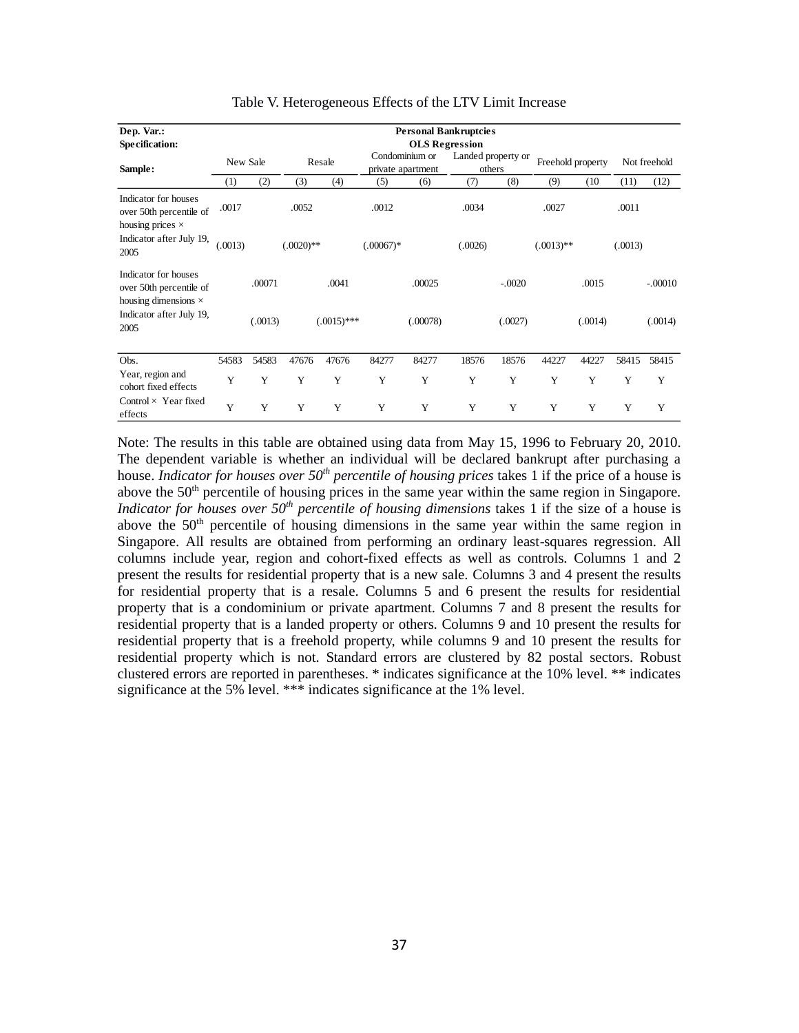Table V. Heterogeneous Effects of the LTV Limit Increase

| **Dep. Var.:** | **Personal Bankruptcies** | | | | | | | | | | | |
|---|---|---|---|---|---|---|---|---|---|---|---|---|
| **Specification:** | **OLS Regression** | | | | | | | | | | | |
| **Sample:** | New Sale | | Resale | | Condominium or private apartment | | Landed property or others | | Freehold property | | Not freehold | |
| | (1) | (2) | (3) | (4) | (5) | (6) | (7) | (8) | (9) | (10 | (11) | (12) |
| Indicator for houses over 50th percentile of housing prices × Indicator after July 19, 2005 | .0017 | | .0052 | | .0012 | | .0034 | | .0027 | | .0011 | |
| | (.0013) | | (.0020)** | | (.00067)* | | (.0026) | | (.0013)** | | (.0013) | |
| Indicator for houses over 50th percentile of housing dimensions × Indicator after July 19, 2005 | | .00071 | | .0041 | | .00025 | | -.0020 | | .0015 | | -.00010 |
| | | (.0013) | | (.0015)*** | | (.00078) | | (.0027) | | (.0014) | | (.0014) |
| Obs. | 54583 | 54583 | 47676 | 47676 | 84277 | 84277 | 18576 | 18576 | 44227 | 44227 | 58415 | 58415 |
| Year, region and cohort fixed effects | Y | Y | Y | Y | Y | Y | Y | Y | Y | Y | Y | Y |
| Control × Year fixed effects | Y | Y | Y | Y | Y | Y | Y | Y | Y | Y | Y | Y |

Note: The results in this table are obtained using data from May 15, 1996 to February 20, 2010. The dependent variable is whether an individual will be declared bankrupt after purchasing a house. *Indicator for houses over 50th percentile of housing prices* takes 1 if the price of a house is above the 50th percentile of housing prices in the same year within the same region in Singapore. *Indicator for houses over 50th percentile of housing dimensions* takes 1 if the size of a house is above the 50th percentile of housing dimensions in the same year within the same region in Singapore. All results are obtained from performing an ordinary least-squares regression. All columns include year, region and cohort-fixed effects as well as controls. Columns 1 and 2 present the results for residential property that is a new sale. Columns 3 and 4 present the results for residential property that is a resale. Columns 5 and 6 present the results for residential property that is a condominium or private apartment. Columns 7 and 8 present the results for residential property that is a landed property or others. Columns 9 and 10 present the results for residential property that is a freehold property, while columns 9 and 10 present the results for residential property which is not. Standard errors are clustered by 82 postal sectors. Robust clustered errors are reported in parentheses. * indicates significance at the 10% level. ** indicates significance at the 5% level. *** indicates significance at the 1% level.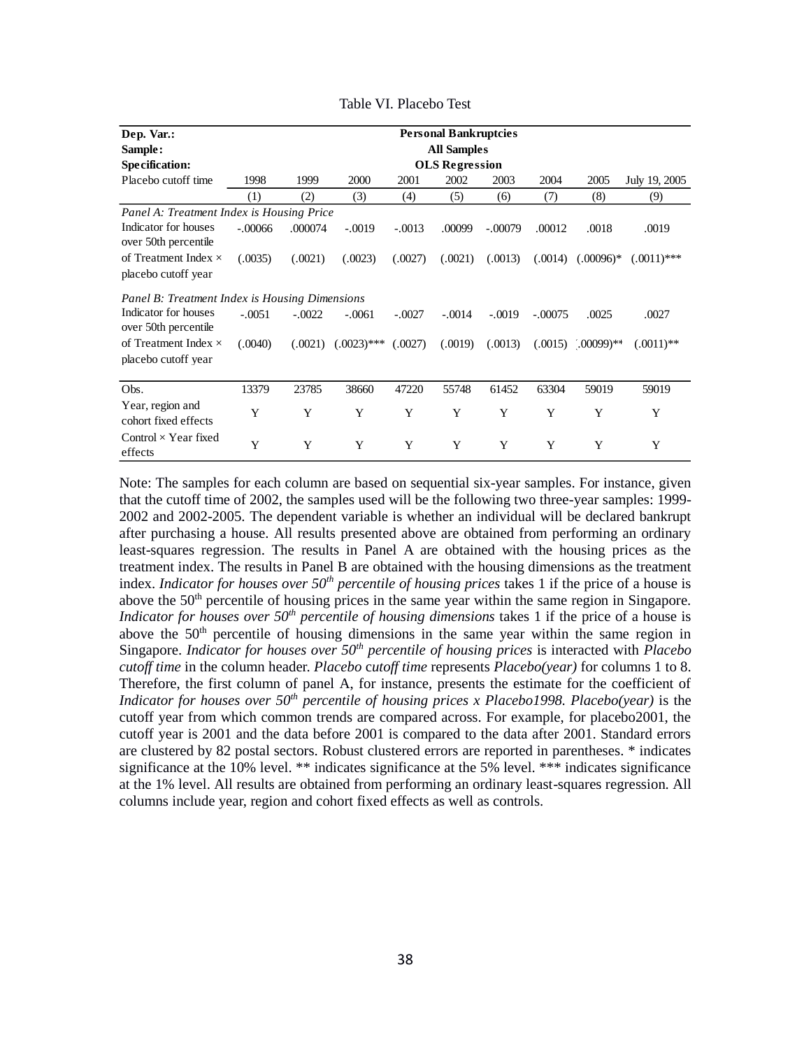Table VI. Placebo Test

| Dep. Var.: | Personal Bankruptcies | | | | | | | | |
|---|---|---|---|---|---|---|---|---|---|
| Sample: | All Samples | | | | | | | | |
| Specification: | OLS Regression | | | | | | | | |
| Placebo cutoff time | 1998 | 1999 | 2000 | 2001 | 2002 | 2003 | 2004 | 2005 | July 19, 2005 |
| | (1) | (2) | (3) | (4) | (5) | (6) | (7) | (8) | (9) |
| *Panel A: Treatment Index is Housing Price* | | | | | | | | | |
| Indicator for houses over 50th percentile | -.00066 | .000074 | -.0019 | -.0013 | .00099 | -.00079 | .00012 | .0018 | .0019 |
| of Treatment Index × placebo cutoff year | (.0035) | (.0021) | (.0023) | (.0027) | (.0021) | (.0013) | (.0014) | (.00096)* | (.0011)*** |
| *Panel B: Treatment Index is Housing Dimensions* | | | | | | | | | |
| Indicator for houses over 50th percentile | -.0051 | -.0022 | -.0061 | -.0027 | -.0014 | -.0019 | -.00075 | .0025 | .0027 |
| of Treatment Index × placebo cutoff year | (.0040) | (.0021) | (.0023)*** | (.0027) | (.0019) | (.0013) | (.0015) | (.00099)** | (.0011)** |
| Obs. | 13379 | 23785 | 38660 | 47220 | 55748 | 61452 | 63304 | 59019 | 59019 |
| Year, region and cohort fixed effects | Y | Y | Y | Y | Y | Y | Y | Y | Y |
| Control × Year fixed effects | Y | Y | Y | Y | Y | Y | Y | Y | Y |

Note: The samples for each column are based on sequential six-year samples. For instance, given that the cutoff time of 2002, the samples used will be the following two three-year samples: 1999-2002 and 2002-2005. The dependent variable is whether an individual will be declared bankrupt after purchasing a house. All results presented above are obtained from performing an ordinary least-squares regression. The results in Panel A are obtained with the housing prices as the treatment index. The results in Panel B are obtained with the housing dimensions as the treatment index. *Indicator for houses over 50$^{th}$ percentile of housing prices* takes 1 if the price of a house is above the 50$^{th}$ percentile of housing prices in the same year within the same region in Singapore. *Indicator for houses over 50$^{th}$ percentile of housing dimensions* takes 1 if the price of a house is above the 50$^{th}$ percentile of housing dimensions in the same year within the same region in Singapore. *Indicator for houses over 50$^{th}$ percentile of housing prices* is interacted with *Placebo cutoff time* in the column header. *Placebo cutoff time* represents *Placebo(year)* for columns 1 to 8. Therefore, the first column of panel A, for instance, presents the estimate for the coefficient of *Indicator for houses over 50$^{th}$ percentile of housing prices x Placebo1998. Placebo(year)* is the cutoff year from which common trends are compared across. For example, for placebo2001, the cutoff year is 2001 and the data before 2001 is compared to the data after 2001. Standard errors are clustered by 82 postal sectors. Robust clustered errors are reported in parentheses. * indicates significance at the 10% level. ** indicates significance at the 5% level. *** indicates significance at the 1% level. All results are obtained from performing an ordinary least-squares regression. All columns include year, region and cohort fixed effects as well as controls.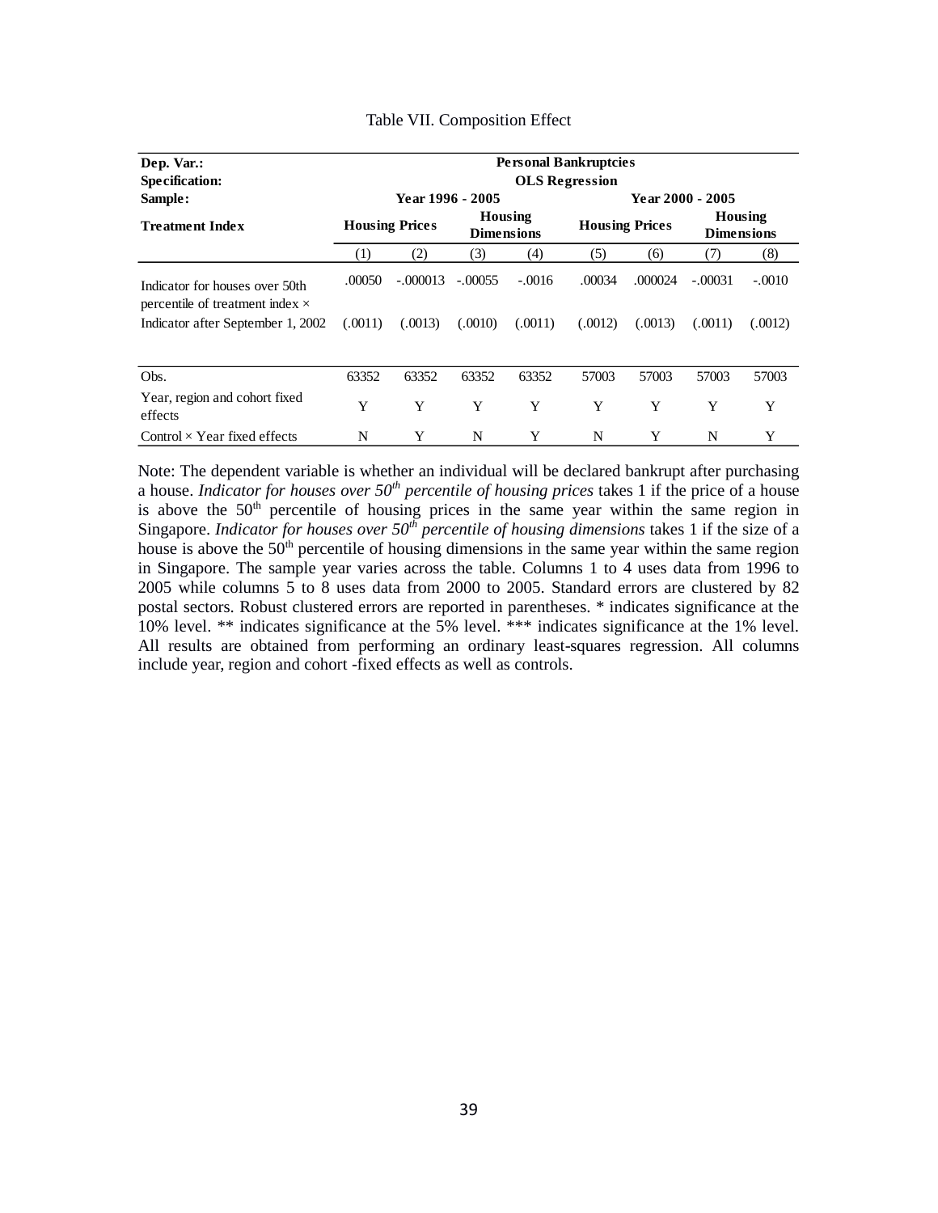Table VII. Composition Effect

| Dep. Var.: | Personal Bankruptcies | | | | | | | |
|---|---|---|---|---|---|---|---|---|
| Specification: | OLS Regression | | | | | | | |
| Sample: | Year 1996 - 2005 | | | | Year 2000 - 2005 | | | |
| Treatment Index | Housing Prices | | Housing Dimensions | | Housing Prices | | Housing Dimensions | |
| | (1) | (2) | (3) | (4) | (5) | (6) | (7) | (8) |
| Indicator for houses over 50th percentile of treatment index × Indicator after September 1, 2002 | .00050 | -.000013 | -.00055 | -.0016 | .00034 | .000024 | -.00031 | -.0010 |
| | (.0011) | (.0013) | (.0010) | (.0011) | (.0012) | (.0013) | (.0011) | (.0012) |
| Obs. | 63352 | 63352 | 63352 | 63352 | 57003 | 57003 | 57003 | 57003 |
| Year, region and cohort fixed effects | Y | Y | Y | Y | Y | Y | Y | Y |
| Control × Year fixed effects | N | Y | N | Y | N | Y | N | Y |

Note: The dependent variable is whether an individual will be declared bankrupt after purchasing a house. *Indicator for houses over 50th percentile of housing prices* takes 1 if the price of a house is above the 50th percentile of housing prices in the same year within the same region in Singapore. *Indicator for houses over 50th percentile of housing dimensions* takes 1 if the size of a house is above the 50th percentile of housing dimensions in the same year within the same region in Singapore. The sample year varies across the table. Columns 1 to 4 uses data from 1996 to 2005 while columns 5 to 8 uses data from 2000 to 2005. Standard errors are clustered by 82 postal sectors. Robust clustered errors are reported in parentheses. * indicates significance at the 10% level. ** indicates significance at the 5% level. *** indicates significance at the 1% level. All results are obtained from performing an ordinary least-squares regression. All columns include year, region and cohort -fixed effects as well as controls.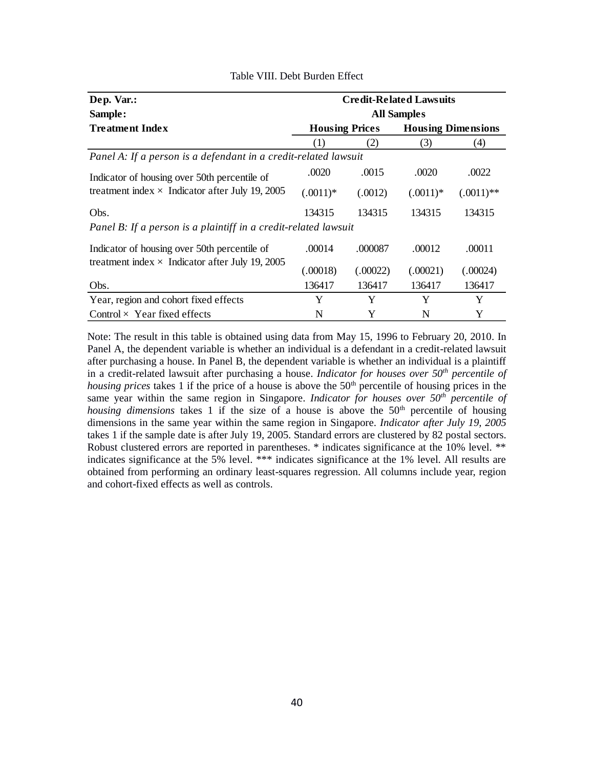Table VIII. Debt Burden Effect

| **Dep. Var.:** | **Credit-Related Lawsuits** | | | |
|---|---|---|---|---|
| **Sample:** | **All Samples** | | | |
| **Treatment Index** | **Housing Prices** | | **Housing Dimensions** | |
| | (1) | (2) | (3) | (4) |
| *Panel A: If a person is a defendant in a credit-related lawsuit* | | | | |
| Indicator of housing over 50th percentile of treatment index × Indicator after July 19, 2005 | .0020 | .0015 | .0020 | .0022 |
| | (.0011)* | (.0012) | (.0011)* | (.0011)** |
| Obs. | 134315 | 134315 | 134315 | 134315 |
| *Panel B: If a person is a plaintiff in a credit-related lawsuit* | | | | |
| Indicator of housing over 50th percentile of treatment index × Indicator after July 19, 2005 | .00014 | .000087 | .00012 | .00011 |
| | (.00018) | (.00022) | (.00021) | (.00024) |
| Obs. | 136417 | 136417 | 136417 | 136417 |
| Year, region and cohort fixed effects | Y | Y | Y | Y |
| Control × Year fixed effects | N | Y | N | Y |

Note: The result in this table is obtained using data from May 15, 1996 to February 20, 2010. In Panel A, the dependent variable is whether an individual is a defendant in a credit-related lawsuit after purchasing a house. In Panel B, the dependent variable is whether an individual is a plaintiff in a credit-related lawsuit after purchasing a house. *Indicator for houses over 50th percentile of housing prices* takes 1 if the price of a house is above the 50th percentile of housing prices in the same year within the same region in Singapore. *Indicator for houses over 50th percentile of housing dimensions* takes 1 if the size of a house is above the 50th percentile of housing dimensions in the same year within the same region in Singapore. *Indicator after July 19, 2005* takes 1 if the sample date is after July 19, 2005. Standard errors are clustered by 82 postal sectors. Robust clustered errors are reported in parentheses. * indicates significance at the 10% level. ** indicates significance at the 5% level. *** indicates significance at the 1% level. All results are obtained from performing an ordinary least-squares regression. All columns include year, region and cohort-fixed effects as well as controls.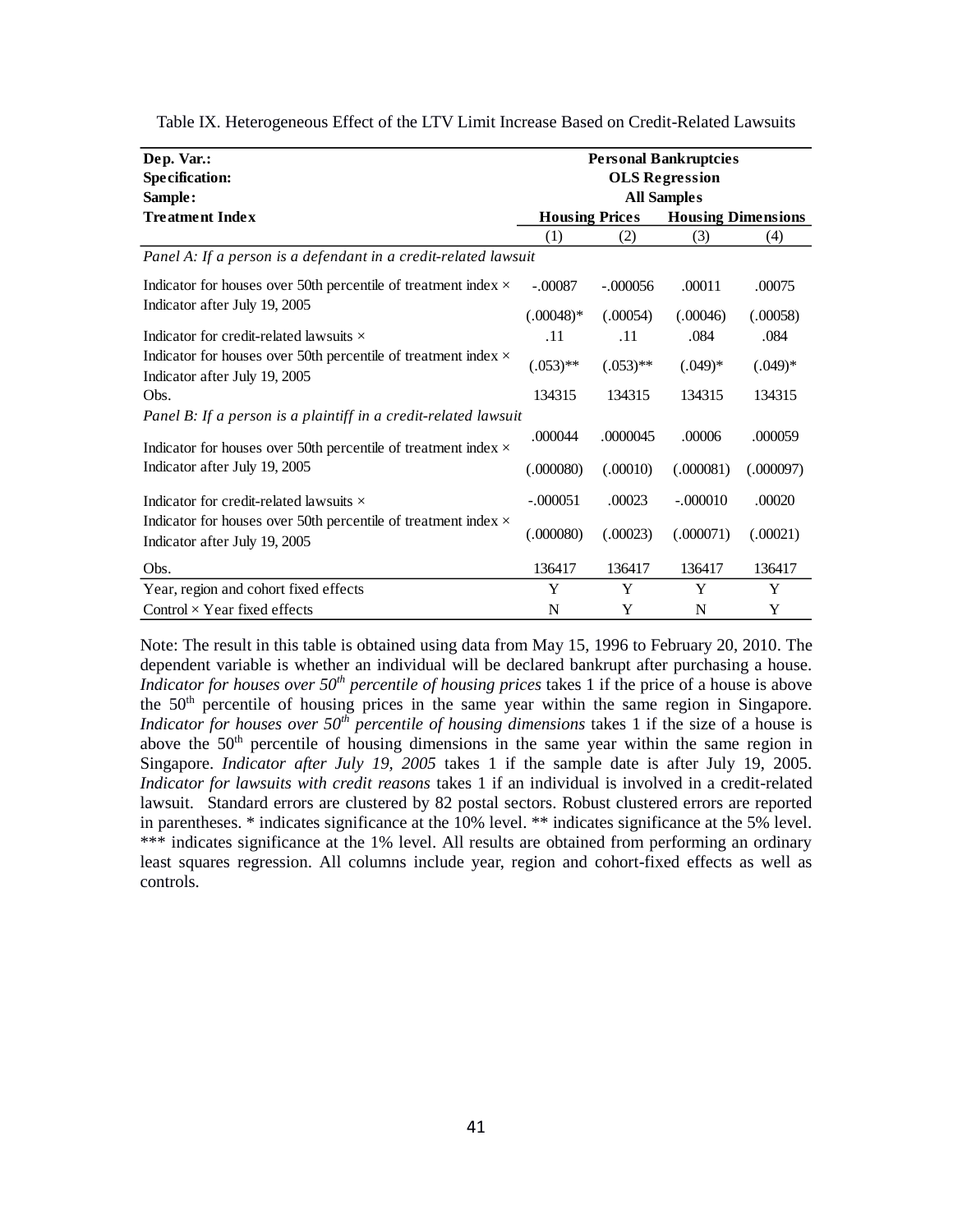Table IX. Heterogeneous Effect of the LTV Limit Increase Based on Credit-Related Lawsuits

| **Dep. Var.:** | **Personal Bankruptcies** | | | |
|---|---|---|---|---|
| **Specification:** | **OLS Regression** | | | |
| **Sample:** | **All Samples** | | | |
| **Treatment Index** | **Housing Prices** | | **Housing Dimensions** | |
| | (1) | (2) | (3) | (4) |
| *Panel A: If a person is a defendant in a credit-related lawsuit* | | | | |
| Indicator for houses over 50th percentile of treatment index × Indicator after July 19, 2005 | -.00087 | -.000056 | .00011 | .00075 |
| | (.00048)* | (.00054) | (.00046) | (.00058) |
| Indicator for credit-related lawsuits × Indicator for houses over 50th percentile of treatment index × Indicator after July 19, 2005 | .11 | .11 | .084 | .084 |
| | (.053)** | (.053)** | (.049)* | (.049)* |
| Obs. | 134315 | 134315 | 134315 | 134315 |
| *Panel B: If a person is a plaintiff in a credit-related lawsuit* | | | | |
| Indicator for houses over 50th percentile of treatment index × Indicator after July 19, 2005 | .000044 | .0000045 | .00006 | .000059 |
| | (.000080) | (.00010) | (.000081) | (.000097) |
| Indicator for credit-related lawsuits × Indicator for houses over 50th percentile of treatment index × Indicator after July 19, 2005 | -.000051 | .00023 | -.000010 | .00020 |
| | (.000080) | (.00023) | (.000071) | (.00021) |
| Obs. | 136417 | 136417 | 136417 | 136417 |
| Year, region and cohort fixed effects | Y | Y | Y | Y |
| Control × Year fixed effects | N | Y | N | Y |

Note: The result in this table is obtained using data from May 15, 1996 to February 20, 2010. The dependent variable is whether an individual will be declared bankrupt after purchasing a house. *Indicator for houses over 50th percentile of housing prices* takes 1 if the price of a house is above the 50th percentile of housing prices in the same year within the same region in Singapore. *Indicator for houses over 50th percentile of housing dimensions* takes 1 if the size of a house is above the 50th percentile of housing dimensions in the same year within the same region in Singapore. *Indicator after July 19, 2005* takes 1 if the sample date is after July 19, 2005. *Indicator for lawsuits with credit reasons* takes 1 if an individual is involved in a credit-related lawsuit. Standard errors are clustered by 82 postal sectors. Robust clustered errors are reported in parentheses. * indicates significance at the 10% level. ** indicates significance at the 5% level. *** indicates significance at the 1% level. All results are obtained from performing an ordinary least squares regression. All columns include year, region and cohort-fixed effects as well as controls.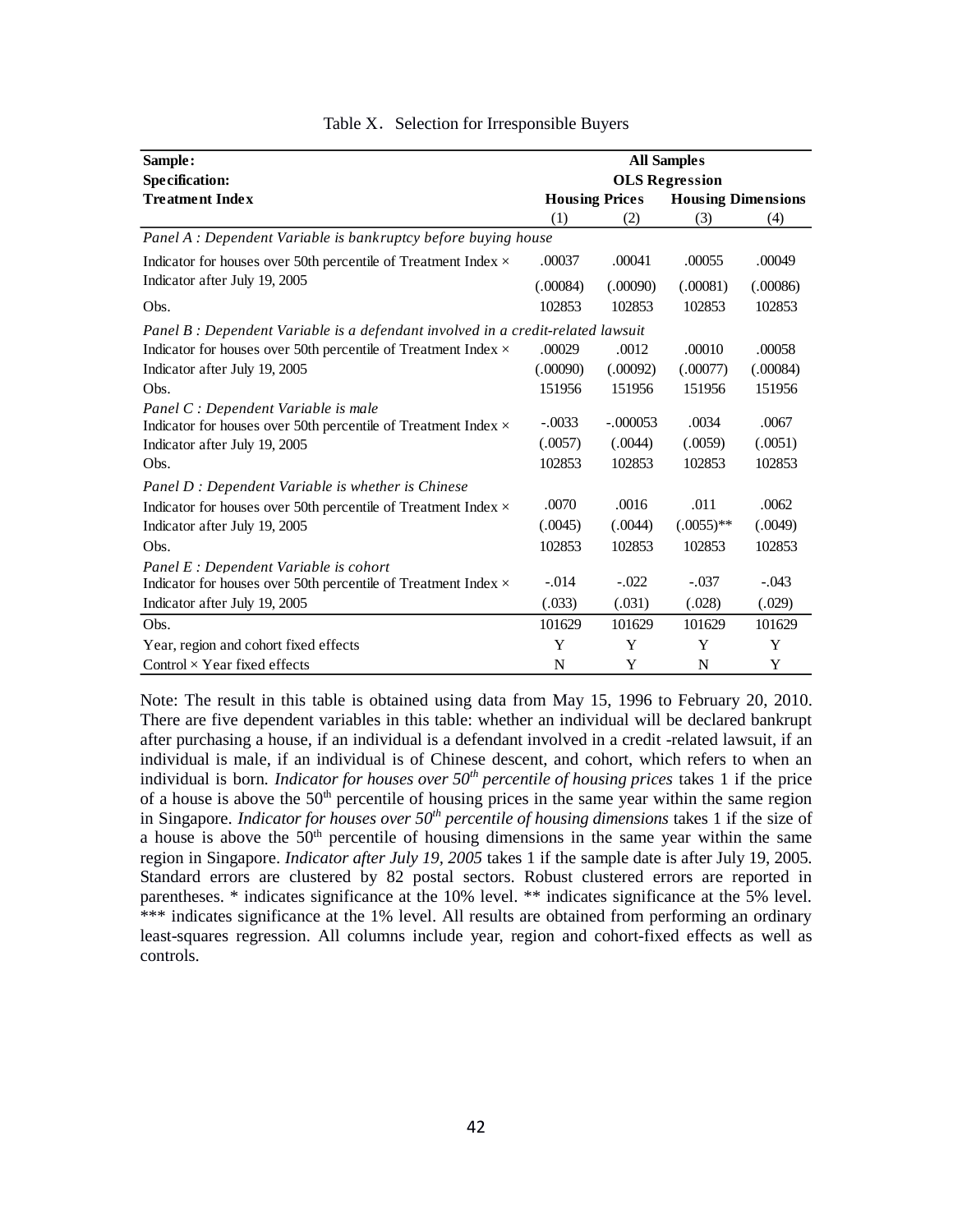Table X. Selection for Irresponsible Buyers

| Sample: | All Samples | | | |
|---|---|---|---|---|
| Specification: | OLS Regression | | | |
| Treatment Index | Housing Prices | | Housing Dimensions | |
| | (1) | (2) | (3) | (4) |
| *Panel A : Dependent Variable is bankruptcy before buying house* | | | | |
| Indicator for houses over 50th percentile of Treatment Index × Indicator after July 19, 2005 | .00037 | .00041 | .00055 | .00049 |
| | (.00084) | (.00090) | (.00081) | (.00086) |
| Obs. | 102853 | 102853 | 102853 | 102853 |
| *Panel B : Dependent Variable is a defendant involved in a credit-related lawsuit* | | | | |
| Indicator for houses over 50th percentile of Treatment Index × | .00029 | .0012 | .00010 | .00058 |
| Indicator after July 19, 2005 | (.00090) | (.00092) | (.00077) | (.00084) |
| Obs. | 151956 | 151956 | 151956 | 151956 |
| *Panel C : Dependent Variable is male* | | | | |
| Indicator for houses over 50th percentile of Treatment Index × | -.0033 | -.000053 | .0034 | .0067 |
| Indicator after July 19, 2005 | (.0057) | (.0044) | (.0059) | (.0051) |
| Obs. | 102853 | 102853 | 102853 | 102853 |
| *Panel D : Dependent Variable is whether is Chinese* | | | | |
| Indicator for houses over 50th percentile of Treatment Index × | .0070 | .0016 | .011 | .0062 |
| Indicator after July 19, 2005 | (.0045) | (.0044) | (.0055)** | (.0049) |
| Obs. | 102853 | 102853 | 102853 | 102853 |
| *Panel E : Dependent Variable is cohort* | | | | |
| Indicator for houses over 50th percentile of Treatment Index × | -.014 | -.022 | -.037 | -.043 |
| Indicator after July 19, 2005 | (.033) | (.031) | (.028) | (.029) |
| Obs. | 101629 | 101629 | 101629 | 101629 |
| Year, region and cohort fixed effects | Y | Y | Y | Y |
| Control × Year fixed effects | N | Y | N | Y |

Note: The result in this table is obtained using data from May 15, 1996 to February 20, 2010. There are five dependent variables in this table: whether an individual will be declared bankrupt after purchasing a house, if an individual is a defendant involved in a credit -related lawsuit, if an individual is male, if an individual is of Chinese descent, and cohort, which refers to when an individual is born. *Indicator for houses over 50th percentile of housing prices* takes 1 if the price of a house is above the 50th percentile of housing prices in the same year within the same region in Singapore. *Indicator for houses over 50th percentile of housing dimensions* takes 1 if the size of a house is above the 50th percentile of housing dimensions in the same year within the same region in Singapore. *Indicator after July 19, 2005* takes 1 if the sample date is after July 19, 2005. Standard errors are clustered by 82 postal sectors. Robust clustered errors are reported in parentheses. * indicates significance at the 10% level. ** indicates significance at the 5% level. *** indicates significance at the 1% level. All results are obtained from performing an ordinary least-squares regression. All columns include year, region and cohort-fixed effects as well as controls.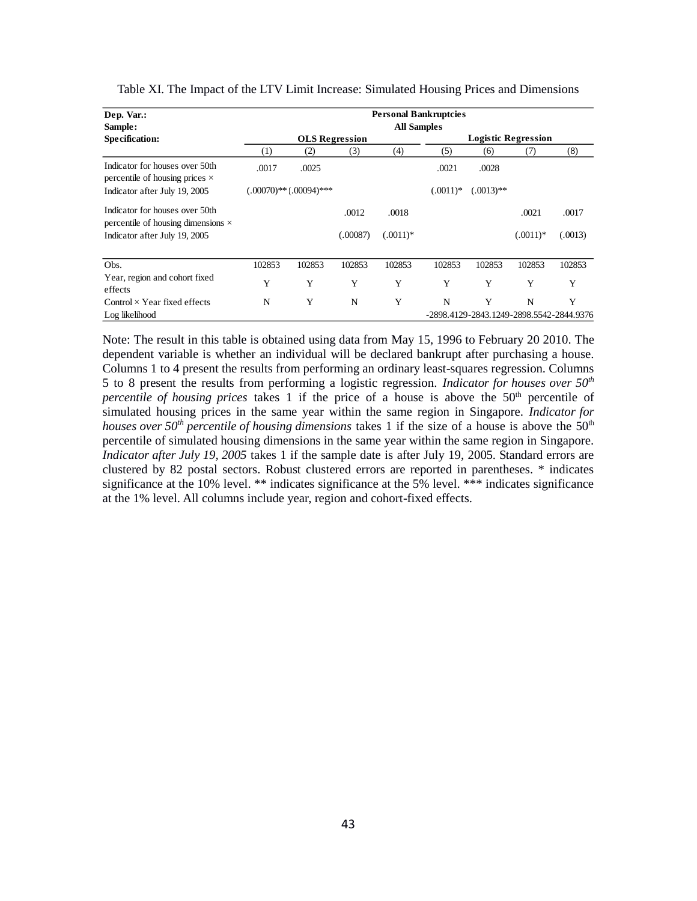Table XI. The Impact of the LTV Limit Increase: Simulated Housing Prices and Dimensions

| **Dep. Var.:** | **Personal Bankruptcies** | | | | | | | |
|---|---|---|---|---|---|---|---|---|
| **Sample:** | **All Samples** | | | | | | | |
| **Specification:** | **OLS Regression** | | | | **Logistic Regression** | | | |
| | (1) | (2) | (3) | (4) | (5) | (6) | (7) | (8) |
| Indicator for houses over 50th percentile of housing prices × Indicator after July 19, 2005 | .0017 | .0025 | | | .0021 | .0028 | | |
| | (.00070)** | (.00094)*** | | | (.0011)* | (.0013)** | | |
| Indicator for houses over 50th percentile of housing dimensions × Indicator after July 19, 2005 | | | .0012 | .0018 | | | .0021 | .0017 |
| | | | (.00087) | (.0011)* | | | (.0011)* | (.0013) |
| Obs. | 102853 | 102853 | 102853 | 102853 | 102853 | 102853 | 102853 | 102853 |
| Year, region and cohort fixed effects | Y | Y | Y | Y | Y | Y | Y | Y |
| Control × Year fixed effects | N | Y | N | Y | N | Y | N | Y |
| Log likelihood | | | | | -2898.4129 | -2843.1249 | -2898.5542 | -2844.9376 |

Note: The result in this table is obtained using data from May 15, 1996 to February 20 2010. The dependent variable is whether an individual will be declared bankrupt after purchasing a house. Columns 1 to 4 present the results from performing an ordinary least-squares regression. Columns 5 to 8 present the results from performing a logistic regression. *Indicator for houses over 50^th^ percentile of housing prices* takes 1 if the price of a house is above the 50th percentile of simulated housing prices in the same year within the same region in Singapore. *Indicator for houses over 50th percentile of housing dimensions* takes 1 if the size of a house is above the 50th percentile of simulated housing dimensions in the same year within the same region in Singapore. *Indicator after July 19, 2005* takes 1 if the sample date is after July 19, 2005. Standard errors are clustered by 82 postal sectors. Robust clustered errors are reported in parentheses. * indicates significance at the 10% level. ** indicates significance at the 5% level. *** indicates significance at the 1% level. All columns include year, region and cohort-fixed effects.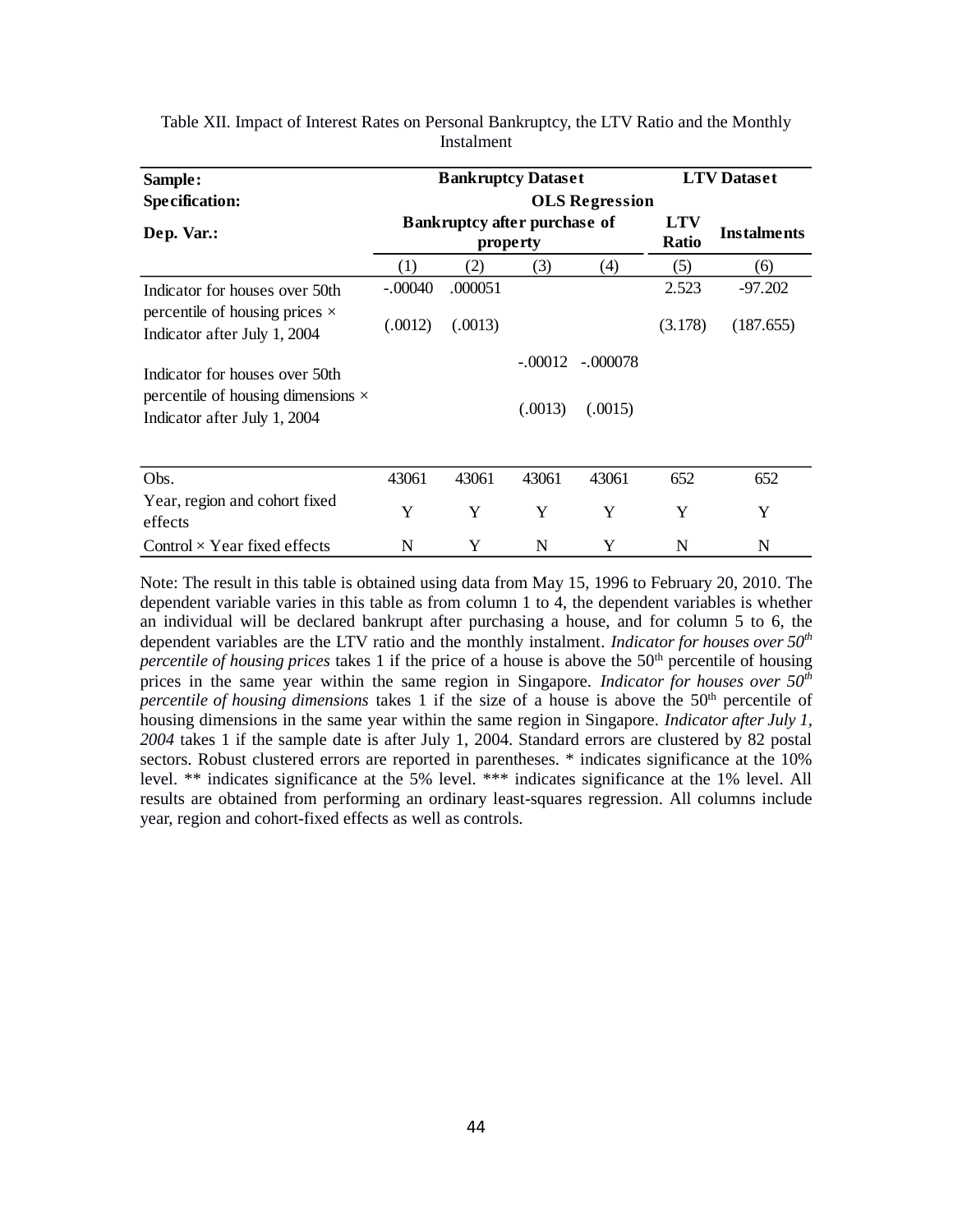Table XII. Impact of Interest Rates on Personal Bankruptcy, the LTV Ratio and the Monthly Instalment

| **Sample:** | **Bankruptcy Dataset** | | | | **LTV Dataset** | |
|---|---|---|---|---|---|---|
| **Specification:** | **OLS Regression** | | | | | |
| **Dep. Var.:** | **Bankruptcy after purchase of property** | | | | **LTV Ratio** | **Instalments** |
| | (1) | (2) | (3) | (4) | (5) | (6) |
| Indicator for houses over 50th percentile of housing prices × Indicator after July 1, 2004 | -.00040 | .000051 | | | 2.523 | -97.202 |
| | (.0012) | (.0013) | | | (3.178) | (187.655) |
| Indicator for houses over 50th percentile of housing dimensions × Indicator after July 1, 2004 | | | -.00012 | -.000078 | | |
| | | | (.0013) | (.0015) | | |
| Obs. | 43061 | 43061 | 43061 | 43061 | 652 | 652 |
| Year, region and cohort fixed effects | Y | Y | Y | Y | Y | Y |
| Control × Year fixed effects | N | Y | N | Y | N | N |

Note: The result in this table is obtained using data from May 15, 1996 to February 20, 2010. The dependent variable varies in this table as from column 1 to 4, the dependent variables is whether an individual will be declared bankrupt after purchasing a house, and for column 5 to 6, the dependent variables are the LTV ratio and the monthly instalment. *Indicator for houses over 50th percentile of housing prices* takes 1 if the price of a house is above the 50th percentile of housing prices in the same year within the same region in Singapore. *Indicator for houses over 50th percentile of housing dimensions* takes 1 if the size of a house is above the 50th percentile of housing dimensions in the same year within the same region in Singapore. *Indicator after July 1, 2004* takes 1 if the sample date is after July 1, 2004. Standard errors are clustered by 82 postal sectors. Robust clustered errors are reported in parentheses. * indicates significance at the 10% level. ** indicates significance at the 5% level. *** indicates significance at the 1% level. All results are obtained from performing an ordinary least-squares regression. All columns include year, region and cohort-fixed effects as well as controls.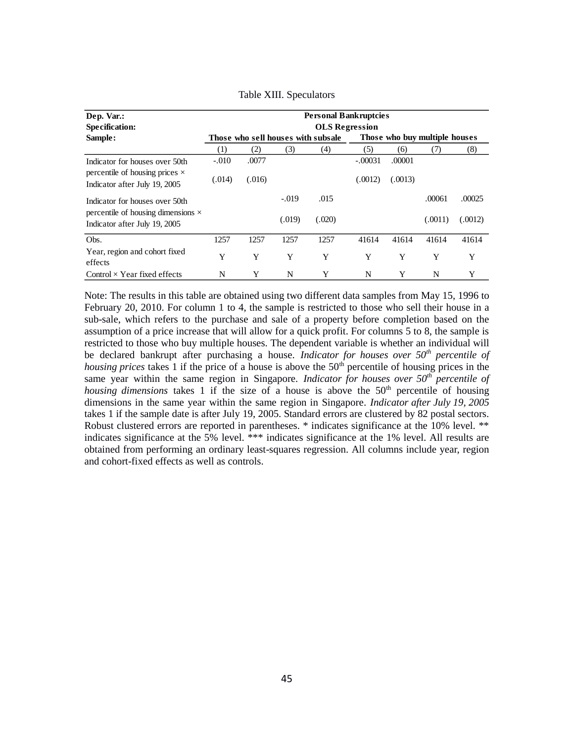Table XIII. Speculators

| **Dep. Var.:** | **Personal Bankruptcies** | | | | | | | |
|---|---|---|---|---|---|---|---|---|
| **Specification:** | **OLS Regression** | | | | | | | |
| **Sample:** | **Those who sell houses with subsale** | | | | **Those who buy multiple houses** | | | |
| | (1) | (2) | (3) | (4) | (5) | (6) | (7) | (8) |
| Indicator for houses over 50th percentile of housing prices × Indicator after July 19, 2005 | -.010 | .0077 | | | -.00031 | .00001 | | |
| | (.014) | (.016) | | | (.0012) | (.0013) | | |
| Indicator for houses over 50th percentile of housing dimensions × Indicator after July 19, 2005 | | | -.019 | .015 | | | .00061 | .00025 |
| | | | (.019) | (.020) | | | (.0011) | (.0012) |
| Obs. | 1257 | 1257 | 1257 | 1257 | 41614 | 41614 | 41614 | 41614 |
| Year, region and cohort fixed effects | Y | Y | Y | Y | Y | Y | Y | Y |
| Control × Year fixed effects | N | Y | N | Y | N | Y | N | Y |

Note: The results in this table are obtained using two different data samples from May 15, 1996 to February 20, 2010. For column 1 to 4, the sample is restricted to those who sell their house in a sub-sale, which refers to the purchase and sale of a property before completion based on the assumption of a price increase that will allow for a quick profit. For columns 5 to 8, the sample is restricted to those who buy multiple houses. The dependent variable is whether an individual will be declared bankrupt after purchasing a house. *Indicator for houses over 50th percentile of housing prices* takes 1 if the price of a house is above the 50th percentile of housing prices in the same year within the same region in Singapore. *Indicator for houses over 50th percentile of housing dimensions* takes 1 if the size of a house is above the 50th percentile of housing dimensions in the same year within the same region in Singapore. *Indicator after July 19, 2005* takes 1 if the sample date is after July 19, 2005. Standard errors are clustered by 82 postal sectors. Robust clustered errors are reported in parentheses. * indicates significance at the 10% level. ** indicates significance at the 5% level. *** indicates significance at the 1% level. All results are obtained from performing an ordinary least-squares regression. All columns include year, region and cohort-fixed effects as well as controls.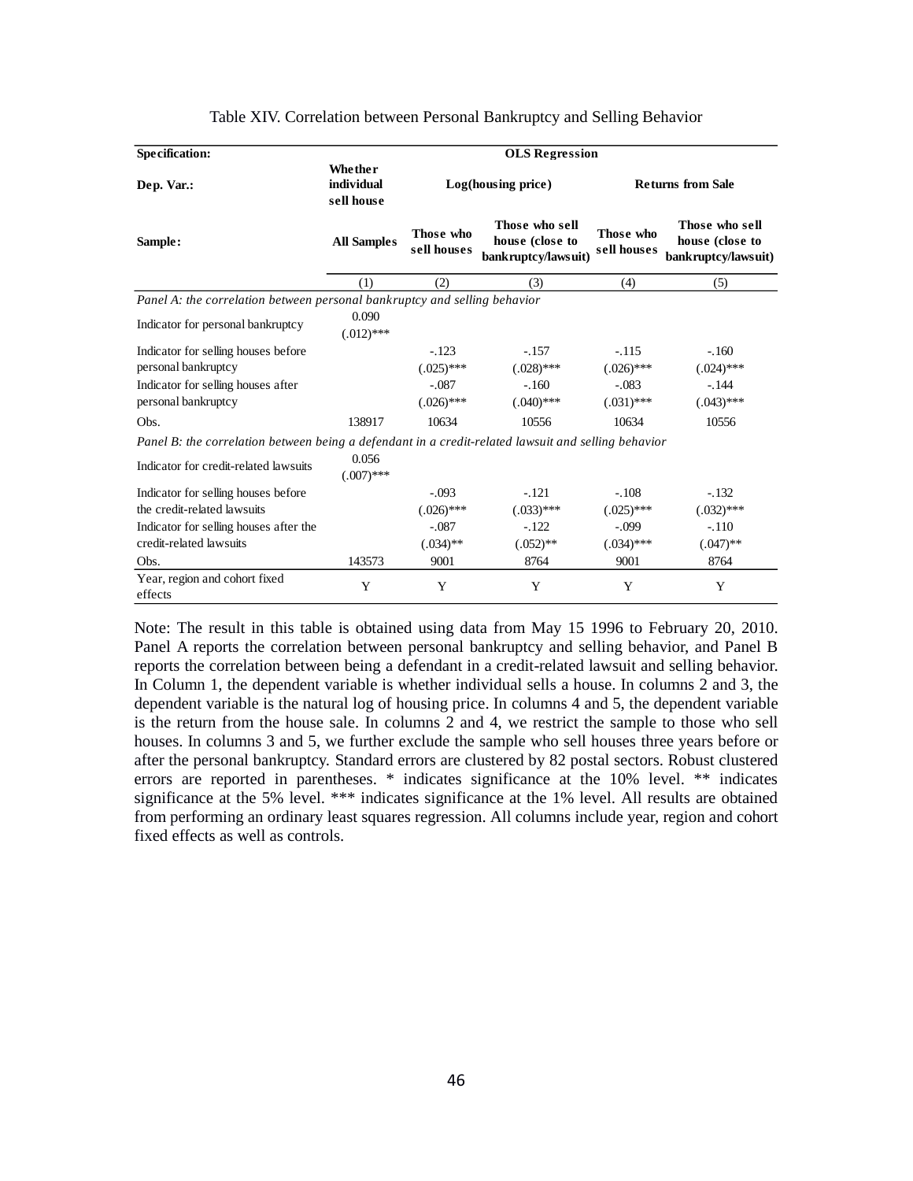Table XIV. Correlation between Personal Bankruptcy and Selling Behavior

| **Specification:** | **OLS Regression** | | | | |
|---|---|---|---|---|---|
| **Dep. Var.:** | **Whether individual sell house** | **Log(housing price)** | | **Returns from Sale** | |
| **Sample:** | **All Samples** | **Those who sell houses** | **Those who sell house (close to bankruptcy/lawsuit)** | **Those who sell houses** | **Those who sell house (close to bankruptcy/lawsuit)** |
| | (1) | (2) | (3) | (4) | (5) |
| *Panel A: the correlation between personal bankruptcy and selling behavior* | | | | | |
| Indicator for personal bankruptcy | 0.090 | | | | |
| | (.012)*** | | | | |
| Indicator for selling houses before | | -.123 | -.157 | -.115 | -.160 |
| personal bankruptcy | | (.025)*** | (.028)*** | (.026)*** | (.024)*** |
| Indicator for selling houses after | | -.087 | -.160 | -.083 | -.144 |
| personal bankruptcy | | (.026)*** | (.040)*** | (.031)*** | (.043)*** |
| Obs. | 138917 | 10634 | 10556 | 10634 | 10556 |
| *Panel B: the correlation between being a defendant in a credit-related lawsuit and selling behavior* | | | | | |
| Indicator for credit-related lawsuits | 0.056 | | | | |
| | (.007)*** | | | | |
| Indicator for selling houses before | | -.093 | -.121 | -.108 | -.132 |
| the credit-related lawsuits | | (.026)*** | (.033)*** | (.025)*** | (.032)*** |
| Indicator for selling houses after the | | -.087 | -.122 | -.099 | -.110 |
| credit-related lawsuits | | (.034)** | (.052)** | (.034)*** | (.047)** |
| Obs. | 143573 | 9001 | 8764 | 9001 | 8764 |
| Year, region and cohort fixed effects | Y | Y | Y | Y | Y |

Note: The result in this table is obtained using data from May 15 1996 to February 20, 2010. Panel A reports the correlation between personal bankruptcy and selling behavior, and Panel B reports the correlation between being a defendant in a credit-related lawsuit and selling behavior. In Column 1, the dependent variable is whether individual sells a house. In columns 2 and 3, the dependent variable is the natural log of housing price. In columns 4 and 5, the dependent variable is the return from the house sale. In columns 2 and 4, we restrict the sample to those who sell houses. In columns 3 and 5, we further exclude the sample who sell houses three years before or after the personal bankruptcy. Standard errors are clustered by 82 postal sectors. Robust clustered errors are reported in parentheses. * indicates significance at the 10% level. ** indicates significance at the 5% level. *** indicates significance at the 1% level. All results are obtained from performing an ordinary least squares regression. All columns include year, region and cohort fixed effects as well as controls.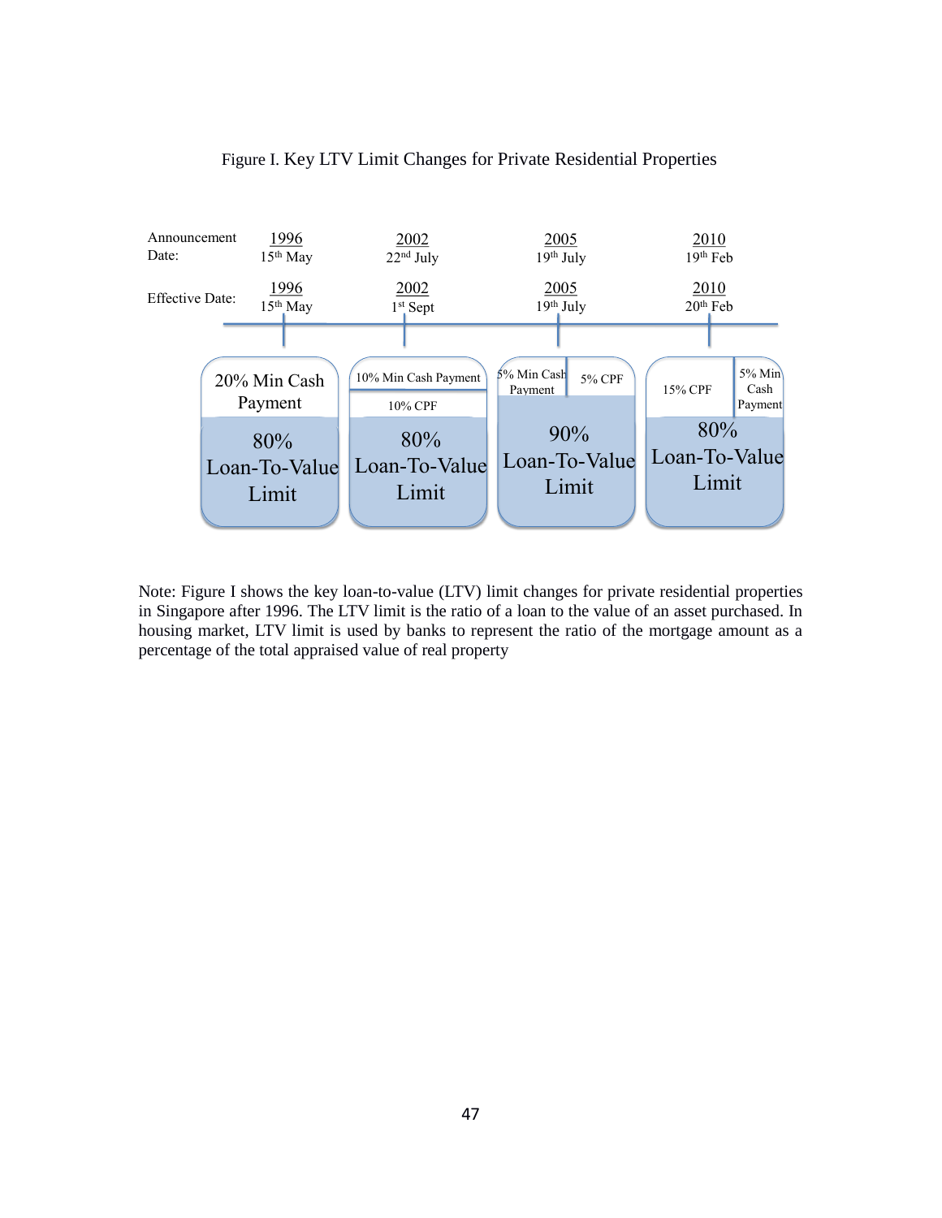Figure I. Key LTV Limit Changes for Private Residential Properties

| | 1996 | 2002 | 2005 | 2010 |
|---|---|---|---|---|
| Announcement Date: | 15th May | 22nd July | 19th July | 19th Feb |
| Effective Date: | 15th May | 1st Sept | 19th July | 20th Feb |
| | 20% Min Cash Payment | 10% Min Cash Payment; 10% CPF | 5% Min Cash Payment; 5% CPF | 15% CPF; 5% Min Cash Payment |
| | 80% Loan-To-Value Limit | 80% Loan-To-Value Limit | 90% Loan-To-Value Limit | 80% Loan-To-Value Limit |

Note: Figure I shows the key loan-to-value (LTV) limit changes for private residential properties in Singapore after 1996. The LTV limit is the ratio of a loan to the value of an asset purchased. In housing market, LTV limit is used by banks to represent the ratio of the mortgage amount as a percentage of the total appraised value of real property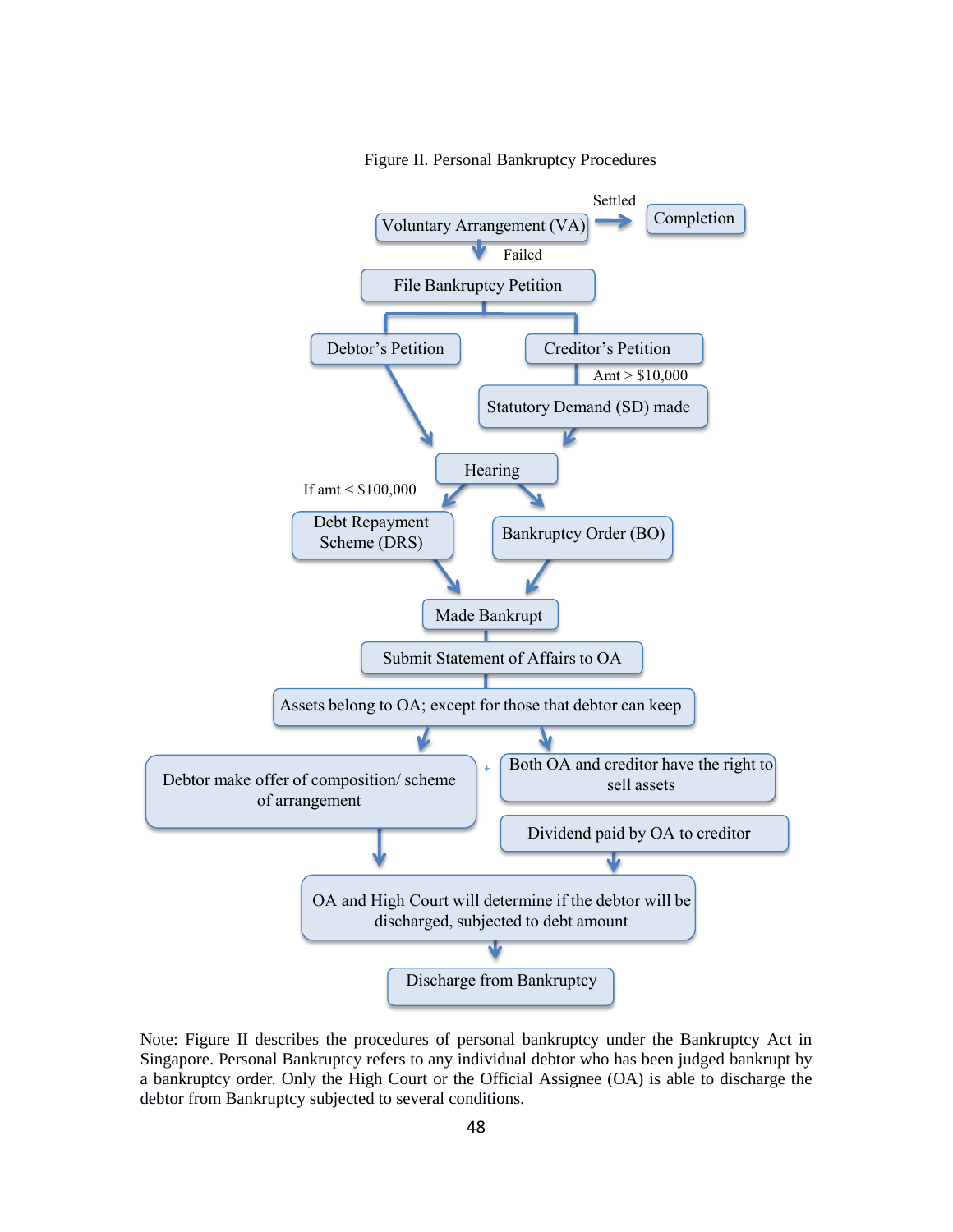Figure II. Personal Bankruptcy Procedures

Voluntary Arrangement (VA) → Settled → Completion

Voluntary Arrangement (VA) → Failed → File Bankruptcy Petition

File Bankruptcy Petition → Debtor's Petition; Creditor's Petition

Creditor's Petition → Amt > $10,000 → Statutory Demand (SD) made

Debtor's Petition → Hearing

Statutory Demand (SD) made → Hearing

Hearing → If amt < $100,000 → Debt Repayment Scheme (DRS)

Hearing → Bankruptcy Order (BO)

Debt Repayment Scheme (DRS) → Made Bankrupt

Bankruptcy Order (BO) → Made Bankrupt

Made Bankrupt → Submit Statement of Affairs to OA

Submit Statement of Affairs to OA → Assets belong to OA; except for those that debtor can keep

Assets belong to OA; except for those that debtor can keep → Debtor make offer of composition/ scheme of arrangement

Assets belong to OA; except for those that debtor can keep → Both OA and creditor have the right to sell assets → Dividend paid by OA to creditor

Debtor make offer of composition/ scheme of arrangement → OA and High Court will determine if the debtor will be discharged, subjected to debt amount

Dividend paid by OA to creditor → OA and High Court will determine if the debtor will be discharged, subjected to debt amount

OA and High Court will determine if the debtor will be discharged, subjected to debt amount → Discharge from Bankruptcy

Note: Figure II describes the procedures of personal bankruptcy under the Bankruptcy Act in Singapore. Personal Bankruptcy refers to any individual debtor who has been judged bankrupt by a bankruptcy order. Only the High Court or the Official Assignee (OA) is able to discharge the debtor from Bankruptcy subjected to several conditions.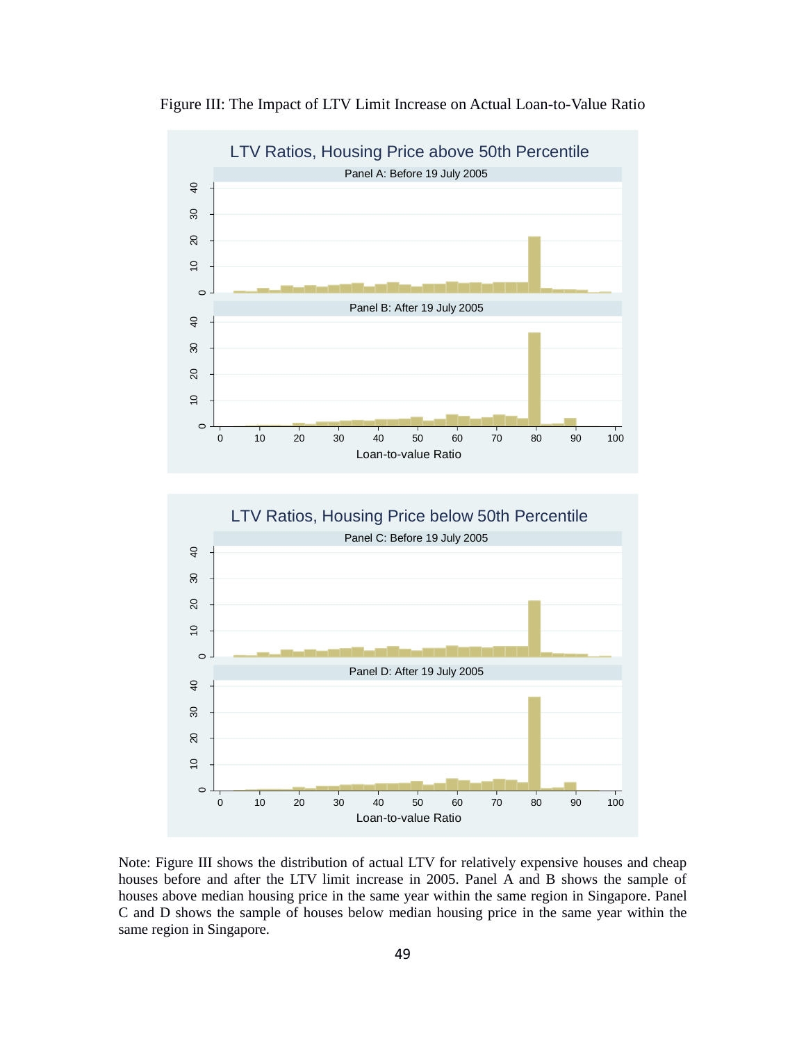Figure III: The Impact of LTV Limit Increase on Actual Loan-to-Value Ratio

Note: Figure III shows the distribution of actual LTV for relatively expensive houses and cheap houses before and after the LTV limit increase in 2005. Panel A and B shows the sample of houses above median housing price in the same year within the same region in Singapore. Panel C and D shows the sample of houses below median housing price in the same year within the same region in Singapore.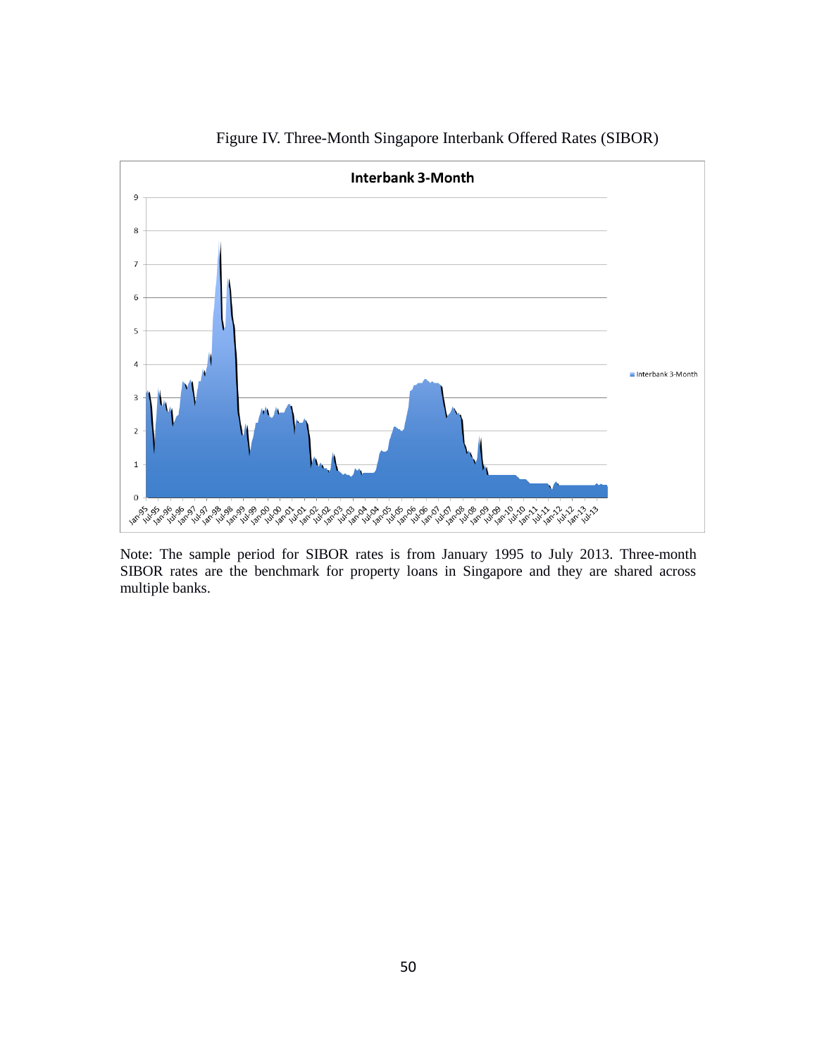Figure IV. Three-Month Singapore Interbank Offered Rates (SIBOR)

Note: The sample period for SIBOR rates is from January 1995 to July 2013. Three-month SIBOR rates are the benchmark for property loans in Singapore and they are shared across multiple banks.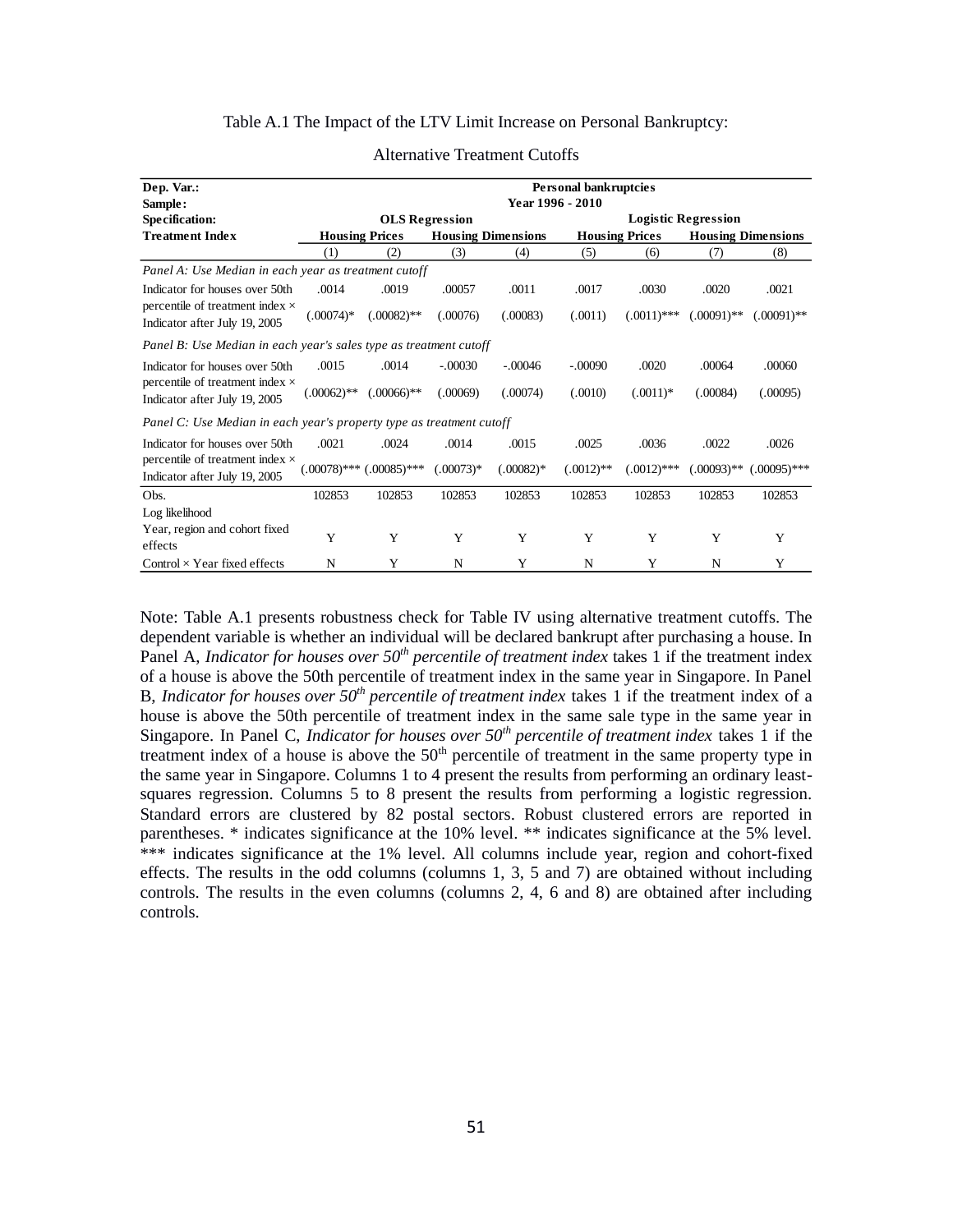Table A.1 The Impact of the LTV Limit Increase on Personal Bankruptcy:

Alternative Treatment Cutoffs

| **Dep. Var.:** | **Personal bankruptcies** | | | | | | | |
|---|---|---|---|---|---|---|---|---|
| **Sample:** | **Year 1996 - 2010** | | | | | | | |
| **Specification:** | **OLS Regression** | | | | **Logistic Regression** | | | |
| **Treatment Index** | **Housing Prices** | | **Housing Dimensions** | | **Housing Prices** | | **Housing Dimensions** | |
| | (1) | (2) | (3) | (4) | (5) | (6) | (7) | (8) |
| *Panel A: Use Median in each year as treatment cutoff* | | | | | | | | |
| Indicator for houses over 50th percentile of treatment index × Indicator after July 19, 2005 | .0014 | .0019 | .00057 | .0011 | .0017 | .0030 | .0020 | .0021 |
| | (.00074)* | (.00082)** | (.00076) | (.00083) | (.0011) | (.0011)*** | (.00091)** | (.00091)** |
| *Panel B: Use Median in each year's sales type as treatment cutoff* | | | | | | | | |
| Indicator for houses over 50th percentile of treatment index × Indicator after July 19, 2005 | .0015 | .0014 | -.00030 | -.00046 | -.00090 | .0020 | .00064 | .00060 |
| | (.00062)** | (.00066)** | (.00069) | (.00074) | (.0010) | (.0011)* | (.00084) | (.00095) |
| *Panel C: Use Median in each year's property type as treatment cutoff* | | | | | | | | |
| Indicator for houses over 50th percentile of treatment index × Indicator after July 19, 2005 | .0021 | .0024 | .0014 | .0015 | .0025 | .0036 | .0022 | .0026 |
| | (.00078)*** | (.00085)*** | (.00073)* | (.00082)* | (.0012)** | (.0012)*** | (.00093)** | (.00095)*** |
| Obs. | 102853 | 102853 | 102853 | 102853 | 102853 | 102853 | 102853 | 102853 |
| Log likelihood | | | | | | | | |
| Year, region and cohort fixed effects | Y | Y | Y | Y | Y | Y | Y | Y |
| Control × Year fixed effects | N | Y | N | Y | N | Y | N | Y |

Note: Table A.1 presents robustness check for Table IV using alternative treatment cutoffs. The dependent variable is whether an individual will be declared bankrupt after purchasing a house. In Panel A, *Indicator for houses over 50th percentile of treatment index* takes 1 if the treatment index of a house is above the 50th percentile of treatment index in the same year in Singapore. In Panel B, *Indicator for houses over 50th percentile of treatment index* takes 1 if the treatment index of a house is above the 50th percentile of treatment index in the same sale type in the same year in Singapore. In Panel C, *Indicator for houses over 50th percentile of treatment index* takes 1 if the treatment index of a house is above the 50th percentile of treatment in the same property type in the same year in Singapore. Columns 1 to 4 present the results from performing an ordinary least-squares regression. Columns 5 to 8 present the results from performing a logistic regression. Standard errors are clustered by 82 postal sectors. Robust clustered errors are reported in parentheses. * indicates significance at the 10% level. ** indicates significance at the 5% level. *** indicates significance at the 1% level. All columns include year, region and cohort-fixed effects. The results in the odd columns (columns 1, 3, 5 and 7) are obtained without including controls. The results in the even columns (columns 2, 4, 6 and 8) are obtained after including controls.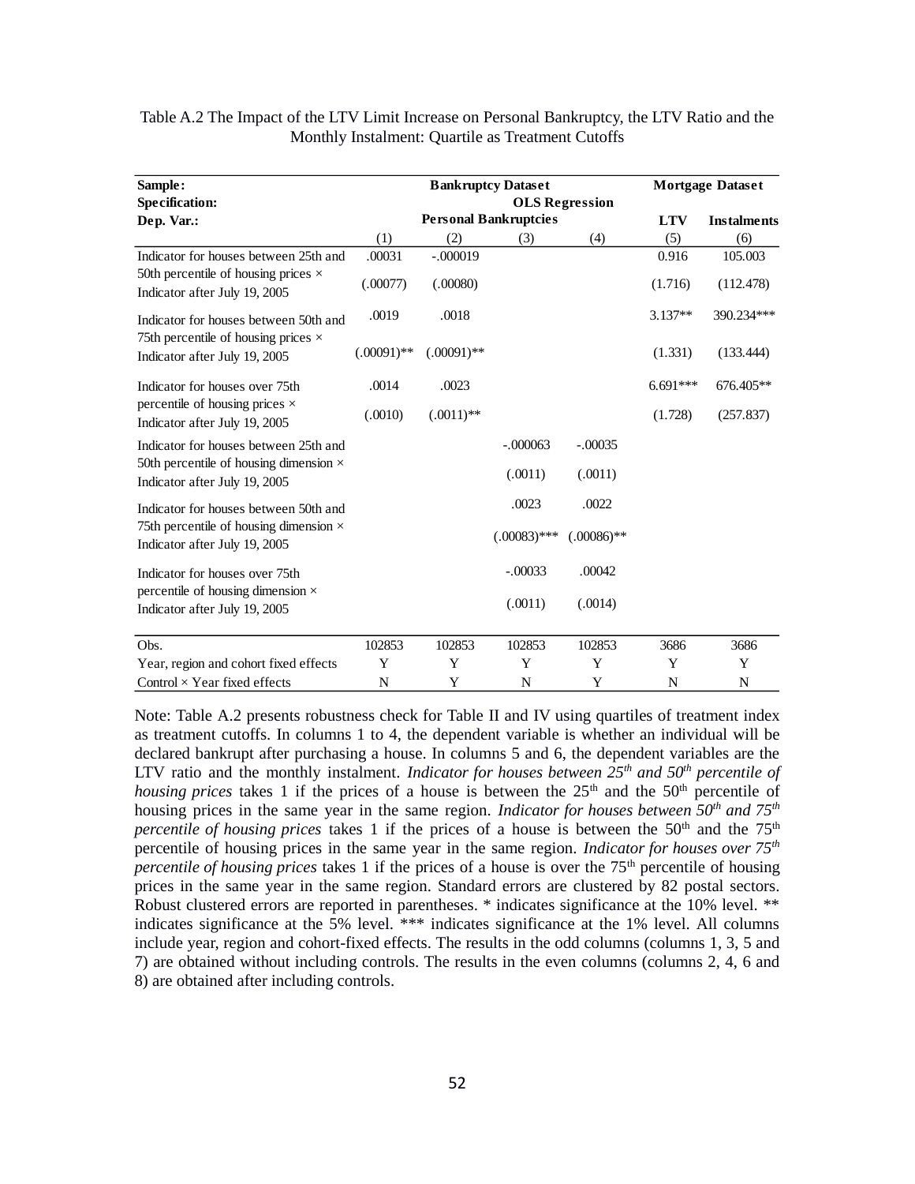Table A.2 The Impact of the LTV Limit Increase on Personal Bankruptcy, the LTV Ratio and the Monthly Instalment: Quartile as Treatment Cutoffs

| **Sample:** | **Bankruptcy Dataset** | | | | **Mortgage Dataset** | |
|---|---|---|---|---|---|---|
| **Specification:** | **OLS Regression** | | | | | |
| **Dep. Var.:** | **Personal Bankruptcies** | | | | **LTV** | **Instalments** |
| | (1) | (2) | (3) | (4) | (5) | (6) |
| Indicator for houses between 25th and 50th percentile of housing prices × Indicator after July 19, 2005 | .00031 | -.000019 | | | 0.916 | 105.003 |
| | (.00077) | (.00080) | | | (1.716) | (112.478) |
| Indicator for houses between 50th and 75th percentile of housing prices × Indicator after July 19, 2005 | .0019 | .0018 | | | 3.137** | 390.234*** |
| | (.00091)** | (.00091)** | | | (1.331) | (133.444) |
| Indicator for houses over 75th percentile of housing prices × Indicator after July 19, 2005 | .0014 | .0023 | | | 6.691*** | 676.405** |
| | (.0010) | (.0011)** | | | (1.728) | (257.837) |
| Indicator for houses between 25th and 50th percentile of housing dimension × Indicator after July 19, 2005 | | | -.000063 | -.00035 | | |
| | | | (.0011) | (.0011) | | |
| Indicator for houses between 50th and 75th percentile of housing dimension × Indicator after July 19, 2005 | | | .0023 | .0022 | | |
| | | | (.00083)*** | (.00086)** | | |
| Indicator for houses over 75th percentile of housing dimension × Indicator after July 19, 2005 | | | -.00033 | .00042 | | |
| | | | (.0011) | (.0014) | | |
| Obs. | 102853 | 102853 | 102853 | 102853 | 3686 | 3686 |
| Year, region and cohort fixed effects | Y | Y | Y | Y | Y | Y |
| Control × Year fixed effects | N | Y | N | Y | N | N |

Note: Table A.2 presents robustness check for Table II and IV using quartiles of treatment index as treatment cutoffs. In columns 1 to 4, the dependent variable is whether an individual will be declared bankrupt after purchasing a house. In columns 5 and 6, the dependent variables are the LTV ratio and the monthly instalment. *Indicator for houses between 25th and 50th percentile of housing prices* takes 1 if the prices of a house is between the 25th and the 50th percentile of housing prices in the same year in the same region. *Indicator for houses between 50th and 75th percentile of housing prices* takes 1 if the prices of a house is between the 50th and the 75th percentile of housing prices in the same year in the same region. *Indicator for houses over 75th percentile of housing prices* takes 1 if the prices of a house is over the 75th percentile of housing prices in the same year in the same region. Standard errors are clustered by 82 postal sectors. Robust clustered errors are reported in parentheses. * indicates significance at the 10% level. ** indicates significance at the 5% level. *** indicates significance at the 1% level. All columns include year, region and cohort-fixed effects. The results in the odd columns (columns 1, 3, 5 and 7) are obtained without including controls. The results in the even columns (columns 2, 4, 6 and 8) are obtained after including controls.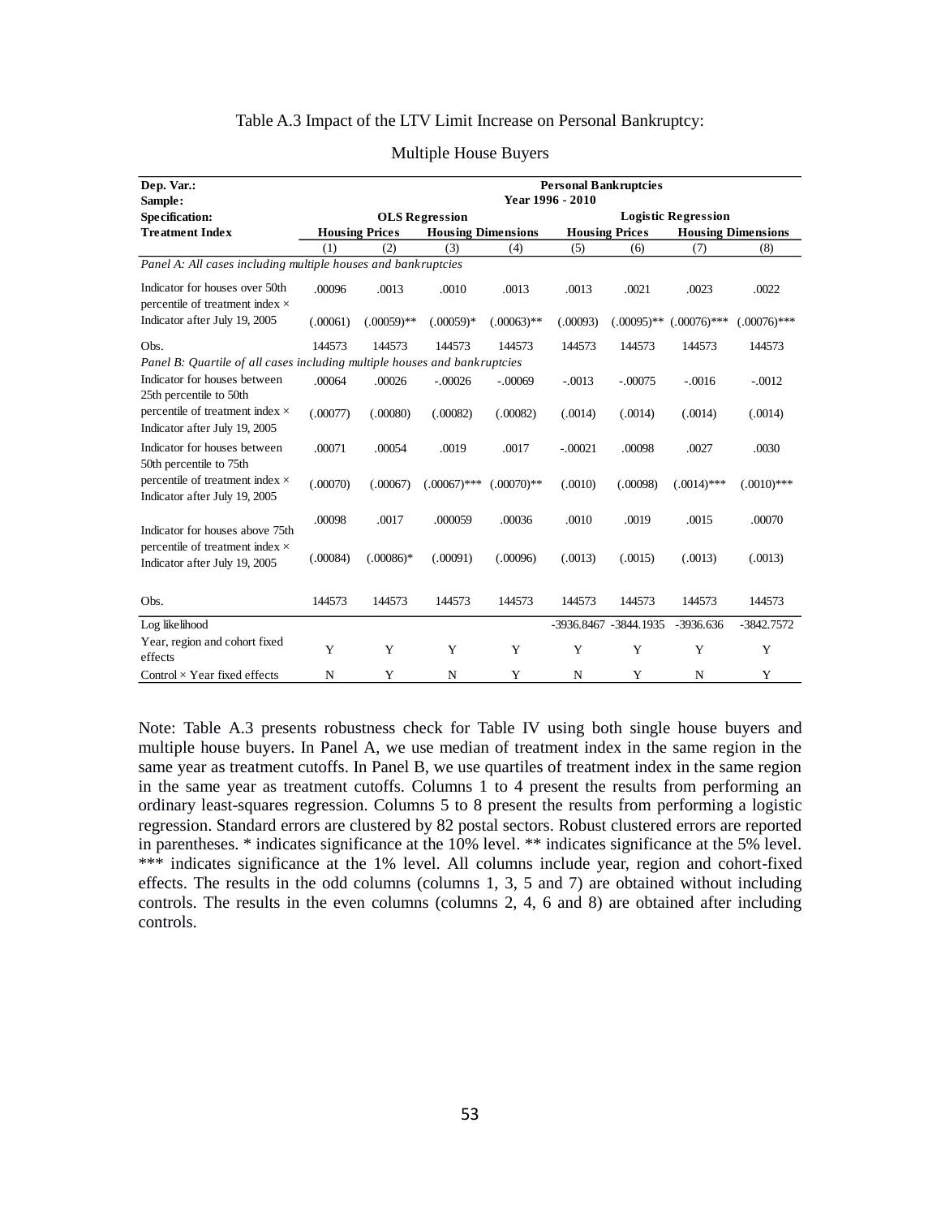Table A.3 Impact of the LTV Limit Increase on Personal Bankruptcy:

Multiple House Buyers

| Dep. Var.: | Personal Bankruptcies | | | | | | | |
|---|---|---|---|---|---|---|---|---|
| Sample: | Year 1996 - 2010 | | | | | | | |
| Specification: | OLS Regression | | | | Logistic Regression | | | |
| Treatment Index | Housing Prices | | Housing Dimensions | | Housing Prices | | Housing Dimensions | |
| | (1) | (2) | (3) | (4) | (5) | (6) | (7) | (8) |
| *Panel A: All cases including multiple houses and bankruptcies* | | | | | | | | |
| Indicator for houses over 50th percentile of treatment index × | .00096 | .0013 | .0010 | .0013 | .0013 | .0021 | .0023 | .0022 |
| Indicator after July 19, 2005 | (.00061) | (.00059)** | (.00059)* | (.00063)** | (.00093) | (.00095)** | (.00076)*** | (.00076)*** |
| Obs. | 144573 | 144573 | 144573 | 144573 | 144573 | 144573 | 144573 | 144573 |
| *Panel B: Quartile of all cases including multiple houses and bankruptcies* | | | | | | | | |
| Indicator for houses between 25th percentile to 50th | .00064 | .00026 | -.00026 | -.00069 | -.0013 | -.00075 | -.0016 | -.0012 |
| percentile of treatment index × Indicator after July 19, 2005 | (.00077) | (.00080) | (.00082) | (.00082) | (.0014) | (.0014) | (.0014) | (.0014) |
| Indicator for houses between 50th percentile to 75th | .00071 | .00054 | .0019 | .0017 | -.00021 | .00098 | .0027 | .0030 |
| percentile of treatment index × Indicator after July 19, 2005 | (.00070) | (.00067) | (.00067)*** | (.00070)** | (.0010) | (.00098) | (.0014)*** | (.0010)*** |
| Indicator for houses above 75th | .00098 | .0017 | .000059 | .00036 | .0010 | .0019 | .0015 | .00070 |
| percentile of treatment index × Indicator after July 19, 2005 | (.00084) | (.00086)* | (.00091) | (.00096) | (.0013) | (.0015) | (.0013) | (.0013) |
| Obs. | 144573 | 144573 | 144573 | 144573 | 144573 | 144573 | 144573 | 144573 |
| Log likelihood | | | | | -3936.8467 | -3844.1935 | -3936.636 | -3842.7572 |
| Year, region and cohort fixed effects | Y | Y | Y | Y | Y | Y | Y | Y |
| Control × Year fixed effects | N | Y | N | Y | N | Y | N | Y |

Note: Table A.3 presents robustness check for Table IV using both single house buyers and multiple house buyers. In Panel A, we use median of treatment index in the same region in the same year as treatment cutoffs. In Panel B, we use quartiles of treatment index in the same region in the same year as treatment cutoffs. Columns 1 to 4 present the results from performing an ordinary least-squares regression. Columns 5 to 8 present the results from performing a logistic regression. Standard errors are clustered by 82 postal sectors. Robust clustered errors are reported in parentheses. * indicates significance at the 10% level. ** indicates significance at the 5% level. *** indicates significance at the 1% level. All columns include year, region and cohort-fixed effects. The results in the odd columns (columns 1, 3, 5 and 7) are obtained without including controls. The results in the even columns (columns 2, 4, 6 and 8) are obtained after including controls.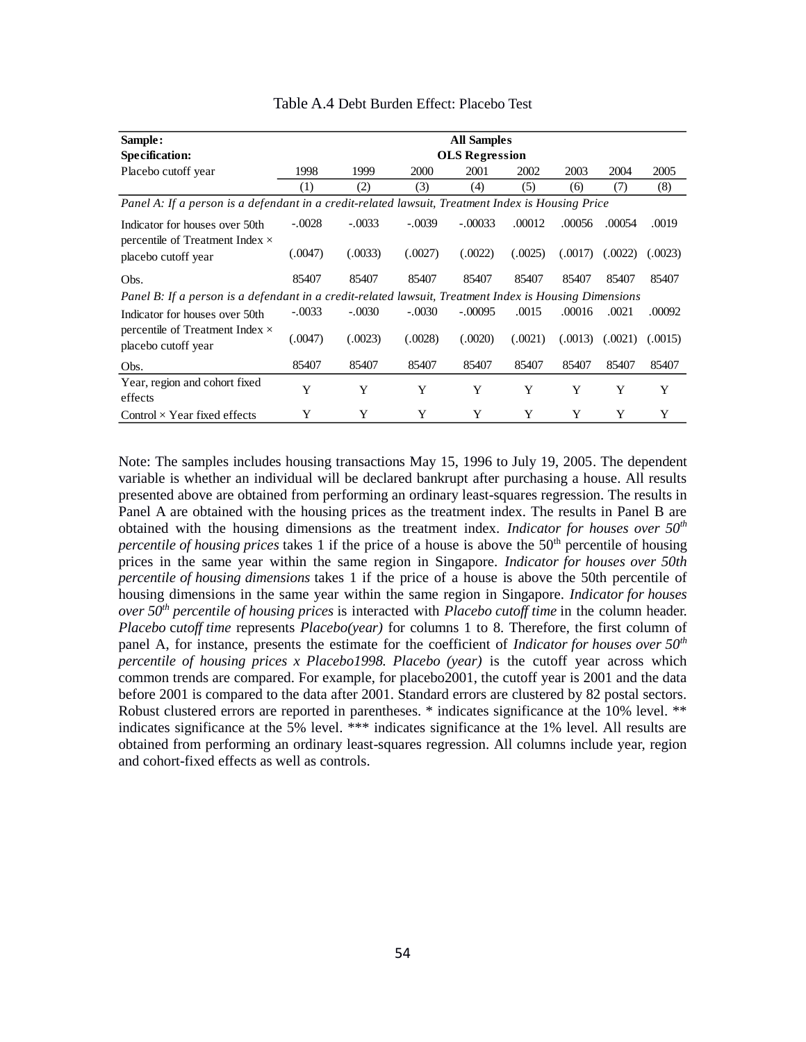Table A.4 Debt Burden Effect: Placebo Test

| **Sample:** | **All Samples** | | | | | | | |
|---|---|---|---|---|---|---|---|---|
| **Specification:** | **OLS Regression** | | | | | | | |
| Placebo cutoff year | 1998 | 1999 | 2000 | 2001 | 2002 | 2003 | 2004 | 2005 |
| | (1) | (2) | (3) | (4) | (5) | (6) | (7) | (8) |
| *Panel A: If a person is a defendant in a credit-related lawsuit, Treatment Index is Housing Price* | | | | | | | | |
| Indicator for houses over 50th percentile of Treatment Index × placebo cutoff year | -.0028 | -.0033 | -.0039 | -.00033 | .00012 | .00056 | .00054 | .0019 |
| | (.0047) | (.0033) | (.0027) | (.0022) | (.0025) | (.0017) | (.0022) | (.0023) |
| Obs. | 85407 | 85407 | 85407 | 85407 | 85407 | 85407 | 85407 | 85407 |
| *Panel B: If a person is a defendant in a credit-related lawsuit, Treatment Index is Housing Dimensions* | | | | | | | | |
| Indicator for houses over 50th percentile of Treatment Index × placebo cutoff year | -.0033 | -.0030 | -.0030 | -.00095 | .0015 | .00016 | .0021 | .00092 |
| | (.0047) | (.0023) | (.0028) | (.0020) | (.0021) | (.0013) | (.0021) | (.0015) |
| Obs. | 85407 | 85407 | 85407 | 85407 | 85407 | 85407 | 85407 | 85407 |
| Year, region and cohort fixed effects | Y | Y | Y | Y | Y | Y | Y | Y |
| Control × Year fixed effects | Y | Y | Y | Y | Y | Y | Y | Y |

Note: The samples includes housing transactions May 15, 1996 to July 19, 2005. The dependent variable is whether an individual will be declared bankrupt after purchasing a house. All results presented above are obtained from performing an ordinary least-squares regression. The results in Panel A are obtained with the housing prices as the treatment index. The results in Panel B are obtained with the housing dimensions as the treatment index. *Indicator for houses over 50^th^ percentile of housing prices* takes 1 if the price of a house is above the 50^th^ percentile of housing prices in the same year within the same region in Singapore. *Indicator for houses over 50th percentile of housing dimensions* takes 1 if the price of a house is above the 50th percentile of housing dimensions in the same year within the same region in Singapore. *Indicator for houses over 50^th^ percentile of housing prices* is interacted with *Placebo cutoff time* in the column header. *Placebo cutoff time* represents *Placebo(year)* for columns 1 to 8. Therefore, the first column of panel A, for instance, presents the estimate for the coefficient of *Indicator for houses over 50^th^ percentile of housing prices x Placebo1998. Placebo (year)* is the cutoff year across which common trends are compared. For example, for placebo2001, the cutoff year is 2001 and the data before 2001 is compared to the data after 2001. Standard errors are clustered by 82 postal sectors. Robust clustered errors are reported in parentheses. * indicates significance at the 10% level. ** indicates significance at the 5% level. *** indicates significance at the 1% level. All results are obtained from performing an ordinary least-squares regression. All columns include year, region and cohort-fixed effects as well as controls.